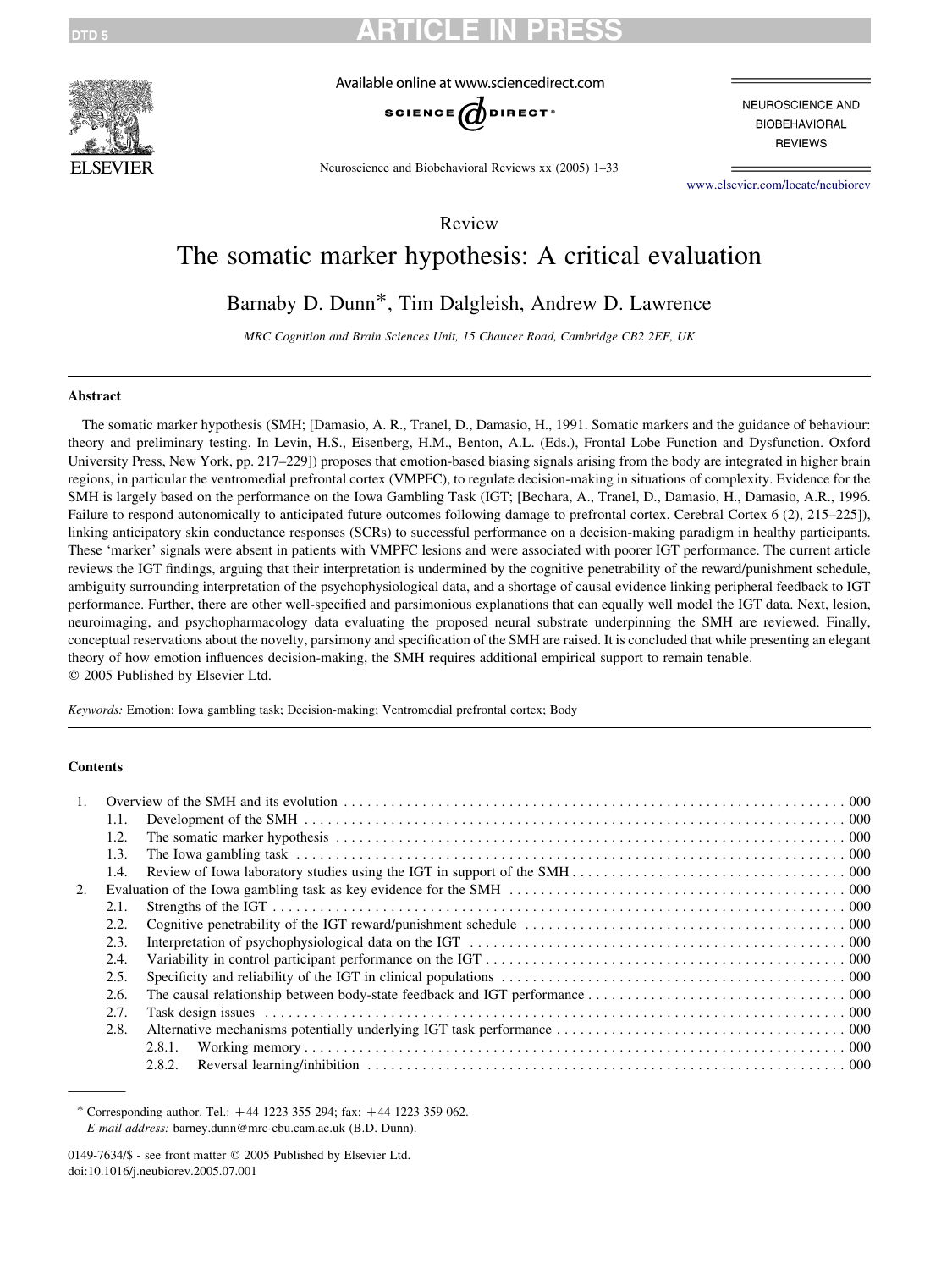Review

# The somatic marker hypothesis: A critical evaluation

Barnaby D. Dunn*, Tim Dalgleish, Andrew D. Lawrence

*MRC Cognition and Brain Sciences Unit, 15 Chaucer Road, Cambridge CB2 2EF, UK*

## Abstract

The somatic marker hypothesis (SMH; [Damasio, A. R., Tranel, D., Damasio, H., 1991. Somatic markers and the guidance of behaviour: theory and preliminary testing. In Levin, H.S., Eisenberg, H.M., Benton, A.L. (Eds.), Frontal Lobe Function and Dysfunction. Oxford University Press, New York, pp. 217–229]) proposes that emotion-based biasing signals arising from the body are integrated in higher brain regions, in particular the ventromedial prefrontal cortex (VMPFC), to regulate decision-making in situations of complexity. Evidence for the SMH is largely based on the performance on the Iowa Gambling Task (IGT; [Bechara, A., Tranel, D., Damasio, H., Damasio, A.R., 1996. Failure to respond autonomically to anticipated future outcomes following damage to prefrontal cortex. Cerebral Cortex 6 (2), 215–225]), linking anticipatory skin conductance responses (SCRs) to successful performance on a decision-making paradigm in healthy participants. These 'marker' signals were absent in patients with VMPFC lesions and were associated with poorer IGT performance. The current article reviews the IGT findings, arguing that their interpretation is undermined by the cognitive penetrability of the reward/punishment schedule, ambiguity surrounding interpretation of the psychophysiological data, and a shortage of causal evidence linking peripheral feedback to IGT performance. Further, there are other well-specified and parsimonious explanations that can equally well model the IGT data. Next, lesion, neuroimaging, and psychopharmacology data evaluating the proposed neural substrate underpinning the SMH are reviewed. Finally, conceptual reservations about the novelty, parsimony and specification of the SMH are raised. It is concluded that while presenting an elegant theory of how emotion influences decision-making, the SMH requires additional empirical support to remain tenable.

© 2005 Published by Elsevier Ltd.

*Keywords:* Emotion; Iowa gambling task; Decision-making; Ventromedial prefrontal cortex; Body

## Contents

1. Overview of the SMH and its evolution . . . 000
   - 1.1. Development of the SMH . . . 000
   - 1.2. The somatic marker hypothesis . . . 000
   - 1.3. The Iowa gambling task . . . 000
   - 1.4. Review of Iowa laboratory studies using the IGT in support of the SMH . . . 000
2. Evaluation of the Iowa gambling task as key evidence for the SMH . . . 000
   - 2.1. Strengths of the IGT . . . 000
   - 2.2. Cognitive penetrability of the IGT reward/punishment schedule . . . 000
   - 2.3. Interpretation of psychophysiological data on the IGT . . . 000
   - 2.4. Variability in control participant performance on the IGT . . . 000
   - 2.5. Specificity and reliability of the IGT in clinical populations . . . 000
   - 2.6. The causal relationship between body-state feedback and IGT performance . . . 000
   - 2.7. Task design issues . . . 000
   - 2.8. Alternative mechanisms potentially underlying IGT task performance . . . 000
     - 2.8.1. Working memory . . . 000
     - 2.8.2. Reversal learning/inhibition . . . 000

---

\* Corresponding author. Tel.: +44 1223 355 294; fax: +44 1223 359 062.
*E-mail address:* barney.dunn@mrc-cbu.cam.ac.uk (B.D. Dunn).

0149-7634/$ - see front matter © 2005 Published by Elsevier Ltd.
doi:10.1016/j.neubiorev.2005.07.001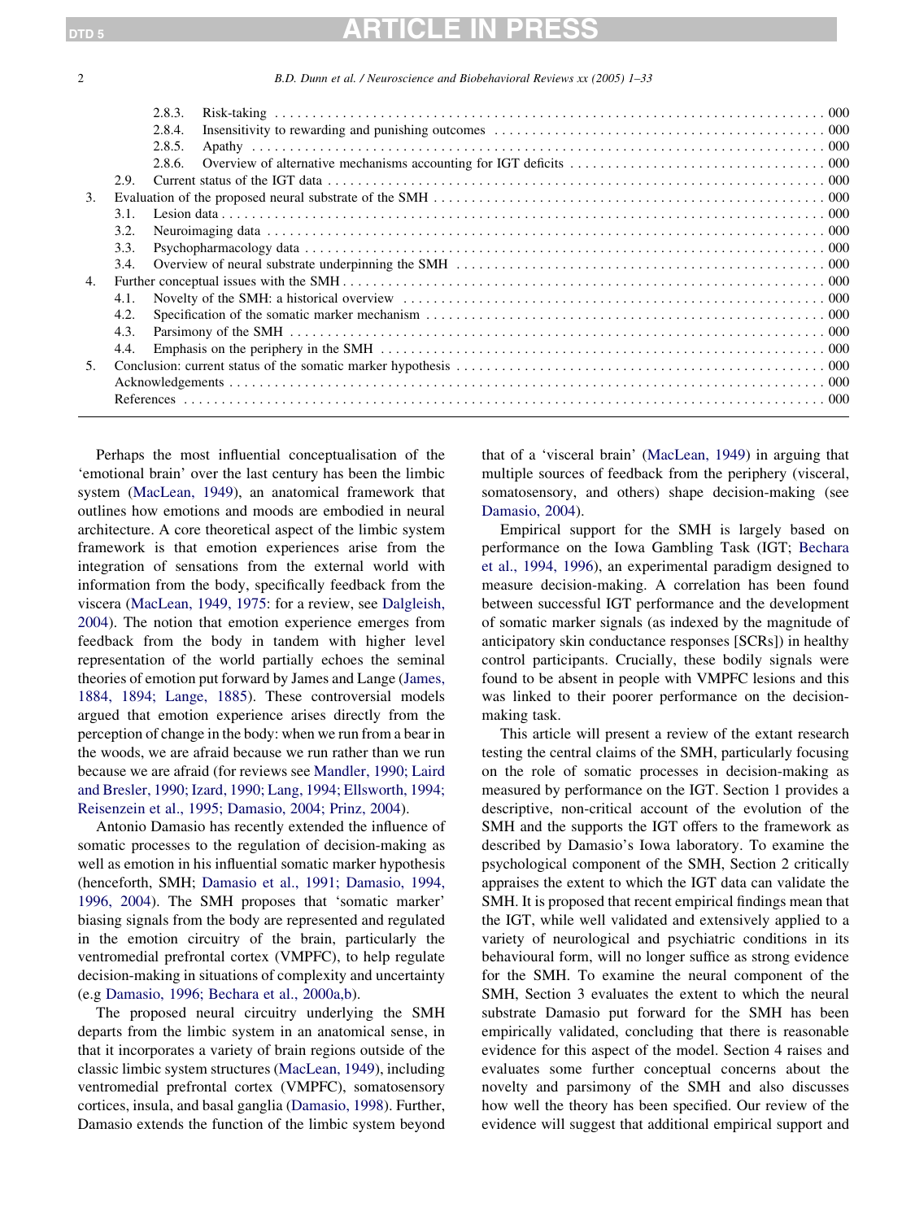2.8.3. Risk-taking . . . . . . . . . . . . . . . . . . . . . . . . . . . . . . . . . . . . . . . . . . . . . . . . 000
2.8.4. Insensitivity to rewarding and punishing outcomes . . . . . . . . . . . . . . . . . . . . . . . . . 000
2.8.5. Apathy . . . . . . . . . . . . . . . . . . . . . . . . . . . . . . . . . . . . . . . . . . . . . . . . 000
2.8.6. Overview of alternative mechanisms accounting for IGT deficits . . . . . . . . . . . . . . . . . 000
2.9. Current status of the IGT data . . . . . . . . . . . . . . . . . . . . . . . . . . . . . . . . . . . . 000
3. Evaluation of the proposed neural substrate of the SMH . . . . . . . . . . . . . . . . . . . . . . . . 000
3.1. Lesion data . . . . . . . . . . . . . . . . . . . . . . . . . . . . . . . . . . . . . . . . . . . . . 000
3.2. Neuroimaging data . . . . . . . . . . . . . . . . . . . . . . . . . . . . . . . . . . . . . . . . . 000
3.3. Psychopharmacology data . . . . . . . . . . . . . . . . . . . . . . . . . . . . . . . . . . . . . 000
3.4. Overview of neural substrate underpinning the SMH . . . . . . . . . . . . . . . . . . . . . . . 000
4. Further conceptual issues with the SMH . . . . . . . . . . . . . . . . . . . . . . . . . . . . . . . . 000
4.1. Novelty of the SMH: a historical overview . . . . . . . . . . . . . . . . . . . . . . . . . . . . 000
4.2. Specification of the somatic marker mechanism . . . . . . . . . . . . . . . . . . . . . . . . . 000
4.3. Parsimony of the SMH . . . . . . . . . . . . . . . . . . . . . . . . . . . . . . . . . . . . . . 000
4.4. Emphasis on the periphery in the SMH . . . . . . . . . . . . . . . . . . . . . . . . . . . . . . 000
5. Conclusion: current status of the somatic marker hypothesis . . . . . . . . . . . . . . . . . . . . . 000
Acknowledgements . . . . . . . . . . . . . . . . . . . . . . . . . . . . . . . . . . . . . . . . . . . . 000
References . . . . . . . . . . . . . . . . . . . . . . . . . . . . . . . . . . . . . . . . . . . . . . . 000

Perhaps the most influential conceptualisation of the 'emotional brain' over the last century has been the limbic system (MacLean, 1949), an anatomical framework that outlines how emotions and moods are embodied in neural architecture. A core theoretical aspect of the limbic system framework is that emotion experiences arise from the integration of sensations from the external world with information from the body, specifically feedback from the viscera (MacLean, 1949, 1975: for a review, see Dalgleish, 2004). The notion that emotion experience emerges from feedback from the body in tandem with higher level representation of the world partially echoes the seminal theories of emotion put forward by James and Lange (James, 1884, 1894; Lange, 1885). These controversial models argued that emotion experience arises directly from the perception of change in the body: when we run from a bear in the woods, we are afraid because we run rather than we run because we are afraid (for reviews see Mandler, 1990; Laird and Bresler, 1990; Izard, 1990; Lang, 1994; Ellsworth, 1994; Reisenzein et al., 1995; Damasio, 2004; Prinz, 2004).

Antonio Damasio has recently extended the influence of somatic processes to the regulation of decision-making as well as emotion in his influential somatic marker hypothesis (henceforth, SMH; Damasio et al., 1991; Damasio, 1994, 1996, 2004). The SMH proposes that 'somatic marker' biasing signals from the body are represented and regulated in the emotion circuitry of the brain, particularly the ventromedial prefrontal cortex (VMPFC), to help regulate decision-making in situations of complexity and uncertainty (e.g Damasio, 1996; Bechara et al., 2000a,b).

The proposed neural circuitry underlying the SMH departs from the limbic system in an anatomical sense, in that it incorporates a variety of brain regions outside of the classic limbic system structures (MacLean, 1949), including ventromedial prefrontal cortex (VMPFC), somatosensory cortices, insula, and basal ganglia (Damasio, 1998). Further, Damasio extends the function of the limbic system beyond that of a 'visceral brain' (MacLean, 1949) in arguing that multiple sources of feedback from the periphery (visceral, somatosensory, and others) shape decision-making (see Damasio, 2004).

Empirical support for the SMH is largely based on performance on the Iowa Gambling Task (IGT; Bechara et al., 1994, 1996), an experimental paradigm designed to measure decision-making. A correlation has been found between successful IGT performance and the development of somatic marker signals (as indexed by the magnitude of anticipatory skin conductance responses [SCRs]) in healthy control participants. Crucially, these bodily signals were found to be absent in people with VMPFC lesions and this was linked to their poorer performance on the decision-making task.

This article will present a review of the extant research testing the central claims of the SMH, particularly focusing on the role of somatic processes in decision-making as measured by performance on the IGT. Section 1 provides a descriptive, non-critical account of the evolution of the SMH and the supports the IGT offers to the framework as described by Damasio's Iowa laboratory. To examine the psychological component of the SMH, Section 2 critically appraises the extent to which the IGT data can validate the SMH. It is proposed that recent empirical findings mean that the IGT, while well validated and extensively applied to a variety of neurological and psychiatric conditions in its behavioural form, will no longer suffice as strong evidence for the SMH. To examine the neural component of the SMH, Section 3 evaluates the extent to which the neural substrate Damasio put forward for the SMH has been empirically validated, concluding that there is reasonable evidence for this aspect of the model. Section 4 raises and evaluates some further conceptual concerns about the novelty and parsimony of the SMH and also discusses how well the theory has been specified. Our review of the evidence will suggest that additional empirical support and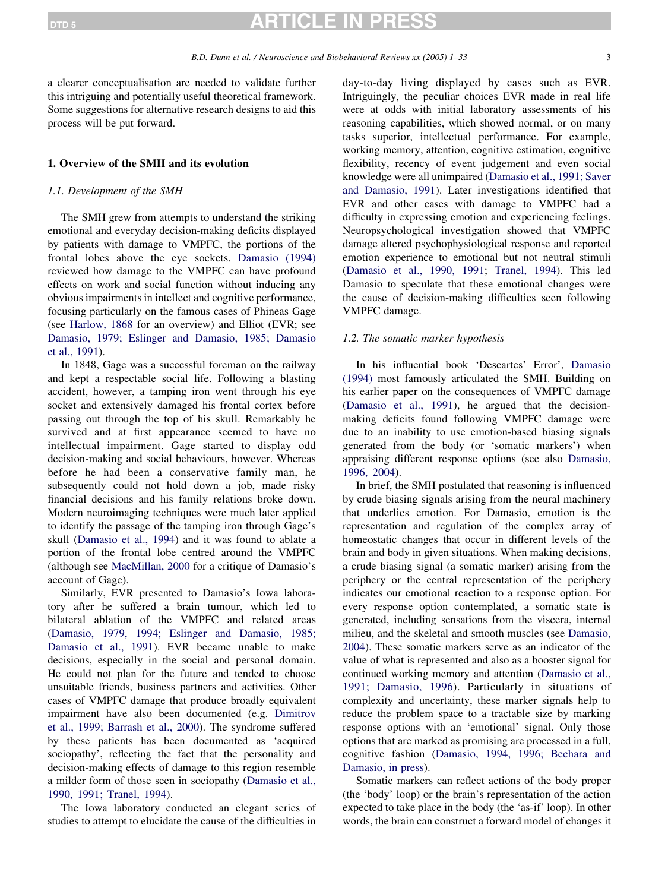a clearer conceptualisation are needed to validate further this intriguing and potentially useful theoretical framework. Some suggestions for alternative research designs to aid this process will be put forward.

## 1. Overview of the SMH and its evolution

### 1.1. Development of the SMH

The SMH grew from attempts to understand the striking emotional and everyday decision-making deficits displayed by patients with damage to VMPFC, the portions of the frontal lobes above the eye sockets. Damasio (1994) reviewed how damage to the VMPFC can have profound effects on work and social function without inducing any obvious impairments in intellect and cognitive performance, focusing particularly on the famous cases of Phineas Gage (see Harlow, 1868 for an overview) and Elliot (EVR; see Damasio, 1979; Eslinger and Damasio, 1985; Damasio et al., 1991).

In 1848, Gage was a successful foreman on the railway and kept a respectable social life. Following a blasting accident, however, a tamping iron went through his eye socket and extensively damaged his frontal cortex before passing out through the top of his skull. Remarkably he survived and at first appearance seemed to have no intellectual impairment. Gage started to display odd decision-making and social behaviours, however. Whereas before he had been a conservative family man, he subsequently could not hold down a job, made risky financial decisions and his family relations broke down. Modern neuroimaging techniques were much later applied to identify the passage of the tamping iron through Gage's skull (Damasio et al., 1994) and it was found to ablate a portion of the frontal lobe centred around the VMPFC (although see MacMillan, 2000 for a critique of Damasio's account of Gage).

Similarly, EVR presented to Damasio's Iowa laboratory after he suffered a brain tumour, which led to bilateral ablation of the VMPFC and related areas (Damasio, 1979, 1994; Eslinger and Damasio, 1985; Damasio et al., 1991). EVR became unable to make decisions, especially in the social and personal domain. He could not plan for the future and tended to choose unsuitable friends, business partners and activities. Other cases of VMPFC damage that produce broadly equivalent impairment have also been documented (e.g. Dimitrov et al., 1999; Barrash et al., 2000). The syndrome suffered by these patients has been documented as 'acquired sociopathy', reflecting the fact that the personality and decision-making effects of damage to this region resemble a milder form of those seen in sociopathy (Damasio et al., 1990, 1991; Tranel, 1994).

The Iowa laboratory conducted an elegant series of studies to attempt to elucidate the cause of the difficulties in day-to-day living displayed by cases such as EVR. Intriguingly, the peculiar choices EVR made in real life were at odds with initial laboratory assessments of his reasoning capabilities, which showed normal, or on many tasks superior, intellectual performance. For example, working memory, attention, cognitive estimation, cognitive flexibility, recency of event judgement and even social knowledge were all unimpaired (Damasio et al., 1991; Saver and Damasio, 1991). Later investigations identified that EVR and other cases with damage to VMPFC had a difficulty in expressing emotion and experiencing feelings. Neuropsychological investigation showed that VMPFC damage altered psychophysiological response and reported emotion experience to emotional but not neutral stimuli (Damasio et al., 1990, 1991; Tranel, 1994). This led Damasio to speculate that these emotional changes were the cause of decision-making difficulties seen following VMPFC damage.

### 1.2. The somatic marker hypothesis

In his influential book 'Descartes' Error', Damasio (1994) most famously articulated the SMH. Building on his earlier paper on the consequences of VMPFC damage (Damasio et al., 1991), he argued that the decision-making deficits found following VMPFC damage were due to an inability to use emotion-based biasing signals generated from the body (or 'somatic markers') when appraising different response options (see also Damasio, 1996, 2004).

In brief, the SMH postulated that reasoning is influenced by crude biasing signals arising from the neural machinery that underlies emotion. For Damasio, emotion is the representation and regulation of the complex array of homeostatic changes that occur in different levels of the brain and body in given situations. When making decisions, a crude biasing signal (a somatic marker) arising from the periphery or the central representation of the periphery indicates our emotional reaction to a response option. For every response option contemplated, a somatic state is generated, including sensations from the viscera, internal milieu, and the skeletal and smooth muscles (see Damasio, 2004). These somatic markers serve as an indicator of the value of what is represented and also as a booster signal for continued working memory and attention (Damasio et al., 1991; Damasio, 1996). Particularly in situations of complexity and uncertainty, these marker signals help to reduce the problem space to a tractable size by marking response options with an 'emotional' signal. Only those options that are marked as promising are processed in a full, cognitive fashion (Damasio, 1994, 1996; Bechara and Damasio, in press).

Somatic markers can reflect actions of the body proper (the 'body' loop) or the brain's representation of the action expected to take place in the body (the 'as-if' loop). In other words, the brain can construct a forward model of changes it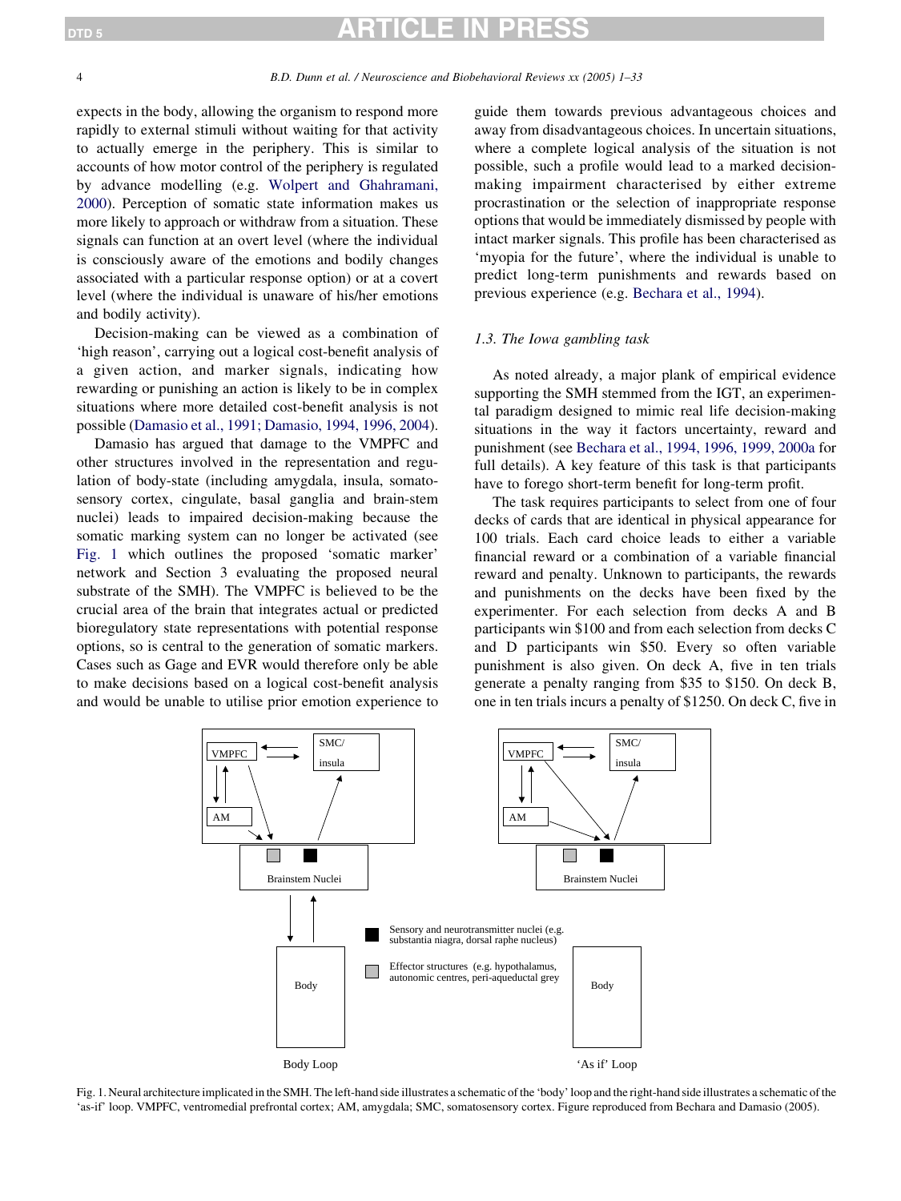expects in the body, allowing the organism to respond more rapidly to external stimuli without waiting for that activity to actually emerge in the periphery. This is similar to accounts of how motor control of the periphery is regulated by advance modelling (e.g. Wolpert and Ghahramani, 2000). Perception of somatic state information makes us more likely to approach or withdraw from a situation. These signals can function at an overt level (where the individual is consciously aware of the emotions and bodily changes associated with a particular response option) or at a covert level (where the individual is unaware of his/her emotions and bodily activity).

Decision-making can be viewed as a combination of 'high reason', carrying out a logical cost-benefit analysis of a given action, and marker signals, indicating how rewarding or punishing an action is likely to be in complex situations where more detailed cost-benefit analysis is not possible (Damasio et al., 1991; Damasio, 1994, 1996, 2004).

Damasio has argued that damage to the VMPFC and other structures involved in the representation and regulation of body-state (including amygdala, insula, somatosensory cortex, cingulate, basal ganglia and brain-stem nuclei) leads to impaired decision-making because the somatic marking system can no longer be activated (see Fig. 1 which outlines the proposed 'somatic marker' network and Section 3 evaluating the proposed neural substrate of the SMH). The VMPFC is believed to be the crucial area of the brain that integrates actual or predicted bioregulatory state representations with potential response options, so is central to the generation of somatic markers. Cases such as Gage and EVR would therefore only be able to make decisions based on a logical cost-benefit analysis and would be unable to utilise prior emotion experience to guide them towards previous advantageous choices and away from disadvantageous choices. In uncertain situations, where a complete logical analysis of the situation is not possible, such a profile would lead to a marked decision-making impairment characterised by either extreme procrastination or the selection of inappropriate response options that would be immediately dismissed by people with intact marker signals. This profile has been characterised as 'myopia for the future', where the individual is unable to predict long-term punishments and rewards based on previous experience (e.g. Bechara et al., 1994).

### 1.3. The Iowa gambling task

As noted already, a major plank of empirical evidence supporting the SMH stemmed from the IGT, an experimental paradigm designed to mimic real life decision-making situations in the way it factors uncertainty, reward and punishment (see Bechara et al., 1994, 1996, 1999, 2000a for full details). A key feature of this task is that participants have to forego short-term benefit for long-term profit.

The task requires participants to select from one of four decks of cards that are identical in physical appearance for 100 trials. Each card choice leads to either a variable financial reward or a combination of a variable financial reward and penalty. Unknown to participants, the rewards and punishments on the decks have been fixed by the experimenter. For each selection from decks A and B participants win $100 and from each selection from decks C and D participants win $50. Every so often variable punishment is also given. On deck A, five in ten trials generate a penalty ranging from $35 to $150. On deck B, one in ten trials incurs a penalty of $1250. On deck C, five in

VMPFC
SMC/ insula
AM
Brainstem Nuclei
Body
Body Loop

VMPFC
SMC/ insula
AM
Brainstem Nuclei
Body
'As if' Loop

Sensory and neurotransmitter nuclei (e.g. substantia niagra, dorsal raphe nucleus)
Effector structures (e.g. hypothalamus, autonomic centres, peri-aqueductal grey

Fig. 1. Neural architecture implicated in the SMH. The left-hand side illustrates a schematic of the 'body' loop and the right-hand side illustrates a schematic of the 'as-if' loop. VMPFC, ventromedial prefrontal cortex; AM, amygdala; SMC, somatosensory cortex. Figure reproduced from Bechara and Damasio (2005).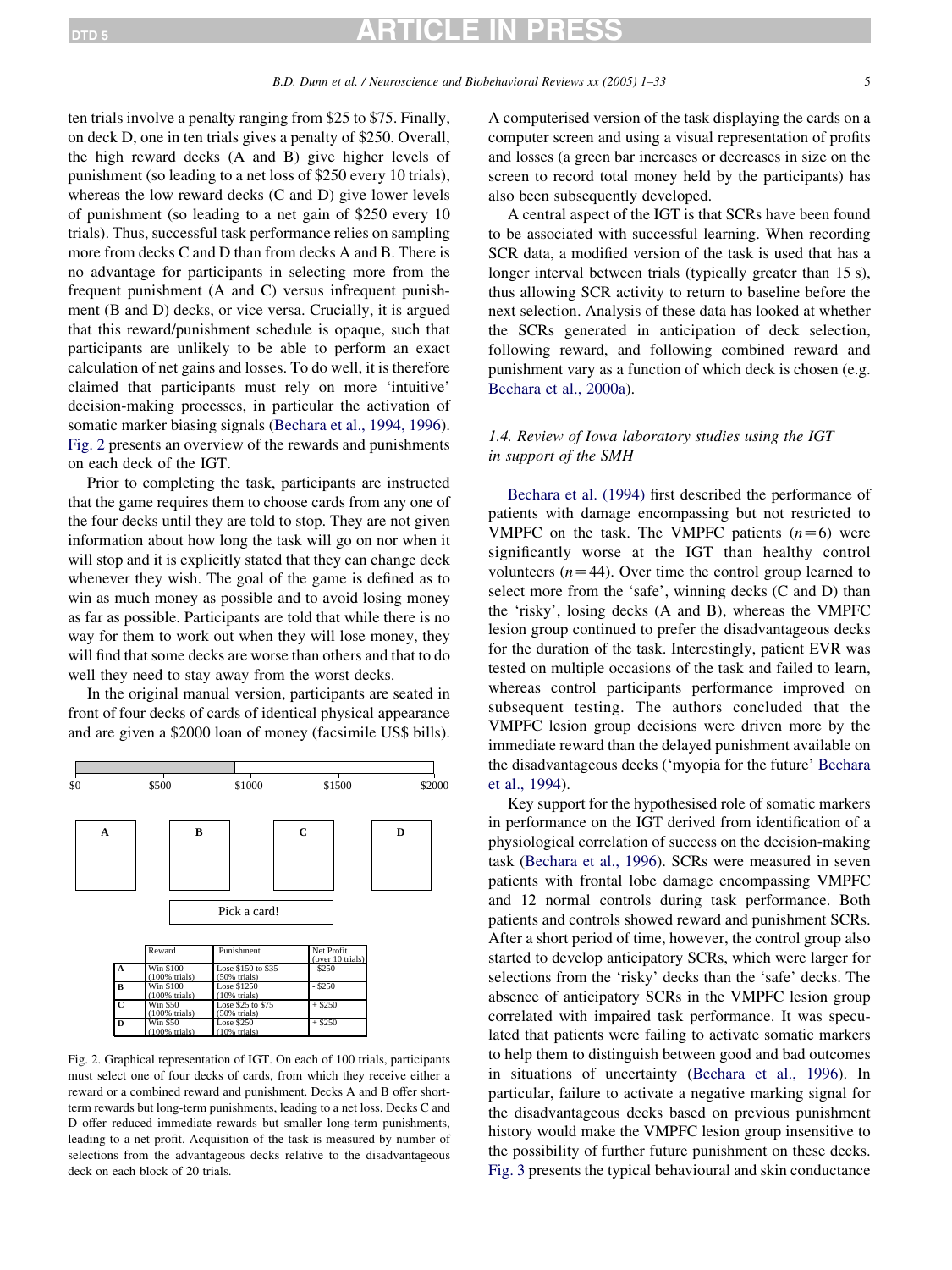ten trials involve a penalty ranging from $25 to $75. Finally, on deck D, one in ten trials gives a penalty of $250. Overall, the high reward decks (A and B) give higher levels of punishment (so leading to a net loss of $250 every 10 trials), whereas the low reward decks (C and D) give lower levels of punishment (so leading to a net gain of $250 every 10 trials). Thus, successful task performance relies on sampling more from decks C and D than from decks A and B. There is no advantage for participants in selecting more from the frequent punishment (A and C) versus infrequent punishment (B and D) decks, or vice versa. Crucially, it is argued that this reward/punishment schedule is opaque, such that participants are unlikely to be able to perform an exact calculation of net gains and losses. To do well, it is therefore claimed that participants must rely on more 'intuitive' decision-making processes, in particular the activation of somatic marker biasing signals (Bechara et al., 1994, 1996). Fig. 2 presents an overview of the rewards and punishments on each deck of the IGT.

Prior to completing the task, participants are instructed that the game requires them to choose cards from any one of the four decks until they are told to stop. They are not given information about how long the task will go on nor when it will stop and it is explicitly stated that they can change deck whenever they wish. The goal of the game is defined as to win as much money as possible and to avoid losing money as far as possible. Participants are told that while there is no way for them to work out when they will lose money, they will find that some decks are worse than others and that to do well they need to stay away from the worst decks.

In the original manual version, participants are seated in front of four decks of cards of identical physical appearance and are given a $2000 loan of money (facsimile US$ bills).

$0 $500 $1000 $1500 $2000

A B C D

Pick a card!

| | Reward | Punishment | Net Profit (over 10 trials) |
|---|---|---|---|
| A | Win $100 (100% trials) | Lose $150 to $35 (50% trials) | - $250 |
| B | Win $100 (100% trials) | Lose $1250 (10% trials) | - $250 |
| C | Win $50 (100% trials) | Lose $25 to $75 (50% trials) | + $250 |
| D | Win $50 (100% trials) | Lose $250 (10% trials) | + $250 |

Fig. 2. Graphical representation of IGT. On each of 100 trials, participants must select one of four decks of cards, from which they receive either a reward or a combined reward and punishment. Decks A and B offer short-term rewards but long-term punishments, leading to a net loss. Decks C and D offer reduced immediate rewards but smaller long-term punishments, leading to a net profit. Acquisition of the task is measured by number of selections from the advantageous decks relative to the disadvantageous deck on each block of 20 trials.

A computerised version of the task displaying the cards on a computer screen and using a visual representation of profits and losses (a green bar increases or decreases in size on the screen to record total money held by the participants) has also been subsequently developed.

A central aspect of the IGT is that SCRs have been found to be associated with successful learning. When recording SCR data, a modified version of the task is used that has a longer interval between trials (typically greater than 15 s), thus allowing SCR activity to return to baseline before the next selection. Analysis of these data has looked at whether the SCRs generated in anticipation of deck selection, following reward, and following combined reward and punishment vary as a function of which deck is chosen (e.g. Bechara et al., 2000a).

### *1.4. Review of Iowa laboratory studies using the IGT in support of the SMH*

Bechara et al. (1994) first described the performance of patients with damage encompassing but not restricted to VMPFC on the task. The VMPFC patients ($n=6$) were significantly worse at the IGT than healthy control volunteers ($n=44$). Over time the control group learned to select more from the 'safe', winning decks (C and D) than the 'risky', losing decks (A and B), whereas the VMPFC lesion group continued to prefer the disadvantageous decks for the duration of the task. Interestingly, patient EVR was tested on multiple occasions of the task and failed to learn, whereas control participants performance improved on subsequent testing. The authors concluded that the VMPFC lesion group decisions were driven more by the immediate reward than the delayed punishment available on the disadvantageous decks ('myopia for the future' Bechara et al., 1994).

Key support for the hypothesised role of somatic markers in performance on the IGT derived from identification of a physiological correlation of success on the decision-making task (Bechara et al., 1996). SCRs were measured in seven patients with frontal lobe damage encompassing VMPFC and 12 normal controls during task performance. Both patients and controls showed reward and punishment SCRs. After a short period of time, however, the control group also started to develop anticipatory SCRs, which were larger for selections from the 'risky' decks than the 'safe' decks. The absence of anticipatory SCRs in the VMPFC lesion group correlated with impaired task performance. It was speculated that patients were failing to activate somatic markers to help them to distinguish between good and bad outcomes in situations of uncertainty (Bechara et al., 1996). In particular, failure to activate a negative marking signal for the disadvantageous decks based on previous punishment history would make the VMPFC lesion group insensitive to the possibility of further future punishment on these decks. Fig. 3 presents the typical behavioural and skin conductance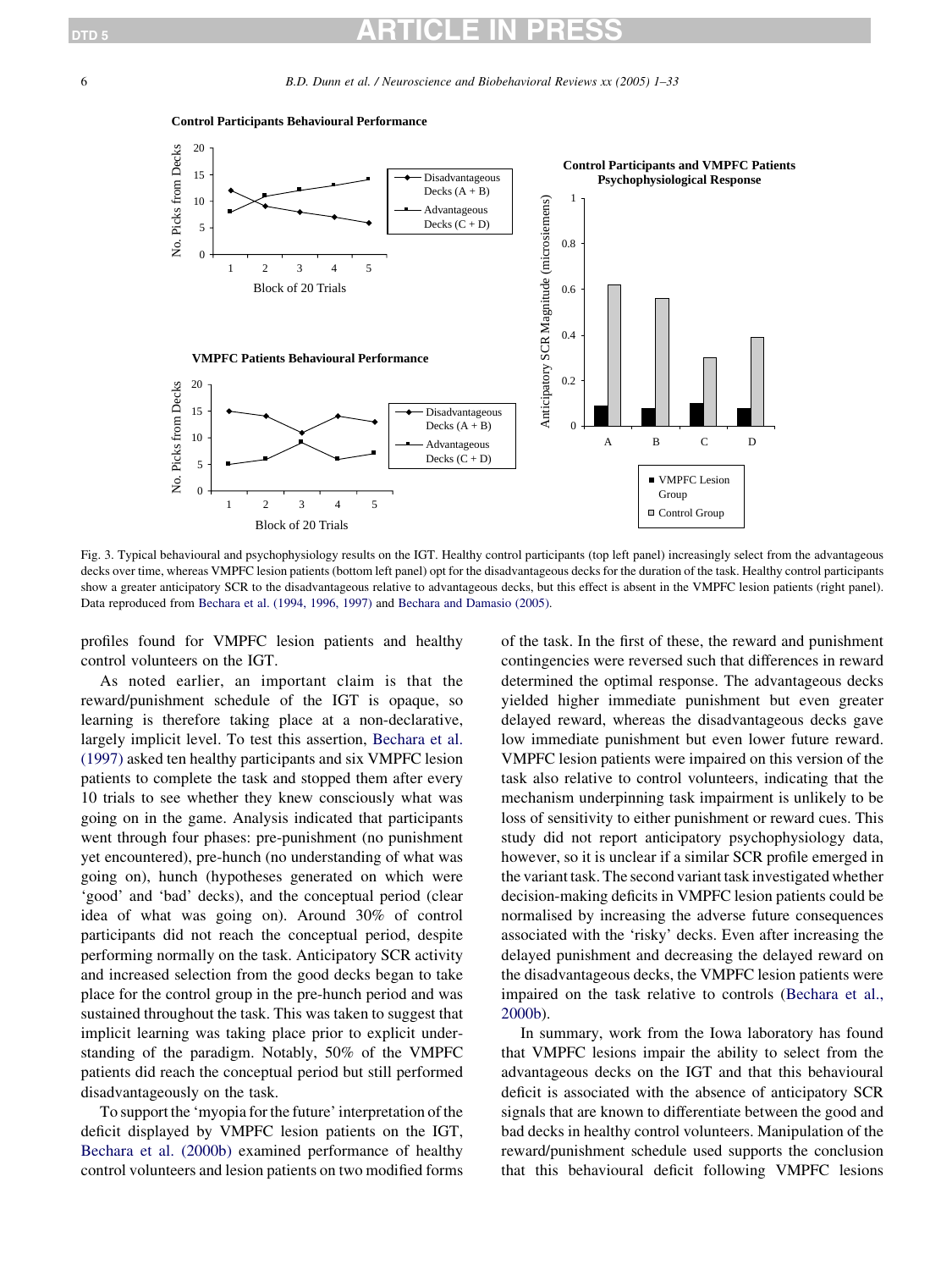Fig. 3. Typical behavioural and psychophysiology results on the IGT. Healthy control participants (top left panel) increasingly select from the advantageous decks over time, whereas VMPFC lesion patients (bottom left panel) opt for the disadvantageous decks for the duration of the task. Healthy control participants show a greater anticipatory SCR to the disadvantageous relative to advantageous decks, but this effect is absent in the VMPFC lesion patients (right panel). Data reproduced from Bechara et al. (1994, 1996, 1997) and Bechara and Damasio (2005).

profiles found for VMPFC lesion patients and healthy control volunteers on the IGT.

As noted earlier, an important claim is that the reward/punishment schedule of the IGT is opaque, so learning is therefore taking place at a non-declarative, largely implicit level. To test this assertion, Bechara et al. (1997) asked ten healthy participants and six VMPFC lesion patients to complete the task and stopped them after every 10 trials to see whether they knew consciously what was going on in the game. Analysis indicated that participants went through four phases: pre-punishment (no punishment yet encountered), pre-hunch (no understanding of what was going on), hunch (hypotheses generated on which were 'good' and 'bad' decks), and the conceptual period (clear idea of what was going on). Around 30% of control participants did not reach the conceptual period, despite performing normally on the task. Anticipatory SCR activity and increased selection from the good decks began to take place for the control group in the pre-hunch period and was sustained throughout the task. This was taken to suggest that implicit learning was taking place prior to explicit understanding of the paradigm. Notably, 50% of the VMPFC patients did reach the conceptual period but still performed disadvantageously on the task.

To support the 'myopia for the future' interpretation of the deficit displayed by VMPFC lesion patients on the IGT, Bechara et al. (2000b) examined performance of healthy control volunteers and lesion patients on two modified forms of the task. In the first of these, the reward and punishment contingencies were reversed such that differences in reward determined the optimal response. The advantageous decks yielded higher immediate punishment but even greater delayed reward, whereas the disadvantageous decks gave low immediate punishment but even lower future reward. VMPFC lesion patients were impaired on this version of the task also relative to control volunteers, indicating that the mechanism underpinning task impairment is unlikely to be loss of sensitivity to either punishment or reward cues. This study did not report anticipatory psychophysiology data, however, so it is unclear if a similar SCR profile emerged in the variant task. The second variant task investigated whether decision-making deficits in VMPFC lesion patients could be normalised by increasing the adverse future consequences associated with the 'risky' decks. Even after increasing the delayed punishment and decreasing the delayed reward on the disadvantageous decks, the VMPFC lesion patients were impaired on the task relative to controls (Bechara et al., 2000b).

In summary, work from the Iowa laboratory has found that VMPFC lesions impair the ability to select from the advantageous decks on the IGT and that this behavioural deficit is associated with the absence of anticipatory SCR signals that are known to differentiate between the good and bad decks in healthy control volunteers. Manipulation of the reward/punishment schedule used supports the conclusion that this behavioural deficit following VMPFC lesions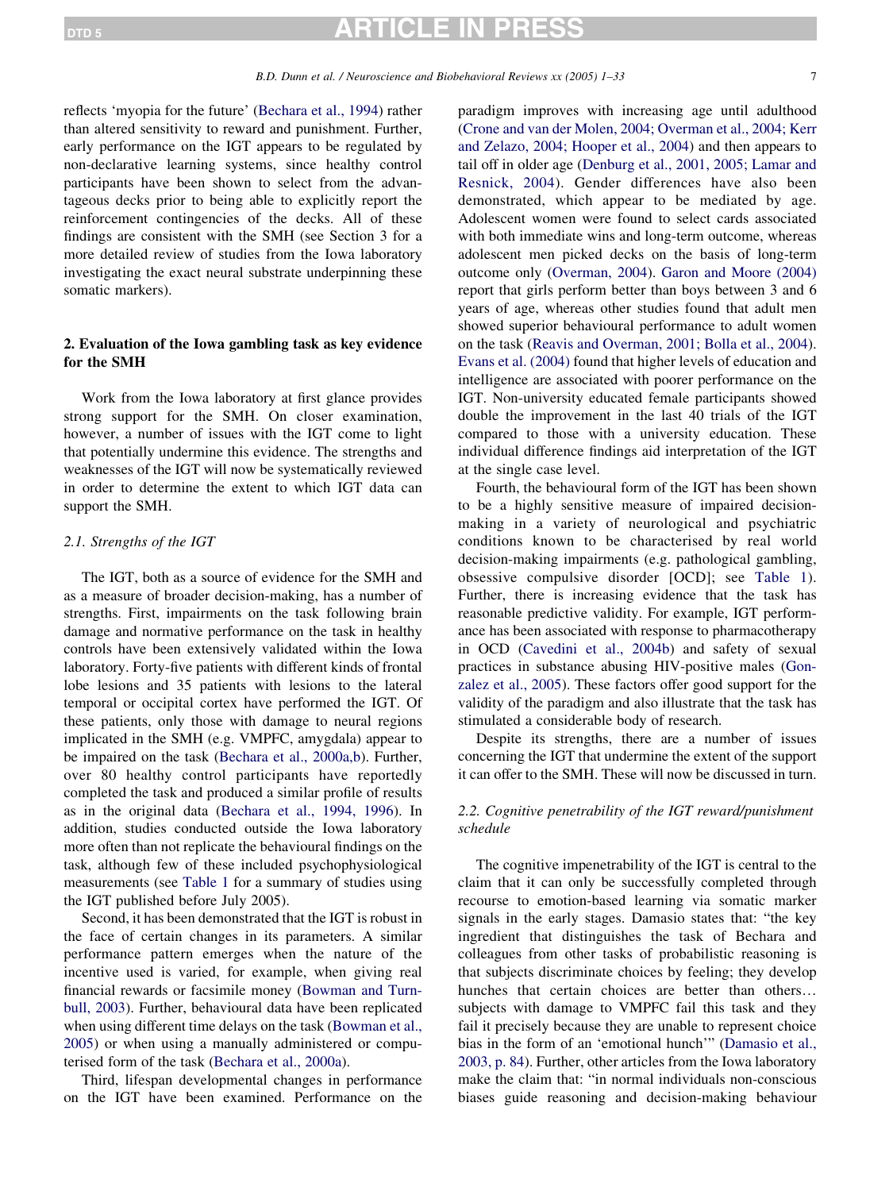reflects 'myopia for the future' (Bechara et al., 1994) rather than altered sensitivity to reward and punishment. Further, early performance on the IGT appears to be regulated by non-declarative learning systems, since healthy control participants have been shown to select from the advantageous decks prior to being able to explicitly report the reinforcement contingencies of the decks. All of these findings are consistent with the SMH (see Section 3 for a more detailed review of studies from the Iowa laboratory investigating the exact neural substrate underpinning these somatic markers).

## 2. Evaluation of the Iowa gambling task as key evidence for the SMH

Work from the Iowa laboratory at first glance provides strong support for the SMH. On closer examination, however, a number of issues with the IGT come to light that potentially undermine this evidence. The strengths and weaknesses of the IGT will now be systematically reviewed in order to determine the extent to which IGT data can support the SMH.

### *2.1. Strengths of the IGT*

The IGT, both as a source of evidence for the SMH and as a measure of broader decision-making, has a number of strengths. First, impairments on the task following brain damage and normative performance on the task in healthy controls have been extensively validated within the Iowa laboratory. Forty-five patients with different kinds of frontal lobe lesions and 35 patients with lesions to the lateral temporal or occipital cortex have performed the IGT. Of these patients, only those with damage to neural regions implicated in the SMH (e.g. VMPFC, amygdala) appear to be impaired on the task (Bechara et al., 2000a,b). Further, over 80 healthy control participants have reportedly completed the task and produced a similar profile of results as in the original data (Bechara et al., 1994, 1996). In addition, studies conducted outside the Iowa laboratory more often than not replicate the behavioural findings on the task, although few of these included psychophysiological measurements (see Table 1 for a summary of studies using the IGT published before July 2005).

Second, it has been demonstrated that the IGT is robust in the face of certain changes in its parameters. A similar performance pattern emerges when the nature of the incentive used is varied, for example, when giving real financial rewards or facsimile money (Bowman and Turnbull, 2003). Further, behavioural data have been replicated when using different time delays on the task (Bowman et al., 2005) or when using a manually administered or computerised form of the task (Bechara et al., 2000a).

Third, lifespan developmental changes in performance on the IGT have been examined. Performance on the paradigm improves with increasing age until adulthood (Crone and van der Molen, 2004; Overman et al., 2004; Kerr and Zelazo, 2004; Hooper et al., 2004) and then appears to tail off in older age (Denburg et al., 2001, 2005; Lamar and Resnick, 2004). Gender differences have also been demonstrated, which appear to be mediated by age. Adolescent women were found to select cards associated with both immediate wins and long-term outcome, whereas adolescent men picked decks on the basis of long-term outcome only (Overman, 2004). Garon and Moore (2004) report that girls perform better than boys between 3 and 6 years of age, whereas other studies found that adult men showed superior behavioural performance to adult women on the task (Reavis and Overman, 2001; Bolla et al., 2004). Evans et al. (2004) found that higher levels of education and intelligence are associated with poorer performance on the IGT. Non-university educated female participants showed double the improvement in the last 40 trials of the IGT compared to those with a university education. These individual difference findings aid interpretation of the IGT at the single case level.

Fourth, the behavioural form of the IGT has been shown to be a highly sensitive measure of impaired decision-making in a variety of neurological and psychiatric conditions known to be characterised by real world decision-making impairments (e.g. pathological gambling, obsessive compulsive disorder [OCD]; see Table 1). Further, there is increasing evidence that the task has reasonable predictive validity. For example, IGT performance has been associated with response to pharmacotherapy in OCD (Cavedini et al., 2004b) and safety of sexual practices in substance abusing HIV-positive males (Gonzalez et al., 2005). These factors offer good support for the validity of the paradigm and also illustrate that the task has stimulated a considerable body of research.

Despite its strengths, there are a number of issues concerning the IGT that undermine the extent of the support it can offer to the SMH. These will now be discussed in turn.

### *2.2. Cognitive penetrability of the IGT reward/punishment schedule*

The cognitive impenetrability of the IGT is central to the claim that it can only be successfully completed through recourse to emotion-based learning via somatic marker signals in the early stages. Damasio states that: "the key ingredient that distinguishes the task of Bechara and colleagues from other tasks of probabilistic reasoning is that subjects discriminate choices by feeling; they develop hunches that certain choices are better than others… subjects with damage to VMPFC fail this task and they fail it precisely because they are unable to represent choice bias in the form of an 'emotional hunch'" (Damasio et al., 2003, p. 84). Further, other articles from the Iowa laboratory make the claim that: "in normal individuals non-conscious biases guide reasoning and decision-making behaviour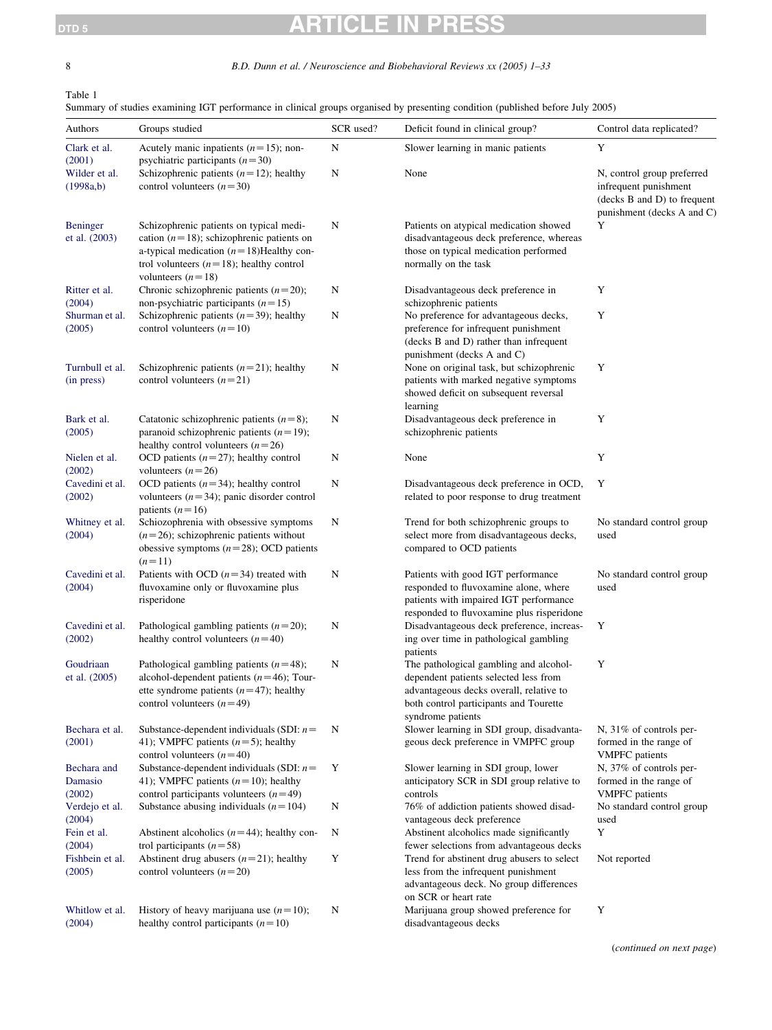Table 1
Summary of studies examining IGT performance in clinical groups organised by presenting condition (published before July 2005)

| Authors | Groups studied | SCR used? | Deficit found in clinical group? | Control data replicated? |
|---|---|---|---|---|
| Clark et al. (2001) | Acutely manic inpatients (n=15); non-psychiatric participants (n=30) | N | Slower learning in manic patients | Y |
| Wilder et al. (1998a,b) | Schizophrenic patients (n=12); healthy control volunteers (n=30) | N | None | N, control group preferred infrequent punishment (decks B and D) to frequent punishment (decks A and C) |
| Beninger et al. (2003) | Schizophrenic patients on typical medication (n=18); schizophrenic patients on a-typical medication (n=18)Healthy control volunteers (n=18); healthy control volunteers (n=18) | N | Patients on atypical medication showed disadvantageous deck preference, whereas those on typical medication performed normally on the task | Y |
| Ritter et al. (2004) | Chronic schizophrenic patients (n=20); non-psychiatric participants (n=15) | N | Disadvantageous deck preference in schizophrenic patients | Y |
| Shurman et al. (2005) | Schizophrenic patients (n=39); healthy control volunteers (n=10) | N | No preference for advantageous decks, preference for infrequent punishment (decks B and D) rather than infrequent punishment (decks A and C) | Y |
| Turnbull et al. (in press) | Schizophrenic patients (n=21); healthy control volunteers (n=21) | N | None on original task, but schizophrenic patients with marked negative symptoms showed deficit on subsequent reversal learning | Y |
| Bark et al. (2005) | Catatonic schizophrenic patients (n=8); paranoid schizophrenic patients (n=19); healthy control volunteers (n=26) | N | Disadvantageous deck preference in schizophrenic patients | Y |
| Nielen et al. (2002) | OCD patients (n=27); healthy control volunteers (n=26) | N | None | Y |
| Cavedini et al. (2002) | OCD patients (n=34); healthy control volunteers (n=34); panic disorder control patients (n=16) | N | Disadvantageous deck preference in OCD, related to poor response to drug treatment | Y |
| Whitney et al. (2004) | Schiozophrenia with obsessive symptoms (n=26); schizophrenic patients without obesessive symptoms (n=28); OCD patients (n=11) | N | Trend for both schizophrenic groups to select more from disadvantageous decks, compared to OCD patients | No standard control group used |
| Cavedini et al. (2004) | Patients with OCD (n=34) treated with fluvoxamine only or fluvoxamine plus risperidone | N | Patients with good IGT performance responded to fluvoxamine alone, where patients with impaired IGT performance responded to fluvoxamine plus risperidone | No standard control group used |
| Cavedini et al. (2002) | Pathological gambling patients (n=20); healthy control volunteers (n=40) | N | Disadvantageous deck preference, increasing over time in pathological gambling patients | Y |
| Goudriaan et al. (2005) | Pathological gambling patients (n=48); alcohol-dependent patients (n=46); Tourette syndrome patients (n=47); healthy control volunteers (n=49) | N | The pathological gambling and alcohol-dependent patients selected less from advantageous decks overall, relative to both control participants and Tourette syndrome patients | Y |
| Bechara et al. (2001) | Substance-dependent individuals (SDI: n=41); VMPFC patients (n=5); healthy control volunteers (n=40) | N | Slower learning in SDI group, disadvantageous deck preference in VMPFC group | N, 31% of controls performed in the range of VMPFC patients |
| Bechara and Damasio (2002) | Substance-dependent individuals (SDI: n=41); VMPFC patients (n=10); healthy control participants volunteers (n=49) | Y | Slower learning in SDI group, lower anticipatory SCR in SDI group relative to controls | N, 37% of controls performed in the range of VMPFC patients |
| Verdejo et al. (2004) | Substance abusing individuals (n=104) | N | 76% of addiction patients showed disadvantageous deck preference | No standard control group used |
| Fein et al. (2004) | Abstinent alcoholics (n=44); healthy control participants (n=58) | N | Abstinent alcoholics made significantly fewer selections from advantageous decks | Y |
| Fishbein et al. (2005) | Abstinent drug abusers (n=21); healthy control volunteers (n=20) | Y | Trend for abstinent drug abusers to select less from the infrequent punishment advantageous deck. No group differences on SCR or heart rate | Not reported |
| Whitlow et al. (2004) | History of heavy marijuana use (n=10); healthy control participants (n=10) | N | Marijuana group showed preference for disadvantageous decks | Y |

(*continued on next page*)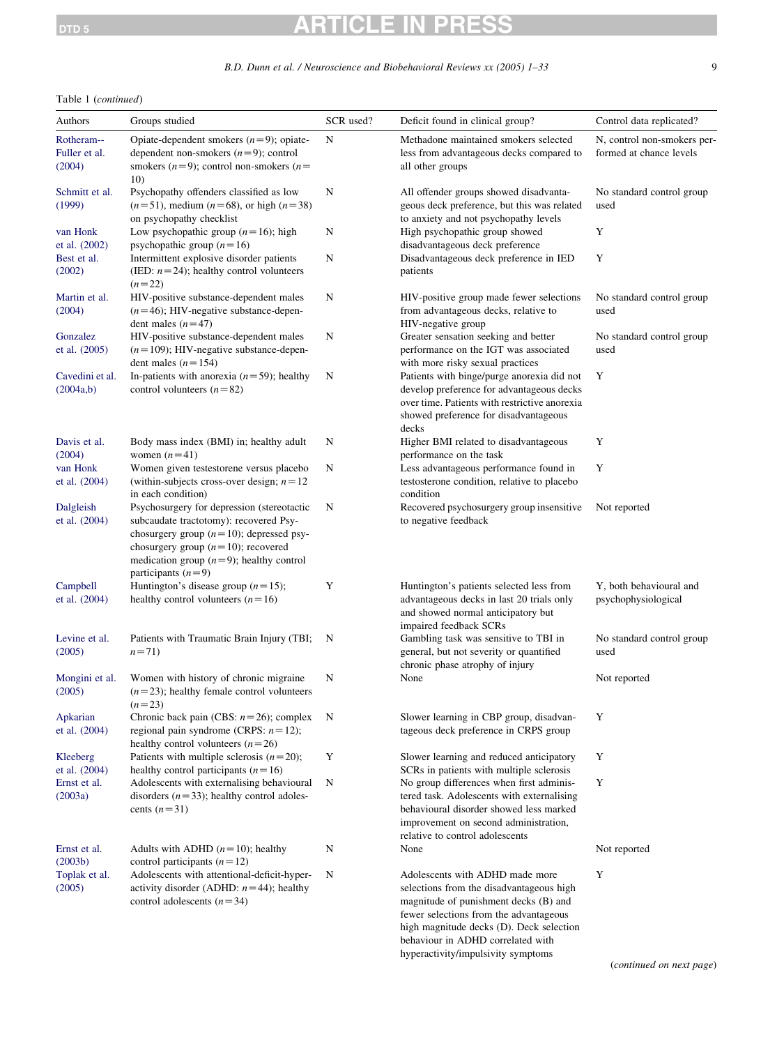Table 1 (*continued*)

| Authors | Groups studied | SCR used? | Deficit found in clinical group? | Control data replicated? |
|---|---|---|---|---|
| Rotheram--Fuller et al. (2004) | Opiate-dependent smokers ($n=9$); opiate-dependent non-smokers ($n=9$); control smokers ($n=9$); control non-smokers ($n=10$) | N | Methadone maintained smokers selected less from advantageous decks compared to all other groups | N, control non-smokers performed at chance levels |
| Schmitt et al. (1999) | Psychopathy offenders classified as low ($n=51$), medium ($n=68$), or high ($n=38$) on psychopathy checklist | N | All offender groups showed disadvantageous deck preference, but this was related to anxiety and not psychopathy levels | No standard control group used |
| van Honk et al. (2002) | Low psychopathic group ($n=16$); high psychopathic group ($n=16$) | N | High psychopathic group showed disadvantageous deck preference | Y |
| Best et al. (2002) | Intermittent explosive disorder patients (IED: $n=24$); healthy control volunteers ($n=22$) | N | Disadvantageous deck preference in IED patients | Y |
| Martin et al. (2004) | HIV-positive substance-dependent males ($n=46$); HIV-negative substance-dependent males ($n=47$) | N | HIV-positive group made fewer selections from advantageous decks, relative to HIV-negative group | No standard control group used |
| Gonzalez et al. (2005) | HIV-positive substance-dependent males ($n=109$); HIV-negative substance-dependent males ($n=154$) | N | Greater sensation seeking and better performance on the IGT was associated with more risky sexual practices | No standard control group used |
| Cavedini et al. (2004a,b) | In-patients with anorexia ($n=59$); healthy control volunteers ($n=82$) | N | Patients with binge/purge anorexia did not develop preference for advantageous decks over time. Patients with restrictive anorexia showed preference for disadvantageous decks | Y |
| Davis et al. (2004) | Body mass index (BMI) in; healthy adult women ($n=41$) | N | Higher BMI related to disadvantageous performance on the task | Y |
| van Honk et al. (2004) | Women given testestorene versus placebo (within-subjects cross-over design; $n=12$ in each condition) | N | Less advantageous performance found in testosterone condition, relative to placebo condition | Y |
| Dalgleish et al. (2004) | Psychosurgery for depression (stereotactic subcaudate tractotomy): recovered Psychosurgery group ($n=10$); depressed psychosurgery group ($n=10$); recovered medication group ($n=9$); healthy control participants ($n=9$) | N | Recovered psychosurgery group insensitive to negative feedback | Not reported |
| Campbell et al. (2004) | Huntington's disease group ($n=15$); healthy control volunteers ($n=16$) | Y | Huntington's patients selected less from advantageous decks in last 20 trials only and showed normal anticipatory but impaired feedback SCRs | Y, both behavioural and psychophysiological |
| Levine et al. (2005) | Patients with Traumatic Brain Injury (TBI; $n=71$) | N | Gambling task was sensitive to TBI in general, but not severity or quantified chronic phase atrophy of injury | No standard control group used |
| Mongini et al. (2005) | Women with history of chronic migraine ($n=23$); healthy female control volunteers ($n=23$) | N | None | Not reported |
| Apkarian et al. (2004) | Chronic back pain (CBS: $n=26$); complex regional pain syndrome (CRPS: $n=12$); healthy control volunteers ($n=26$) | N | Slower learning in CBP group, disadvantageous deck preference in CRPS group | Y |
| Kleeberg et al. (2004) | Patients with multiple sclerosis ($n=20$); healthy control participants ($n=16$) | Y | Slower learning and reduced anticipatory SCRs in patients with multiple sclerosis | Y |
| Ernst et al. (2003a) | Adolescents with externalising behavioural disorders ($n=33$); healthy control adolescents ($n=31$) | N | No group differences when first administered task. Adolescents with externalising behavioural disorder showed less marked improvement on second administration, relative to control adolescents | Y |
| Ernst et al. (2003b) | Adults with ADHD ($n=10$); healthy control participants ($n=12$) | N | None | Not reported |
| Toplak et al. (2005) | Adolescents with attentional-deficit-hyperactivity disorder (ADHD: $n=44$); healthy control adolescents ($n=34$) | N | Adolescents with ADHD made more selections from the disadvantageous high magnitude of punishment decks (B) and fewer selections from the advantageous high magnitude decks (D). Deck selection behaviour in ADHD correlated with hyperactivity/impulsivity symptoms | Y |

(*continued on next page*)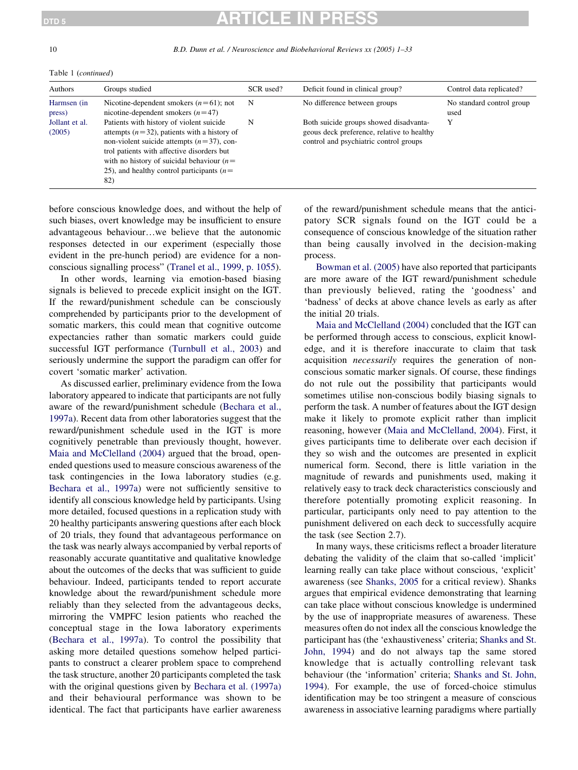Table 1 (*continued*)

| Authors | Groups studied | SCR used? | Deficit found in clinical group? | Control data replicated? |
|---|---|---|---|---|
| Harmsen (in press) | Nicotine-dependent smokers ($n=61$); not nicotine-dependent smokers ($n=47$) | N | No difference between groups | No standard control group used |
| Jollant et al. (2005) | Patients with history of violent suicide attempts ($n=32$), patients with a history of non-violent suicide attempts ($n=37$), control patients with affective disorders but with no history of suicidal behaviour ($n=25$), and healthy control participants ($n=82$) | N | Both suicide groups showed disadvantageous deck preference, relative to healthy control and psychiatric control groups | Y |

before conscious knowledge does, and without the help of such biases, overt knowledge may be insufficient to ensure advantageous behaviour…we believe that the autonomic responses detected in our experiment (especially those evident in the pre-hunch period) are evidence for a non-conscious signalling process" (Tranel et al., 1999, p. 1055).

In other words, learning via emotion-based biasing signals is believed to precede explicit insight on the IGT. If the reward/punishment schedule can be consciously comprehended by participants prior to the development of somatic markers, this could mean that cognitive outcome expectancies rather than somatic markers could guide successful IGT performance (Turnbull et al., 2003) and seriously undermine the support the paradigm can offer for covert 'somatic marker' activation.

As discussed earlier, preliminary evidence from the Iowa laboratory appeared to indicate that participants are not fully aware of the reward/punishment schedule (Bechara et al., 1997a). Recent data from other laboratories suggest that the reward/punishment schedule used in the IGT is more cognitively penetrable than previously thought, however. Maia and McClelland (2004) argued that the broad, open-ended questions used to measure conscious awareness of the task contingencies in the Iowa laboratory studies (e.g. Bechara et al., 1997a) were not sufficiently sensitive to identify all conscious knowledge held by participants. Using more detailed, focused questions in a replication study with 20 healthy participants answering questions after each block of 20 trials, they found that advantageous performance on the task was nearly always accompanied by verbal reports of reasonably accurate quantitative and qualitative knowledge about the outcomes of the decks that was sufficient to guide behaviour. Indeed, participants tended to report accurate knowledge about the reward/punishment schedule more reliably than they selected from the advantageous decks, mirroring the VMPFC lesion patients who reached the conceptual stage in the Iowa laboratory experiments (Bechara et al., 1997a). To control the possibility that asking more detailed questions somehow helped participants to construct a clearer problem space to comprehend the task structure, another 20 participants completed the task with the original questions given by Bechara et al. (1997a) and their behavioural performance was shown to be identical. The fact that participants have earlier awareness of the reward/punishment schedule means that the anticipatory SCR signals found on the IGT could be a consequence of conscious knowledge of the situation rather than being causally involved in the decision-making process.

Bowman et al. (2005) have also reported that participants are more aware of the IGT reward/punishment schedule than previously believed, rating the 'goodness' and 'badness' of decks at above chance levels as early as after the initial 20 trials.

Maia and McClelland (2004) concluded that the IGT can be performed through access to conscious, explicit knowledge, and it is therefore inaccurate to claim that task acquisition *necessarily* requires the generation of non-conscious somatic marker signals. Of course, these findings do not rule out the possibility that participants would sometimes utilise non-conscious bodily biasing signals to perform the task. A number of features about the IGT design make it likely to promote explicit rather than implicit reasoning, however (Maia and McClelland, 2004). First, it gives participants time to deliberate over each decision if they so wish and the outcomes are presented in explicit numerical form. Second, there is little variation in the magnitude of rewards and punishments used, making it relatively easy to track deck characteristics consciously and therefore potentially promoting explicit reasoning. In particular, participants only need to pay attention to the punishment delivered on each deck to successfully acquire the task (see Section 2.7).

In many ways, these criticisms reflect a broader literature debating the validity of the claim that so-called 'implicit' learning really can take place without conscious, 'explicit' awareness (see Shanks, 2005 for a critical review). Shanks argues that empirical evidence demonstrating that learning can take place without conscious knowledge is undermined by the use of inappropriate measures of awareness. These measures often do not index all the conscious knowledge the participant has (the 'exhaustiveness' criteria; Shanks and St. John, 1994) and do not always tap the same stored knowledge that is actually controlling relevant task behaviour (the 'information' criteria; Shanks and St. John, 1994). For example, the use of forced-choice stimulus identification may be too stringent a measure of conscious awareness in associative learning paradigms where partially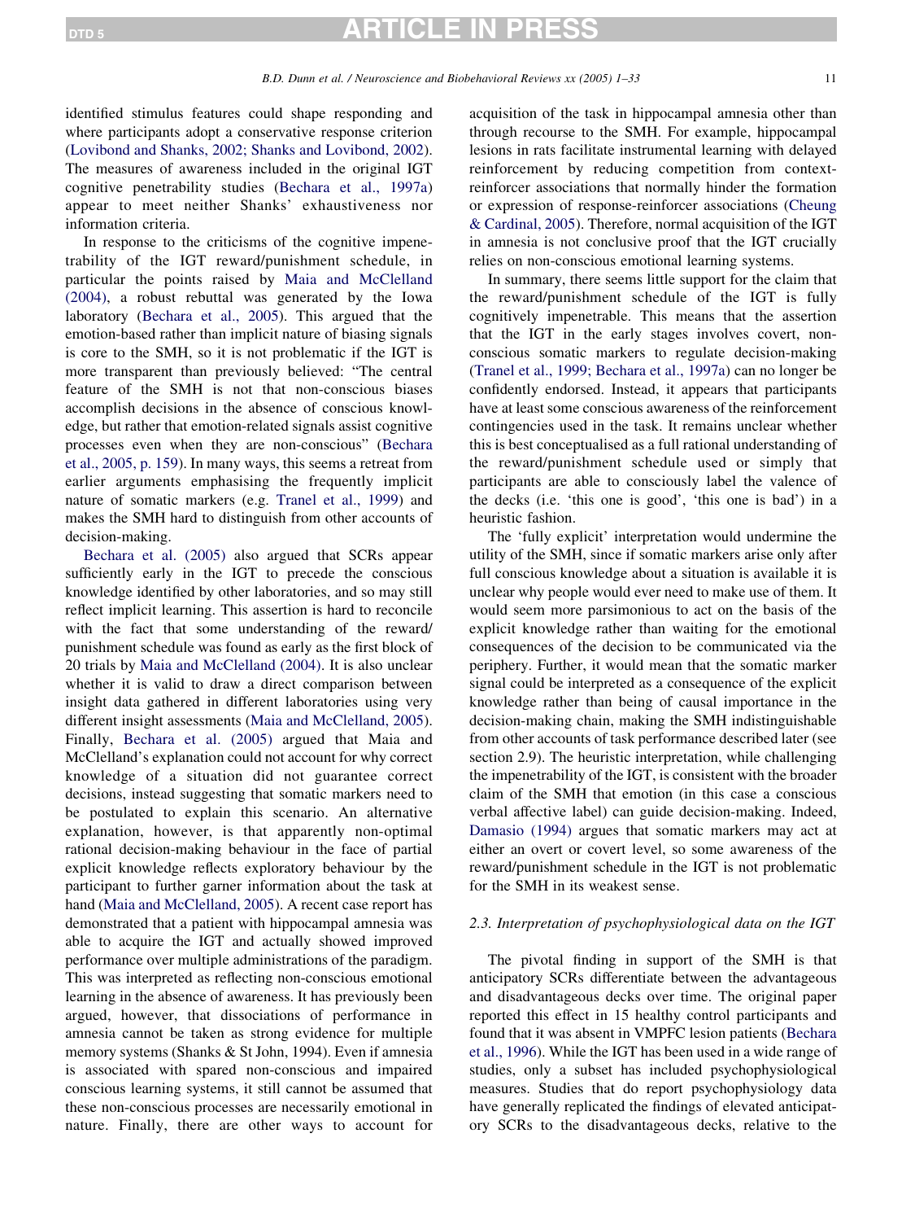identified stimulus features could shape responding and where participants adopt a conservative response criterion (Lovibond and Shanks, 2002; Shanks and Lovibond, 2002). The measures of awareness included in the original IGT cognitive penetrability studies (Bechara et al., 1997a) appear to meet neither Shanks' exhaustiveness nor information criteria.

In response to the criticisms of the cognitive impenetrability of the IGT reward/punishment schedule, in particular the points raised by Maia and McClelland (2004), a robust rebuttal was generated by the Iowa laboratory (Bechara et al., 2005). This argued that the emotion-based rather than implicit nature of biasing signals is core to the SMH, so it is not problematic if the IGT is more transparent than previously believed: "The central feature of the SMH is not that non-conscious biases accomplish decisions in the absence of conscious knowledge, but rather that emotion-related signals assist cognitive processes even when they are non-conscious" (Bechara et al., 2005, p. 159). In many ways, this seems a retreat from earlier arguments emphasising the frequently implicit nature of somatic markers (e.g. Tranel et al., 1999) and makes the SMH hard to distinguish from other accounts of decision-making.

Bechara et al. (2005) also argued that SCRs appear sufficiently early in the IGT to precede the conscious knowledge identified by other laboratories, and so may still reflect implicit learning. This assertion is hard to reconcile with the fact that some understanding of the reward/punishment schedule was found as early as the first block of 20 trials by Maia and McClelland (2004). It is also unclear whether it is valid to draw a direct comparison between insight data gathered in different laboratories using very different insight assessments (Maia and McClelland, 2005). Finally, Bechara et al. (2005) argued that Maia and McClelland's explanation could not account for why correct knowledge of a situation did not guarantee correct decisions, instead suggesting that somatic markers need to be postulated to explain this scenario. An alternative explanation, however, is that apparently non-optimal rational decision-making behaviour in the face of partial explicit knowledge reflects exploratory behaviour by the participant to further garner information about the task at hand (Maia and McClelland, 2005). A recent case report has demonstrated that a patient with hippocampal amnesia was able to acquire the IGT and actually showed improved performance over multiple administrations of the paradigm. This was interpreted as reflecting non-conscious emotional learning in the absence of awareness. It has previously been argued, however, that dissociations of performance in amnesia cannot be taken as strong evidence for multiple memory systems (Shanks & St John, 1994). Even if amnesia is associated with spared non-conscious and impaired conscious learning systems, it still cannot be assumed that these non-conscious processes are necessarily emotional in nature. Finally, there are other ways to account for acquisition of the task in hippocampal amnesia other than through recourse to the SMH. For example, hippocampal lesions in rats facilitate instrumental learning with delayed reinforcement by reducing competition from context-reinforcer associations that normally hinder the formation or expression of response-reinforcer associations (Cheung & Cardinal, 2005). Therefore, normal acquisition of the IGT in amnesia is not conclusive proof that the IGT crucially relies on non-conscious emotional learning systems.

In summary, there seems little support for the claim that the reward/punishment schedule of the IGT is fully cognitively impenetrable. This means that the assertion that the IGT in the early stages involves covert, non-conscious somatic markers to regulate decision-making (Tranel et al., 1999; Bechara et al., 1997a) can no longer be confidently endorsed. Instead, it appears that participants have at least some conscious awareness of the reinforcement contingencies used in the task. It remains unclear whether this is best conceptualised as a full rational understanding of the reward/punishment schedule used or simply that participants are able to consciously label the valence of the decks (i.e. 'this one is good', 'this one is bad') in a heuristic fashion.

The 'fully explicit' interpretation would undermine the utility of the SMH, since if somatic markers arise only after full conscious knowledge about a situation is available it is unclear why people would ever need to make use of them. It would seem more parsimonious to act on the basis of the explicit knowledge rather than waiting for the emotional consequences of the decision to be communicated via the periphery. Further, it would mean that the somatic marker signal could be interpreted as a consequence of the explicit knowledge rather than being of causal importance in the decision-making chain, making the SMH indistinguishable from other accounts of task performance described later (see section 2.9). The heuristic interpretation, while challenging the impenetrability of the IGT, is consistent with the broader claim of the SMH that emotion (in this case a conscious verbal affective label) can guide decision-making. Indeed, Damasio (1994) argues that somatic markers may act at either an overt or covert level, so some awareness of the reward/punishment schedule in the IGT is not problematic for the SMH in its weakest sense.

### 2.3. Interpretation of psychophysiological data on the IGT

The pivotal finding in support of the SMH is that anticipatory SCRs differentiate between the advantageous and disadvantageous decks over time. The original paper reported this effect in 15 healthy control participants and found that it was absent in VMPFC lesion patients (Bechara et al., 1996). While the IGT has been used in a wide range of studies, only a subset has included psychophysiological measures. Studies that do report psychophysiology data have generally replicated the findings of elevated anticipatory SCRs to the disadvantageous decks, relative to the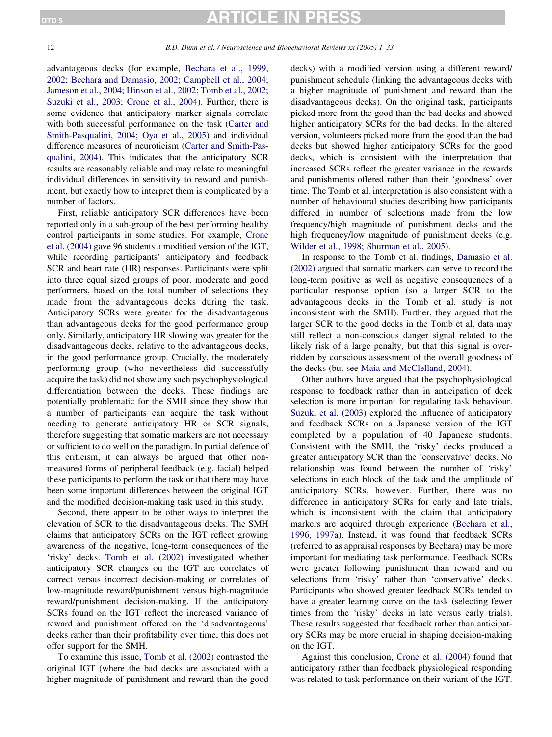advantageous decks (for example, Bechara et al., 1999, 2002; Bechara and Damasio, 2002; Campbell et al., 2004; Jameson et al., 2004; Hinson et al., 2002; Tomb et al., 2002; Suzuki et al., 2003; Crone et al., 2004). Further, there is some evidence that anticipatory marker signals correlate with both successful performance on the task (Carter and Smith-Pasqualini, 2004; Oya et al., 2005) and individual difference measures of neuroticism (Carter and Smith-Pasqualini, 2004). This indicates that the anticipatory SCR results are reasonably reliable and may relate to meaningful individual differences in sensitivity to reward and punishment, but exactly how to interpret them is complicated by a number of factors.

First, reliable anticipatory SCR differences have been reported only in a sub-group of the best performing healthy control participants in some studies. For example, Crone et al. (2004) gave 96 students a modified version of the IGT, while recording participants' anticipatory and feedback SCR and heart rate (HR) responses. Participants were split into three equal sized groups of poor, moderate and good performers, based on the total number of selections they made from the advantageous decks during the task. Anticipatory SCRs were greater for the disadvantageous than advantageous decks for the good performance group only. Similarly, anticipatory HR slowing was greater for the disadvantageous decks, relative to the advantageous decks, in the good performance group. Crucially, the moderately performing group (who nevertheless did successfully acquire the task) did not show any such psychophysiological differentiation between the decks. These findings are potentially problematic for the SMH since they show that a number of participants can acquire the task without needing to generate anticipatory HR or SCR signals, therefore suggesting that somatic markers are not necessary or sufficient to do well on the paradigm. In partial defence of this criticism, it can always be argued that other non-measured forms of peripheral feedback (e.g. facial) helped these participants to perform the task or that there may have been some important differences between the original IGT and the modified decision-making task used in this study.

Second, there appear to be other ways to interpret the elevation of SCR to the disadvantageous decks. The SMH claims that anticipatory SCRs on the IGT reflect growing awareness of the negative, long-term consequences of the 'risky' decks. Tomb et al. (2002) investigated whether anticipatory SCR changes on the IGT are correlates of correct versus incorrect decision-making or correlates of low-magnitude reward/punishment versus high-magnitude reward/punishment decision-making. If the anticipatory SCRs found on the IGT reflect the increased variance of reward and punishment offered on the 'disadvantageous' decks rather than their profitability over time, this does not offer support for the SMH.

To examine this issue, Tomb et al. (2002) contrasted the original IGT (where the bad decks are associated with a higher magnitude of punishment and reward than the good decks) with a modified version using a different reward/punishment schedule (linking the advantageous decks with a higher magnitude of punishment and reward than the disadvantageous decks). On the original task, participants picked more from the good than the bad decks and showed higher anticipatory SCRs for the bad decks. In the altered version, volunteers picked more from the good than the bad decks but showed higher anticipatory SCRs for the good decks, which is consistent with the interpretation that increased SCRs reflect the greater variance in the rewards and punishments offered rather than their 'goodness' over time. The Tomb et al. interpretation is also consistent with a number of behavioural studies describing how participants differed in number of selections made from the low frequency/high magnitude of punishment decks and the high frequency/low magnitude of punishment decks (e.g. Wilder et al., 1998; Shurman et al., 2005).

In response to the Tomb et al. findings, Damasio et al. (2002) argued that somatic markers can serve to record the long-term positive as well as negative consequences of a particular response option (so a larger SCR to the advantageous decks in the Tomb et al. study is not inconsistent with the SMH). Further, they argued that the larger SCR to the good decks in the Tomb et al. data may still reflect a non-conscious danger signal related to the likely risk of a large penalty, but that this signal is over-ridden by conscious assessment of the overall goodness of the decks (but see Maia and McClelland, 2004).

Other authors have argued that the psychophysiological response to feedback rather than in anticipation of deck selection is more important for regulating task behaviour. Suzuki et al. (2003) explored the influence of anticipatory and feedback SCRs on a Japanese version of the IGT completed by a population of 40 Japanese students. Consistent with the SMH, the 'risky' decks produced a greater anticipatory SCR than the 'conservative' decks. No relationship was found between the number of 'risky' selections in each block of the task and the amplitude of anticipatory SCRs, however. Further, there was no difference in anticipatory SCRs for early and late trials, which is inconsistent with the claim that anticipatory markers are acquired through experience (Bechara et al., 1996, 1997a). Instead, it was found that feedback SCRs (referred to as appraisal responses by Bechara) may be more important for mediating task performance. Feedback SCRs were greater following punishment than reward and on selections from 'risky' rather than 'conservative' decks. Participants who showed greater feedback SCRs tended to have a greater learning curve on the task (selecting fewer times from the 'risky' decks in late versus early trials). These results suggested that feedback rather than anticipatory SCRs may be more crucial in shaping decision-making on the IGT.

Against this conclusion, Crone et al. (2004) found that anticipatory rather than feedback physiological responding was related to task performance on their variant of the IGT.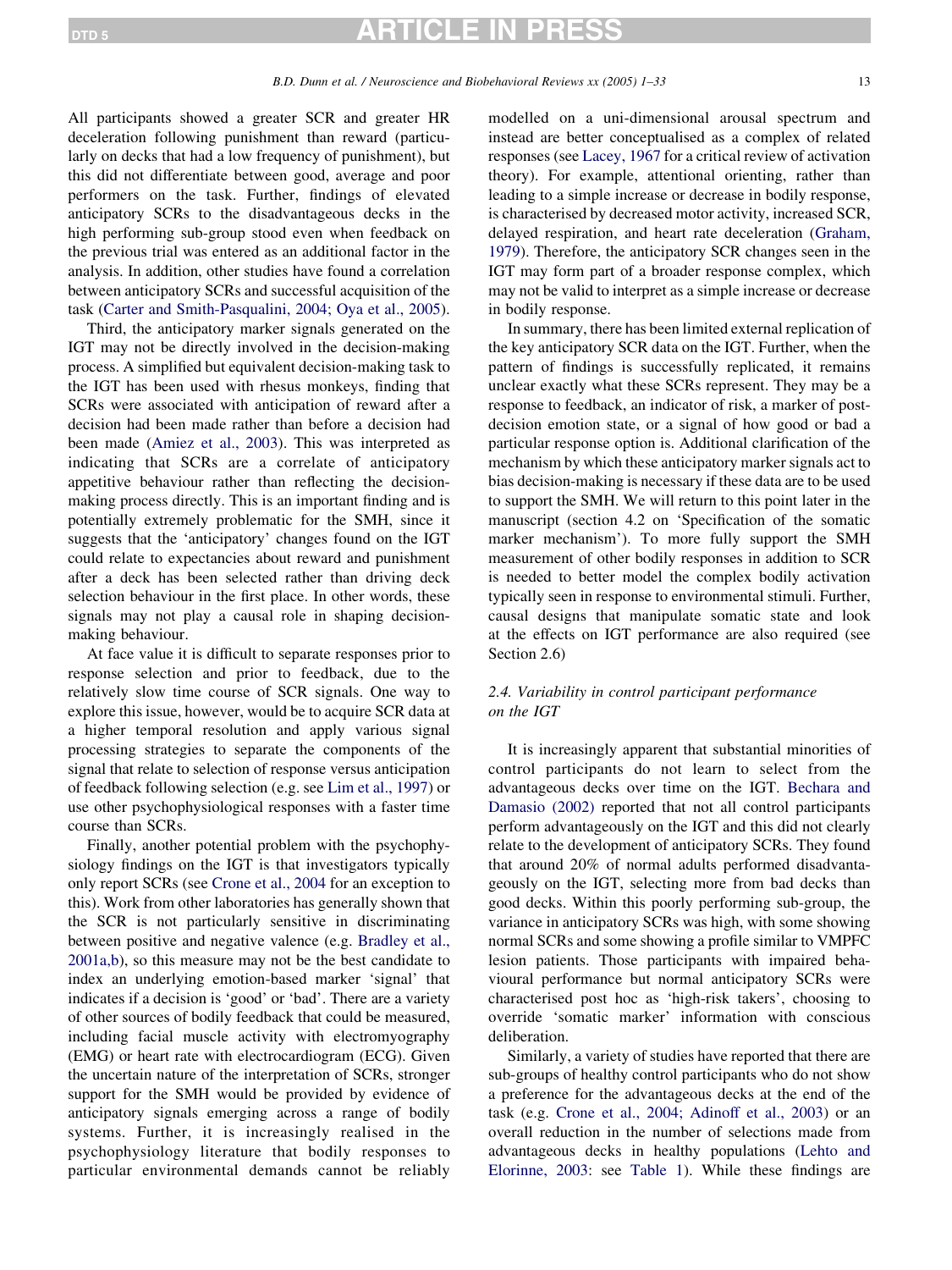All participants showed a greater SCR and greater HR deceleration following punishment than reward (particularly on decks that had a low frequency of punishment), but this did not differentiate between good, average and poor performers on the task. Further, findings of elevated anticipatory SCRs to the disadvantageous decks in the high performing sub-group stood even when feedback on the previous trial was entered as an additional factor in the analysis. In addition, other studies have found a correlation between anticipatory SCRs and successful acquisition of the task (Carter and Smith-Pasqualini, 2004; Oya et al., 2005).

Third, the anticipatory marker signals generated on the IGT may not be directly involved in the decision-making process. A simplified but equivalent decision-making task to the IGT has been used with rhesus monkeys, finding that SCRs were associated with anticipation of reward after a decision had been made rather than before a decision had been made (Amiez et al., 2003). This was interpreted as indicating that SCRs are a correlate of anticipatory appetitive behaviour rather than reflecting the decision-making process directly. This is an important finding and is potentially extremely problematic for the SMH, since it suggests that the 'anticipatory' changes found on the IGT could relate to expectancies about reward and punishment after a deck has been selected rather than driving deck selection behaviour in the first place. In other words, these signals may not play a causal role in shaping decision-making behaviour.

At face value it is difficult to separate responses prior to response selection and prior to feedback, due to the relatively slow time course of SCR signals. One way to explore this issue, however, would be to acquire SCR data at a higher temporal resolution and apply various signal processing strategies to separate the components of the signal that relate to selection of response versus anticipation of feedback following selection (e.g. see Lim et al., 1997) or use other psychophysiological responses with a faster time course than SCRs.

Finally, another potential problem with the psychophysiology findings on the IGT is that investigators typically only report SCRs (see Crone et al., 2004 for an exception to this). Work from other laboratories has generally shown that the SCR is not particularly sensitive in discriminating between positive and negative valence (e.g. Bradley et al., 2001a,b), so this measure may not be the best candidate to index an underlying emotion-based marker 'signal' that indicates if a decision is 'good' or 'bad'. There are a variety of other sources of bodily feedback that could be measured, including facial muscle activity with electromyography (EMG) or heart rate with electrocardiogram (ECG). Given the uncertain nature of the interpretation of SCRs, stronger support for the SMH would be provided by evidence of anticipatory signals emerging across a range of bodily systems. Further, it is increasingly realised in the psychophysiology literature that bodily responses to particular environmental demands cannot be reliably modelled on a uni-dimensional arousal spectrum and instead are better conceptualised as a complex of related responses (see Lacey, 1967 for a critical review of activation theory). For example, attentional orienting, rather than leading to a simple increase or decrease in bodily response, is characterised by decreased motor activity, increased SCR, delayed respiration, and heart rate deceleration (Graham, 1979). Therefore, the anticipatory SCR changes seen in the IGT may form part of a broader response complex, which may not be valid to interpret as a simple increase or decrease in bodily response.

In summary, there has been limited external replication of the key anticipatory SCR data on the IGT. Further, when the pattern of findings is successfully replicated, it remains unclear exactly what these SCRs represent. They may be a response to feedback, an indicator of risk, a marker of post-decision emotion state, or a signal of how good or bad a particular response option is. Additional clarification of the mechanism by which these anticipatory marker signals act to bias decision-making is necessary if these data are to be used to support the SMH. We will return to this point later in the manuscript (section 4.2 on 'Specification of the somatic marker mechanism'). To more fully support the SMH measurement of other bodily responses in addition to SCR is needed to better model the complex bodily activation typically seen in response to environmental stimuli. Further, causal designs that manipulate somatic state and look at the effects on IGT performance are also required (see Section 2.6)

### 2.4. Variability in control participant performance on the IGT

It is increasingly apparent that substantial minorities of control participants do not learn to select from the advantageous decks over time on the IGT. Bechara and Damasio (2002) reported that not all control participants perform advantageously on the IGT and this did not clearly relate to the development of anticipatory SCRs. They found that around 20% of normal adults performed disadvantageously on the IGT, selecting more from bad decks than good decks. Within this poorly performing sub-group, the variance in anticipatory SCRs was high, with some showing normal SCRs and some showing a profile similar to VMPFC lesion patients. Those participants with impaired behavioural performance but normal anticipatory SCRs were characterised post hoc as 'high-risk takers', choosing to override 'somatic marker' information with conscious deliberation.

Similarly, a variety of studies have reported that there are sub-groups of healthy control participants who do not show a preference for the advantageous decks at the end of the task (e.g. Crone et al., 2004; Adinoff et al., 2003) or an overall reduction in the number of selections made from advantageous decks in healthy populations (Lehto and Elorinne, 2003: see Table 1). While these findings are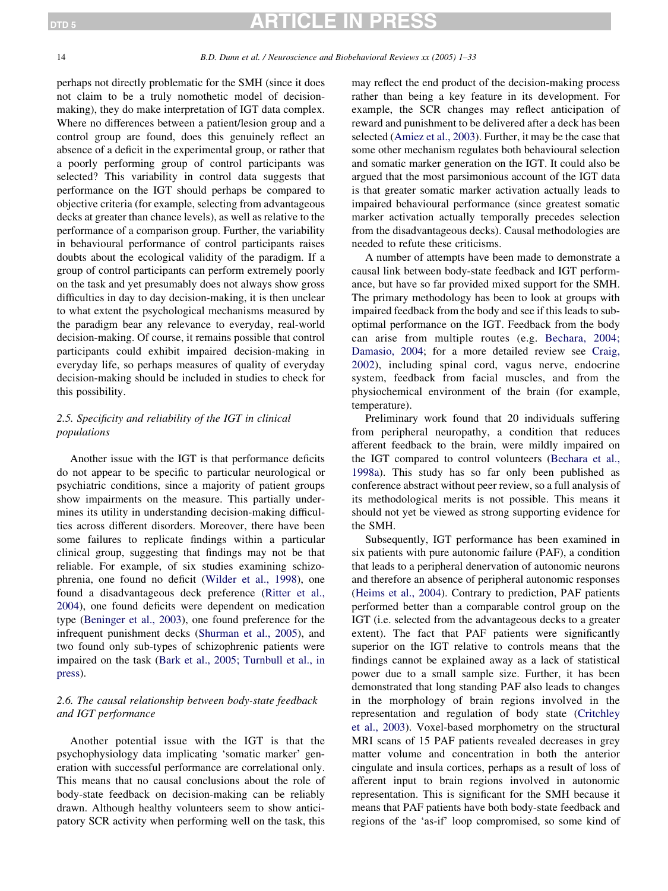perhaps not directly problematic for the SMH (since it does not claim to be a truly nomothetic model of decision-making), they do make interpretation of IGT data complex. Where no differences between a patient/lesion group and a control group are found, does this genuinely reflect an absence of a deficit in the experimental group, or rather that a poorly performing group of control participants was selected? This variability in control data suggests that performance on the IGT should perhaps be compared to objective criteria (for example, selecting from advantageous decks at greater than chance levels), as well as relative to the performance of a comparison group. Further, the variability in behavioural performance of control participants raises doubts about the ecological validity of the paradigm. If a group of control participants can perform extremely poorly on the task and yet presumably does not always show gross difficulties in day to day decision-making, it is then unclear to what extent the psychological mechanisms measured by the paradigm bear any relevance to everyday, real-world decision-making. Of course, it remains possible that control participants could exhibit impaired decision-making in everyday life, so perhaps measures of quality of everyday decision-making should be included in studies to check for this possibility.

### 2.5. Specificity and reliability of the IGT in clinical populations

Another issue with the IGT is that performance deficits do not appear to be specific to particular neurological or psychiatric conditions, since a majority of patient groups show impairments on the measure. This partially undermines its utility in understanding decision-making difficulties across different disorders. Moreover, there have been some failures to replicate findings within a particular clinical group, suggesting that findings may not be that reliable. For example, of six studies examining schizophrenia, one found no deficit (Wilder et al., 1998), one found a disadvantageous deck preference (Ritter et al., 2004), one found deficits were dependent on medication type (Beninger et al., 2003), one found preference for the infrequent punishment decks (Shurman et al., 2005), and two found only sub-types of schizophrenic patients were impaired on the task (Bark et al., 2005; Turnbull et al., in press).

### 2.6. The causal relationship between body-state feedback and IGT performance

Another potential issue with the IGT is that the psychophysiology data implicating 'somatic marker' generation with successful performance are correlational only. This means that no causal conclusions about the role of body-state feedback on decision-making can be reliably drawn. Although healthy volunteers seem to show anticipatory SCR activity when performing well on the task, this may reflect the end product of the decision-making process rather than being a key feature in its development. For example, the SCR changes may reflect anticipation of reward and punishment to be delivered after a deck has been selected (Amiez et al., 2003). Further, it may be the case that some other mechanism regulates both behavioural selection and somatic marker generation on the IGT. It could also be argued that the most parsimonious account of the IGT data is that greater somatic marker activation actually leads to impaired behavioural performance (since greatest somatic marker activation actually temporally precedes selection from the disadvantageous decks). Causal methodologies are needed to refute these criticisms.

A number of attempts have been made to demonstrate a causal link between body-state feedback and IGT performance, but have so far provided mixed support for the SMH. The primary methodology has been to look at groups with impaired feedback from the body and see if this leads to sub-optimal performance on the IGT. Feedback from the body can arise from multiple routes (e.g. Bechara, 2004; Damasio, 2004; for a more detailed review see Craig, 2002), including spinal cord, vagus nerve, endocrine system, feedback from facial muscles, and from the physiochemical environment of the brain (for example, temperature).

Preliminary work found that 20 individuals suffering from peripheral neuropathy, a condition that reduces afferent feedback to the brain, were mildly impaired on the IGT compared to control volunteers (Bechara et al., 1998a). This study has so far only been published as conference abstract without peer review, so a full analysis of its methodological merits is not possible. This means it should not yet be viewed as strong supporting evidence for the SMH.

Subsequently, IGT performance has been examined in six patients with pure autonomic failure (PAF), a condition that leads to a peripheral denervation of autonomic neurons and therefore an absence of peripheral autonomic responses (Heims et al., 2004). Contrary to prediction, PAF patients performed better than a comparable control group on the IGT (i.e. selected from the advantageous decks to a greater extent). The fact that PAF patients were significantly superior on the IGT relative to controls means that the findings cannot be explained away as a lack of statistical power due to a small sample size. Further, it has been demonstrated that long standing PAF also leads to changes in the morphology of brain regions involved in the representation and regulation of body state (Critchley et al., 2003). Voxel-based morphometry on the structural MRI scans of 15 PAF patients revealed decreases in grey matter volume and concentration in both the anterior cingulate and insula cortices, perhaps as a result of loss of afferent input to brain regions involved in autonomic representation. This is significant for the SMH because it means that PAF patients have both body-state feedback and regions of the 'as-if' loop compromised, so some kind of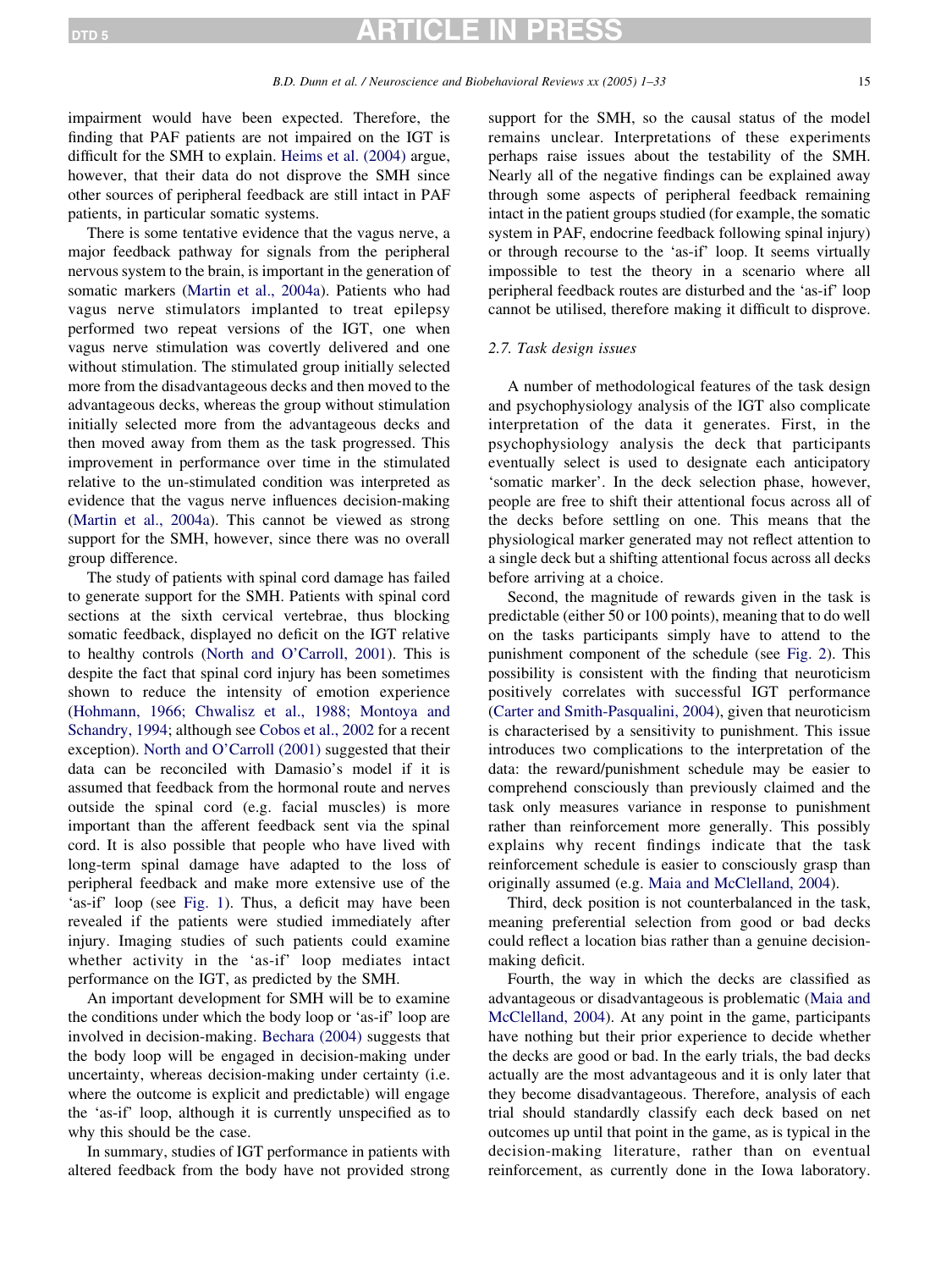impairment would have been expected. Therefore, the finding that PAF patients are not impaired on the IGT is difficult for the SMH to explain. Heims et al. (2004) argue, however, that their data do not disprove the SMH since other sources of peripheral feedback are still intact in PAF patients, in particular somatic systems.

There is some tentative evidence that the vagus nerve, a major feedback pathway for signals from the peripheral nervous system to the brain, is important in the generation of somatic markers (Martin et al., 2004a). Patients who had vagus nerve stimulators implanted to treat epilepsy performed two repeat versions of the IGT, one when vagus nerve stimulation was covertly delivered and one without stimulation. The stimulated group initially selected more from the disadvantageous decks and then moved to the advantageous decks, whereas the group without stimulation initially selected more from the advantageous decks and then moved away from them as the task progressed. This improvement in performance over time in the stimulated relative to the un-stimulated condition was interpreted as evidence that the vagus nerve influences decision-making (Martin et al., 2004a). This cannot be viewed as strong support for the SMH, however, since there was no overall group difference.

The study of patients with spinal cord damage has failed to generate support for the SMH. Patients with spinal cord sections at the sixth cervical vertebrae, thus blocking somatic feedback, displayed no deficit on the IGT relative to healthy controls (North and O'Carroll, 2001). This is despite the fact that spinal cord injury has been sometimes shown to reduce the intensity of emotion experience (Hohmann, 1966; Chwalisz et al., 1988; Montoya and Schandry, 1994; although see Cobos et al., 2002 for a recent exception). North and O'Carroll (2001) suggested that their data can be reconciled with Damasio's model if it is assumed that feedback from the hormonal route and nerves outside the spinal cord (e.g. facial muscles) is more important than the afferent feedback sent via the spinal cord. It is also possible that people who have lived with long-term spinal damage have adapted to the loss of peripheral feedback and make more extensive use of the 'as-if' loop (see Fig. 1). Thus, a deficit may have been revealed if the patients were studied immediately after injury. Imaging studies of such patients could examine whether activity in the 'as-if' loop mediates intact performance on the IGT, as predicted by the SMH.

An important development for SMH will be to examine the conditions under which the body loop or 'as-if' loop are involved in decision-making. Bechara (2004) suggests that the body loop will be engaged in decision-making under uncertainty, whereas decision-making under certainty (i.e. where the outcome is explicit and predictable) will engage the 'as-if' loop, although it is currently unspecified as to why this should be the case.

In summary, studies of IGT performance in patients with altered feedback from the body have not provided strong support for the SMH, so the causal status of the model remains unclear. Interpretations of these experiments perhaps raise issues about the testability of the SMH. Nearly all of the negative findings can be explained away through some aspects of peripheral feedback remaining intact in the patient groups studied (for example, the somatic system in PAF, endocrine feedback following spinal injury) or through recourse to the 'as-if' loop. It seems virtually impossible to test the theory in a scenario where all peripheral feedback routes are disturbed and the 'as-if' loop cannot be utilised, therefore making it difficult to disprove.

### 2.7. Task design issues

A number of methodological features of the task design and psychophysiology analysis of the IGT also complicate interpretation of the data it generates. First, in the psychophysiology analysis the deck that participants eventually select is used to designate each anticipatory 'somatic marker'. In the deck selection phase, however, people are free to shift their attentional focus across all of the decks before settling on one. This means that the physiological marker generated may not reflect attention to a single deck but a shifting attentional focus across all decks before arriving at a choice.

Second, the magnitude of rewards given in the task is predictable (either 50 or 100 points), meaning that to do well on the tasks participants simply have to attend to the punishment component of the schedule (see Fig. 2). This possibility is consistent with the finding that neuroticism positively correlates with successful IGT performance (Carter and Smith-Pasqualini, 2004), given that neuroticism is characterised by a sensitivity to punishment. This issue introduces two complications to the interpretation of the data: the reward/punishment schedule may be easier to comprehend consciously than previously claimed and the task only measures variance in response to punishment rather than reinforcement more generally. This possibly explains why recent findings indicate that the task reinforcement schedule is easier to consciously grasp than originally assumed (e.g. Maia and McClelland, 2004).

Third, deck position is not counterbalanced in the task, meaning preferential selection from good or bad decks could reflect a location bias rather than a genuine decision-making deficit.

Fourth, the way in which the decks are classified as advantageous or disadvantageous is problematic (Maia and McClelland, 2004). At any point in the game, participants have nothing but their prior experience to decide whether the decks are good or bad. In the early trials, the bad decks actually are the most advantageous and it is only later that they become disadvantageous. Therefore, analysis of each trial should standardly classify each deck based on net outcomes up until that point in the game, as is typical in the decision-making literature, rather than on eventual reinforcement, as currently done in the Iowa laboratory.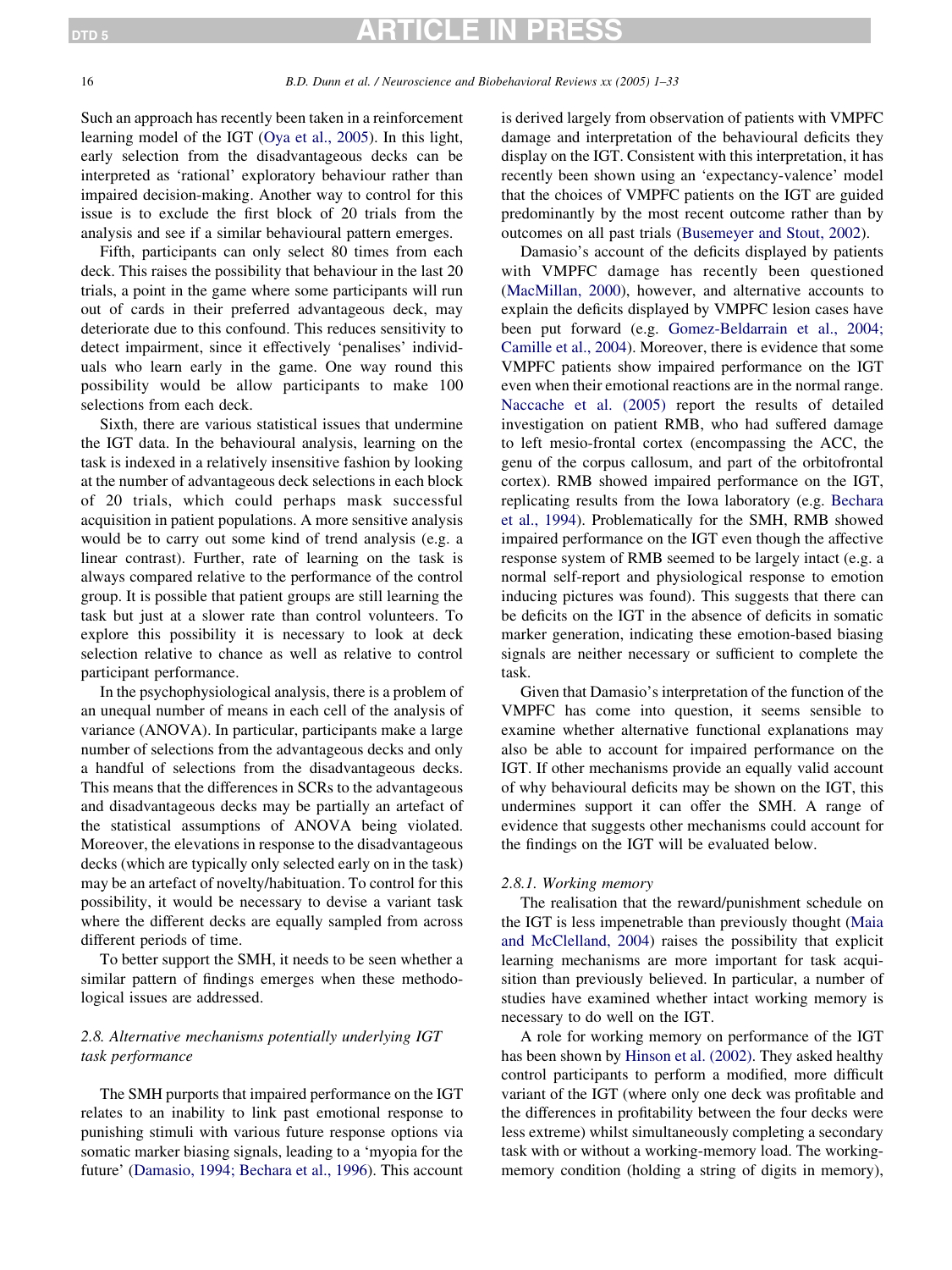Such an approach has recently been taken in a reinforcement learning model of the IGT (Oya et al., 2005). In this light, early selection from the disadvantageous decks can be interpreted as 'rational' exploratory behaviour rather than impaired decision-making. Another way to control for this issue is to exclude the first block of 20 trials from the analysis and see if a similar behavioural pattern emerges.

Fifth, participants can only select 80 times from each deck. This raises the possibility that behaviour in the last 20 trials, a point in the game where some participants will run out of cards in their preferred advantageous deck, may deteriorate due to this confound. This reduces sensitivity to detect impairment, since it effectively 'penalises' individuals who learn early in the game. One way round this possibility would be allow participants to make 100 selections from each deck.

Sixth, there are various statistical issues that undermine the IGT data. In the behavioural analysis, learning on the task is indexed in a relatively insensitive fashion by looking at the number of advantageous deck selections in each block of 20 trials, which could perhaps mask successful acquisition in patient populations. A more sensitive analysis would be to carry out some kind of trend analysis (e.g. a linear contrast). Further, rate of learning on the task is always compared relative to the performance of the control group. It is possible that patient groups are still learning the task but just at a slower rate than control volunteers. To explore this possibility it is necessary to look at deck selection relative to chance as well as relative to control participant performance.

In the psychophysiological analysis, there is a problem of an unequal number of means in each cell of the analysis of variance (ANOVA). In particular, participants make a large number of selections from the advantageous decks and only a handful of selections from the disadvantageous decks. This means that the differences in SCRs to the advantageous and disadvantageous decks may be partially an artefact of the statistical assumptions of ANOVA being violated. Moreover, the elevations in response to the disadvantageous decks (which are typically only selected early on in the task) may be an artefact of novelty/habituation. To control for this possibility, it would be necessary to devise a variant task where the different decks are equally sampled from across different periods of time.

To better support the SMH, it needs to be seen whether a similar pattern of findings emerges when these methodological issues are addressed.

### *2.8. Alternative mechanisms potentially underlying IGT task performance*

The SMH purports that impaired performance on the IGT relates to an inability to link past emotional response to punishing stimuli with various future response options via somatic marker biasing signals, leading to a 'myopia for the future' (Damasio, 1994; Bechara et al., 1996). This account is derived largely from observation of patients with VMPFC damage and interpretation of the behavioural deficits they display on the IGT. Consistent with this interpretation, it has recently been shown using an 'expectancy-valence' model that the choices of VMPFC patients on the IGT are guided predominantly by the most recent outcome rather than by outcomes on all past trials (Busemeyer and Stout, 2002).

Damasio's account of the deficits displayed by patients with VMPFC damage has recently been questioned (MacMillan, 2000), however, and alternative accounts to explain the deficits displayed by VMPFC lesion cases have been put forward (e.g. Gomez-Beldarrain et al., 2004; Camille et al., 2004). Moreover, there is evidence that some VMPFC patients show impaired performance on the IGT even when their emotional reactions are in the normal range. Naccache et al. (2005) report the results of detailed investigation on patient RMB, who had suffered damage to left mesio-frontal cortex (encompassing the ACC, the genu of the corpus callosum, and part of the orbitofrontal cortex). RMB showed impaired performance on the IGT, replicating results from the Iowa laboratory (e.g. Bechara et al., 1994). Problematically for the SMH, RMB showed impaired performance on the IGT even though the affective response system of RMB seemed to be largely intact (e.g. a normal self-report and physiological response to emotion inducing pictures was found). This suggests that there can be deficits on the IGT in the absence of deficits in somatic marker generation, indicating these emotion-based biasing signals are neither necessary or sufficient to complete the task.

Given that Damasio's interpretation of the function of the VMPFC has come into question, it seems sensible to examine whether alternative functional explanations may also be able to account for impaired performance on the IGT. If other mechanisms provide an equally valid account of why behavioural deficits may be shown on the IGT, this undermines support it can offer the SMH. A range of evidence that suggests other mechanisms could account for the findings on the IGT will be evaluated below.

#### *2.8.1. Working memory*

The realisation that the reward/punishment schedule on the IGT is less impenetrable than previously thought (Maia and McClelland, 2004) raises the possibility that explicit learning mechanisms are more important for task acquisition than previously believed. In particular, a number of studies have examined whether intact working memory is necessary to do well on the IGT.

A role for working memory on performance of the IGT has been shown by Hinson et al. (2002). They asked healthy control participants to perform a modified, more difficult variant of the IGT (where only one deck was profitable and the differences in profitability between the four decks were less extreme) whilst simultaneously completing a secondary task with or without a working-memory load. The working-memory condition (holding a string of digits in memory),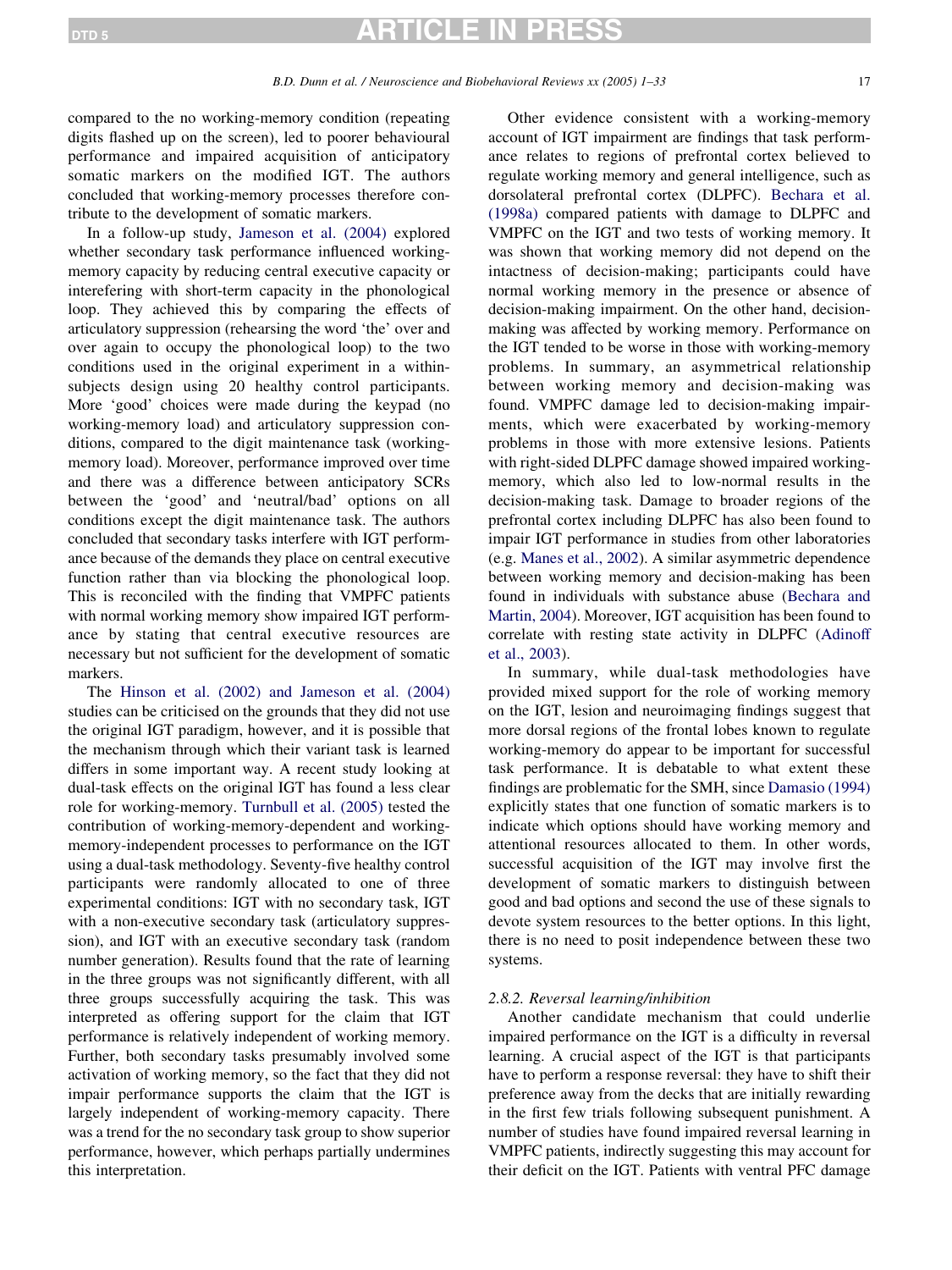compared to the no working-memory condition (repeating digits flashed up on the screen), led to poorer behavioural performance and impaired acquisition of anticipatory somatic markers on the modified IGT. The authors concluded that working-memory processes therefore contribute to the development of somatic markers.

In a follow-up study, Jameson et al. (2004) explored whether secondary task performance influenced working-memory capacity by reducing central executive capacity or interefering with short-term capacity in the phonological loop. They achieved this by comparing the effects of articulatory suppression (rehearsing the word 'the' over and over again to occupy the phonological loop) to the two conditions used in the original experiment in a within-subjects design using 20 healthy control participants. More 'good' choices were made during the keypad (no working-memory load) and articulatory suppression conditions, compared to the digit maintenance task (working-memory load). Moreover, performance improved over time and there was a difference between anticipatory SCRs between the 'good' and 'neutral/bad' options on all conditions except the digit maintenance task. The authors concluded that secondary tasks interfere with IGT performance because of the demands they place on central executive function rather than via blocking the phonological loop. This is reconciled with the finding that VMPFC patients with normal working memory show impaired IGT performance by stating that central executive resources are necessary but not sufficient for the development of somatic markers.

The Hinson et al. (2002) and Jameson et al. (2004) studies can be criticised on the grounds that they did not use the original IGT paradigm, however, and it is possible that the mechanism through which their variant task is learned differs in some important way. A recent study looking at dual-task effects on the original IGT has found a less clear role for working-memory. Turnbull et al. (2005) tested the contribution of working-memory-dependent and working-memory-independent processes to performance on the IGT using a dual-task methodology. Seventy-five healthy control participants were randomly allocated to one of three experimental conditions: IGT with no secondary task, IGT with a non-executive secondary task (articulatory suppression), and IGT with an executive secondary task (random number generation). Results found that the rate of learning in the three groups was not significantly different, with all three groups successfully acquiring the task. This was interpreted as offering support for the claim that IGT performance is relatively independent of working memory. Further, both secondary tasks presumably involved some activation of working memory, so the fact that they did not impair performance supports the claim that the IGT is largely independent of working-memory capacity. There was a trend for the no secondary task group to show superior performance, however, which perhaps partially undermines this interpretation.

Other evidence consistent with a working-memory account of IGT impairment are findings that task performance relates to regions of prefrontal cortex believed to regulate working memory and general intelligence, such as dorsolateral prefrontal cortex (DLPFC). Bechara et al. (1998a) compared patients with damage to DLPFC and VMPFC on the IGT and two tests of working memory. It was shown that working memory did not depend on the intactness of decision-making; participants could have normal working memory in the presence or absence of decision-making impairment. On the other hand, decision-making was affected by working memory. Performance on the IGT tended to be worse in those with working-memory problems. In summary, an asymmetrical relationship between working memory and decision-making was found. VMPFC damage led to decision-making impairments, which were exacerbated by working-memory problems in those with more extensive lesions. Patients with right-sided DLPFC damage showed impaired working-memory, which also led to low-normal results in the decision-making task. Damage to broader regions of the prefrontal cortex including DLPFC has also been found to impair IGT performance in studies from other laboratories (e.g. Manes et al., 2002). A similar asymmetric dependence between working memory and decision-making has been found in individuals with substance abuse (Bechara and Martin, 2004). Moreover, IGT acquisition has been found to correlate with resting state activity in DLPFC (Adinoff et al., 2003).

In summary, while dual-task methodologies have provided mixed support for the role of working memory on the IGT, lesion and neuroimaging findings suggest that more dorsal regions of the frontal lobes known to regulate working-memory do appear to be important for successful task performance. It is debatable to what extent these findings are problematic for the SMH, since Damasio (1994) explicitly states that one function of somatic markers is to indicate which options should have working memory and attentional resources allocated to them. In other words, successful acquisition of the IGT may involve first the development of somatic markers to distinguish between good and bad options and second the use of these signals to devote system resources to the better options. In this light, there is no need to posit independence between these two systems.

#### 2.8.2. Reversal learning/inhibition

Another candidate mechanism that could underlie impaired performance on the IGT is a difficulty in reversal learning. A crucial aspect of the IGT is that participants have to perform a response reversal: they have to shift their preference away from the decks that are initially rewarding in the first few trials following subsequent punishment. A number of studies have found impaired reversal learning in VMPFC patients, indirectly suggesting this may account for their deficit on the IGT. Patients with ventral PFC damage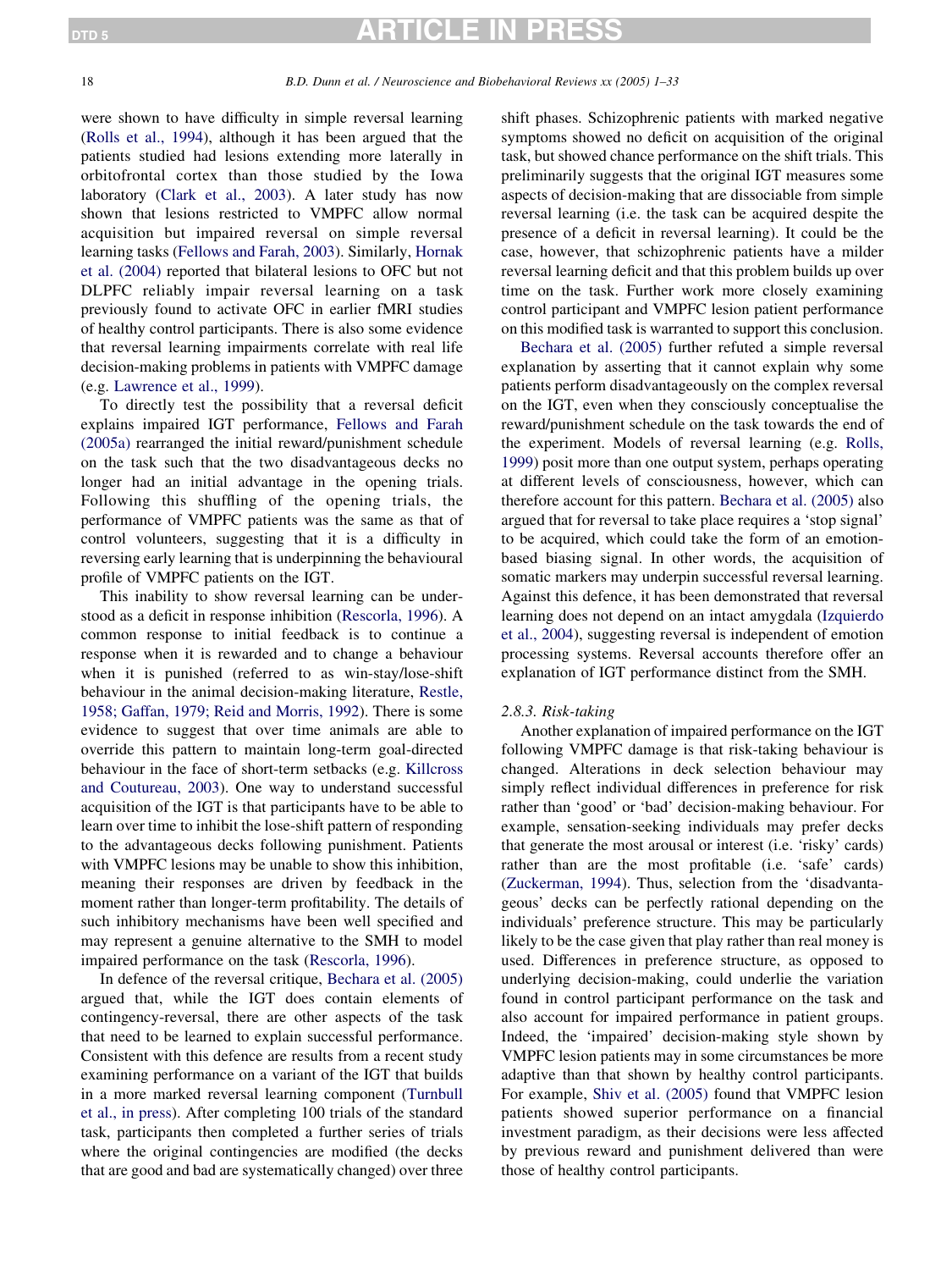were shown to have difficulty in simple reversal learning (Rolls et al., 1994), although it has been argued that the patients studied had lesions extending more laterally in orbitofrontal cortex than those studied by the Iowa laboratory (Clark et al., 2003). A later study has now shown that lesions restricted to VMPFC allow normal acquisition but impaired reversal on simple reversal learning tasks (Fellows and Farah, 2003). Similarly, Hornak et al. (2004) reported that bilateral lesions to OFC but not DLPFC reliably impair reversal learning on a task previously found to activate OFC in earlier fMRI studies of healthy control participants. There is also some evidence that reversal learning impairments correlate with real life decision-making problems in patients with VMPFC damage (e.g. Lawrence et al., 1999).

To directly test the possibility that a reversal deficit explains impaired IGT performance, Fellows and Farah (2005a) rearranged the initial reward/punishment schedule on the task such that the two disadvantageous decks no longer had an initial advantage in the opening trials. Following this shuffling of the opening trials, the performance of VMPFC patients was the same as that of control volunteers, suggesting that it is a difficulty in reversing early learning that is underpinning the behavioural profile of VMPFC patients on the IGT.

This inability to show reversal learning can be understood as a deficit in response inhibition (Rescorla, 1996). A common response to initial feedback is to continue a response when it is rewarded and to change a behaviour when it is punished (referred to as win-stay/lose-shift behaviour in the animal decision-making literature, Restle, 1958; Gaffan, 1979; Reid and Morris, 1992). There is some evidence to suggest that over time animals are able to override this pattern to maintain long-term goal-directed behaviour in the face of short-term setbacks (e.g. Killcross and Coutureau, 2003). One way to understand successful acquisition of the IGT is that participants have to be able to learn over time to inhibit the lose-shift pattern of responding to the advantageous decks following punishment. Patients with VMPFC lesions may be unable to show this inhibition, meaning their responses are driven by feedback in the moment rather than longer-term profitability. The details of such inhibitory mechanisms have been well specified and may represent a genuine alternative to the SMH to model impaired performance on the task (Rescorla, 1996).

In defence of the reversal critique, Bechara et al. (2005) argued that, while the IGT does contain elements of contingency-reversal, there are other aspects of the task that need to be learned to explain successful performance. Consistent with this defence are results from a recent study examining performance on a variant of the IGT that builds in a more marked reversal learning component (Turnbull et al., in press). After completing 100 trials of the standard task, participants then completed a further series of trials where the original contingencies are modified (the decks that are good and bad are systematically changed) over three shift phases. Schizophrenic patients with marked negative symptoms showed no deficit on acquisition of the original task, but showed chance performance on the shift trials. This preliminarily suggests that the original IGT measures some aspects of decision-making that are dissociable from simple reversal learning (i.e. the task can be acquired despite the presence of a deficit in reversal learning). It could be the case, however, that schizophrenic patients have a milder reversal learning deficit and that this problem builds up over time on the task. Further work more closely examining control participant and VMPFC lesion patient performance on this modified task is warranted to support this conclusion.

Bechara et al. (2005) further refuted a simple reversal explanation by asserting that it cannot explain why some patients perform disadvantageously on the complex reversal on the IGT, even when they consciously conceptualise the reward/punishment schedule on the task towards the end of the experiment. Models of reversal learning (e.g. Rolls, 1999) posit more than one output system, perhaps operating at different levels of consciousness, however, which can therefore account for this pattern. Bechara et al. (2005) also argued that for reversal to take place requires a 'stop signal' to be acquired, which could take the form of an emotion-based biasing signal. In other words, the acquisition of somatic markers may underpin successful reversal learning. Against this defence, it has been demonstrated that reversal learning does not depend on an intact amygdala (Izquierdo et al., 2004), suggesting reversal is independent of emotion processing systems. Reversal accounts therefore offer an explanation of IGT performance distinct from the SMH.

### 2.8.3. Risk-taking

Another explanation of impaired performance on the IGT following VMPFC damage is that risk-taking behaviour is changed. Alterations in deck selection behaviour may simply reflect individual differences in preference for risk rather than 'good' or 'bad' decision-making behaviour. For example, sensation-seeking individuals may prefer decks that generate the most arousal or interest (i.e. 'risky' cards) rather than are the most profitable (i.e. 'safe' cards) (Zuckerman, 1994). Thus, selection from the 'disadvantageous' decks can be perfectly rational depending on the individuals' preference structure. This may be particularly likely to be the case given that play rather than real money is used. Differences in preference structure, as opposed to underlying decision-making, could underlie the variation found in control participant performance on the task and also account for impaired performance in patient groups. Indeed, the 'impaired' decision-making style shown by VMPFC lesion patients may in some circumstances be more adaptive than that shown by healthy control participants. For example, Shiv et al. (2005) found that VMPFC lesion patients showed superior performance on a financial investment paradigm, as their decisions were less affected by previous reward and punishment delivered than were those of healthy control participants.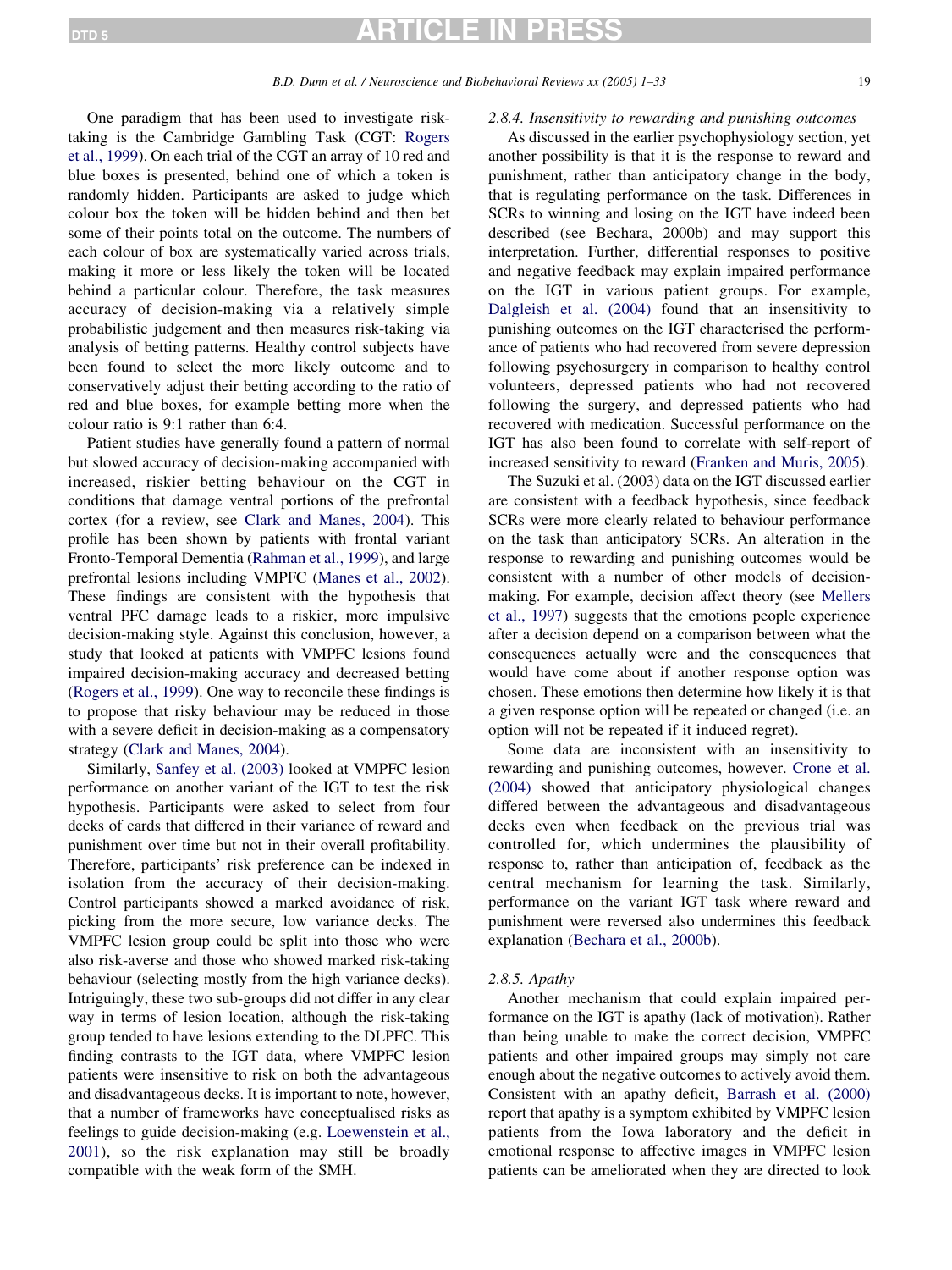One paradigm that has been used to investigate risk-taking is the Cambridge Gambling Task (CGT: Rogers et al., 1999). On each trial of the CGT an array of 10 red and blue boxes is presented, behind one of which a token is randomly hidden. Participants are asked to judge which colour box the token will be hidden behind and then bet some of their points total on the outcome. The numbers of each colour of box are systematically varied across trials, making it more or less likely the token will be located behind a particular colour. Therefore, the task measures accuracy of decision-making via a relatively simple probabilistic judgement and then measures risk-taking via analysis of betting patterns. Healthy control subjects have been found to select the more likely outcome and to conservatively adjust their betting according to the ratio of red and blue boxes, for example betting more when the colour ratio is 9:1 rather than 6:4.

Patient studies have generally found a pattern of normal but slowed accuracy of decision-making accompanied with increased, riskier betting behaviour on the CGT in conditions that damage ventral portions of the prefrontal cortex (for a review, see Clark and Manes, 2004). This profile has been shown by patients with frontal variant Fronto-Temporal Dementia (Rahman et al., 1999), and large prefrontal lesions including VMPFC (Manes et al., 2002). These findings are consistent with the hypothesis that ventral PFC damage leads to a riskier, more impulsive decision-making style. Against this conclusion, however, a study that looked at patients with VMPFC lesions found impaired decision-making accuracy and decreased betting (Rogers et al., 1999). One way to reconcile these findings is to propose that risky behaviour may be reduced in those with a severe deficit in decision-making as a compensatory strategy (Clark and Manes, 2004).

Similarly, Sanfey et al. (2003) looked at VMPFC lesion performance on another variant of the IGT to test the risk hypothesis. Participants were asked to select from four decks of cards that differed in their variance of reward and punishment over time but not in their overall profitability. Therefore, participants' risk preference can be indexed in isolation from the accuracy of their decision-making. Control participants showed a marked avoidance of risk, picking from the more secure, low variance decks. The VMPFC lesion group could be split into those who were also risk-averse and those who showed marked risk-taking behaviour (selecting mostly from the high variance decks). Intriguingly, these two sub-groups did not differ in any clear way in terms of lesion location, although the risk-taking group tended to have lesions extending to the DLPFC. This finding contrasts to the IGT data, where VMPFC lesion patients were insensitive to risk on both the advantageous and disadvantageous decks. It is important to note, however, that a number of frameworks have conceptualised risks as feelings to guide decision-making (e.g. Loewenstein et al., 2001), so the risk explanation may still be broadly compatible with the weak form of the SMH.

### 2.8.4. Insensitivity to rewarding and punishing outcomes

As discussed in the earlier psychophysiology section, yet another possibility is that it is the response to reward and punishment, rather than anticipatory change in the body, that is regulating performance on the task. Differences in SCRs to winning and losing on the IGT have indeed been described (see Bechara, 2000b) and may support this interpretation. Further, differential responses to positive and negative feedback may explain impaired performance on the IGT in various patient groups. For example, Dalgleish et al. (2004) found that an insensitivity to punishing outcomes on the IGT characterised the performance of patients who had recovered from severe depression following psychosurgery in comparison to healthy control volunteers, depressed patients who had not recovered following the surgery, and depressed patients who had recovered with medication. Successful performance on the IGT has also been found to correlate with self-report of increased sensitivity to reward (Franken and Muris, 2005).

The Suzuki et al. (2003) data on the IGT discussed earlier are consistent with a feedback hypothesis, since feedback SCRs were more clearly related to behaviour performance on the task than anticipatory SCRs. An alteration in the response to rewarding and punishing outcomes would be consistent with a number of other models of decision-making. For example, decision affect theory (see Mellers et al., 1997) suggests that the emotions people experience after a decision depend on a comparison between what the consequences actually were and the consequences that would have come about if another response option was chosen. These emotions then determine how likely it is that a given response option will be repeated or changed (i.e. an option will not be repeated if it induced regret).

Some data are inconsistent with an insensitivity to rewarding and punishing outcomes, however. Crone et al. (2004) showed that anticipatory physiological changes differed between the advantageous and disadvantageous decks even when feedback on the previous trial was controlled for, which undermines the plausibility of response to, rather than anticipation of, feedback as the central mechanism for learning the task. Similarly, performance on the variant IGT task where reward and punishment were reversed also undermines this feedback explanation (Bechara et al., 2000b).

### 2.8.5. Apathy

Another mechanism that could explain impaired performance on the IGT is apathy (lack of motivation). Rather than being unable to make the correct decision, VMPFC patients and other impaired groups may simply not care enough about the negative outcomes to actively avoid them. Consistent with an apathy deficit, Barrash et al. (2000) report that apathy is a symptom exhibited by VMPFC lesion patients from the Iowa laboratory and the deficit in emotional response to affective images in VMPFC lesion patients can be ameliorated when they are directed to look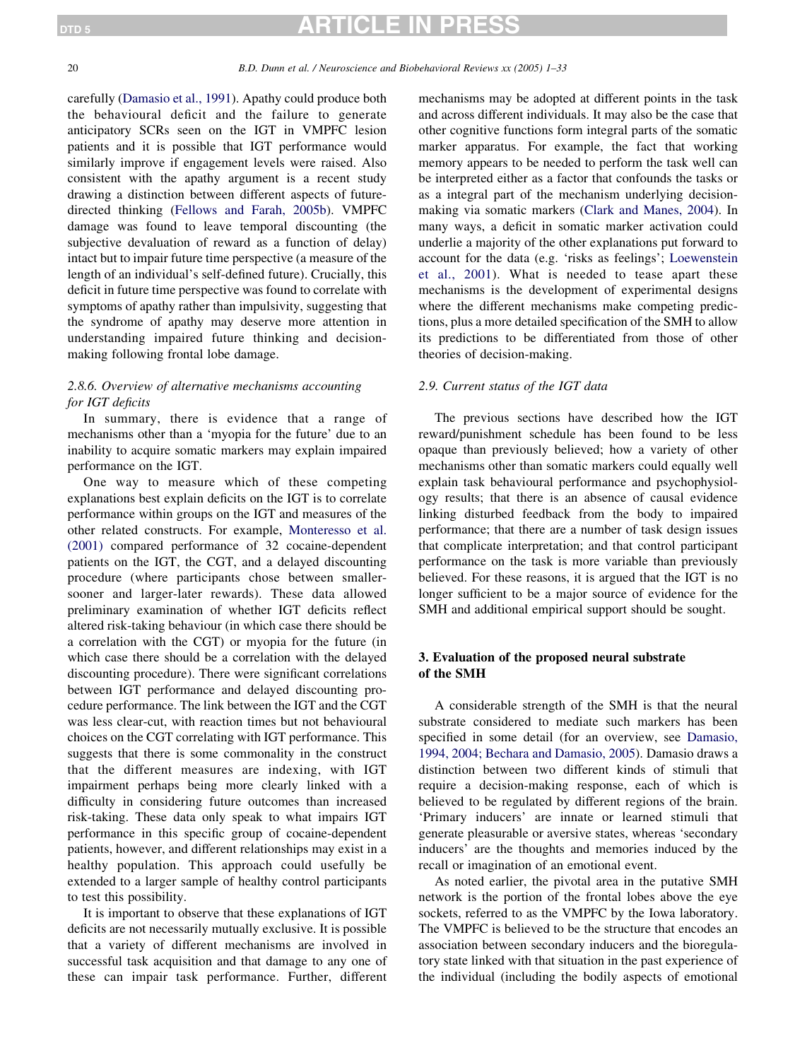carefully (Damasio et al., 1991). Apathy could produce both the behavioural deficit and the failure to generate anticipatory SCRs seen on the IGT in VMPFC lesion patients and it is possible that IGT performance would similarly improve if engagement levels were raised. Also consistent with the apathy argument is a recent study drawing a distinction between different aspects of future-directed thinking (Fellows and Farah, 2005b). VMPFC damage was found to leave temporal discounting (the subjective devaluation of reward as a function of delay) intact but to impair future time perspective (a measure of the length of an individual's self-defined future). Crucially, this deficit in future time perspective was found to correlate with symptoms of apathy rather than impulsivity, suggesting that the syndrome of apathy may deserve more attention in understanding impaired future thinking and decision-making following frontal lobe damage.

### 2.8.6. Overview of alternative mechanisms accounting for IGT deficits

In summary, there is evidence that a range of mechanisms other than a 'myopia for the future' due to an inability to acquire somatic markers may explain impaired performance on the IGT.

One way to measure which of these competing explanations best explain deficits on the IGT is to correlate performance within groups on the IGT and measures of the other related constructs. For example, Monteresso et al. (2001) compared performance of 32 cocaine-dependent patients on the IGT, the CGT, and a delayed discounting procedure (where participants chose between smaller-sooner and larger-later rewards). These data allowed preliminary examination of whether IGT deficits reflect altered risk-taking behaviour (in which case there should be a correlation with the CGT) or myopia for the future (in which case there should be a correlation with the delayed discounting procedure). There were significant correlations between IGT performance and delayed discounting procedure performance. The link between the IGT and the CGT was less clear-cut, with reaction times but not behavioural choices on the CGT correlating with IGT performance. This suggests that there is some commonality in the construct that the different measures are indexing, with IGT impairment perhaps being more clearly linked with a difficulty in considering future outcomes than increased risk-taking. These data only speak to what impairs IGT performance in this specific group of cocaine-dependent patients, however, and different relationships may exist in a healthy population. This approach could usefully be extended to a larger sample of healthy control participants to test this possibility.

It is important to observe that these explanations of IGT deficits are not necessarily mutually exclusive. It is possible that a variety of different mechanisms are involved in successful task acquisition and that damage to any one of these can impair task performance. Further, different mechanisms may be adopted at different points in the task and across different individuals. It may also be the case that other cognitive functions form integral parts of the somatic marker apparatus. For example, the fact that working memory appears to be needed to perform the task well can be interpreted either as a factor that confounds the tasks or as a integral part of the mechanism underlying decision-making via somatic markers (Clark and Manes, 2004). In many ways, a deficit in somatic marker activation could underlie a majority of the other explanations put forward to account for the data (e.g. 'risks as feelings'; Loewenstein et al., 2001). What is needed to tease apart these mechanisms is the development of experimental designs where the different mechanisms make competing predictions, plus a more detailed specification of the SMH to allow its predictions to be differentiated from those of other theories of decision-making.

### 2.9. Current status of the IGT data

The previous sections have described how the IGT reward/punishment schedule has been found to be less opaque than previously believed; how a variety of other mechanisms other than somatic markers could equally well explain task behavioural performance and psychophysiology results; that there is an absence of causal evidence linking disturbed feedback from the body to impaired performance; that there are a number of task design issues that complicate interpretation; and that control participant performance on the task is more variable than previously believed. For these reasons, it is argued that the IGT is no longer sufficient to be a major source of evidence for the SMH and additional empirical support should be sought.

## 3. Evaluation of the proposed neural substrate of the SMH

A considerable strength of the SMH is that the neural substrate considered to mediate such markers has been specified in some detail (for an overview, see Damasio, 1994, 2004; Bechara and Damasio, 2005). Damasio draws a distinction between two different kinds of stimuli that require a decision-making response, each of which is believed to be regulated by different regions of the brain. 'Primary inducers' are innate or learned stimuli that generate pleasurable or aversive states, whereas 'secondary inducers' are the thoughts and memories induced by the recall or imagination of an emotional event.

As noted earlier, the pivotal area in the putative SMH network is the portion of the frontal lobes above the eye sockets, referred to as the VMPFC by the Iowa laboratory. The VMPFC is believed to be the structure that encodes an association between secondary inducers and the bioregulatory state linked with that situation in the past experience of the individual (including the bodily aspects of emotional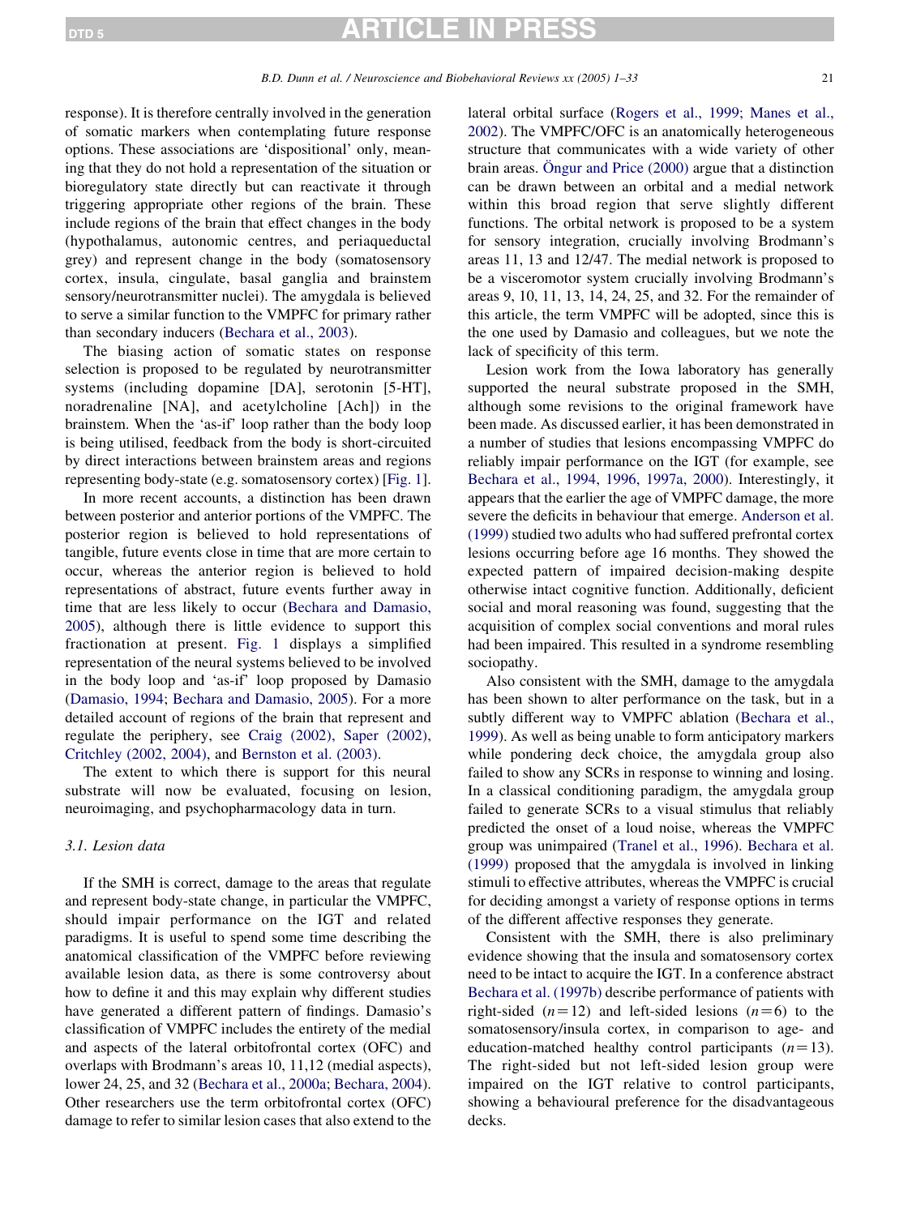response). It is therefore centrally involved in the generation of somatic markers when contemplating future response options. These associations are 'dispositional' only, meaning that they do not hold a representation of the situation or bioregulatory state directly but can reactivate it through triggering appropriate other regions of the brain. These include regions of the brain that effect changes in the body (hypothalamus, autonomic centres, and periaqueductal grey) and represent change in the body (somatosensory cortex, insula, cingulate, basal ganglia and brainstem sensory/neurotransmitter nuclei). The amygdala is believed to serve a similar function to the VMPFC for primary rather than secondary inducers (Bechara et al., 2003).

The biasing action of somatic states on response selection is proposed to be regulated by neurotransmitter systems (including dopamine [DA], serotonin [5-HT], noradrenaline [NA], and acetylcholine [Ach]) in the brainstem. When the 'as-if' loop rather than the body loop is being utilised, feedback from the body is short-circuited by direct interactions between brainstem areas and regions representing body-state (e.g. somatosensory cortex) [Fig. 1].

In more recent accounts, a distinction has been drawn between posterior and anterior portions of the VMPFC. The posterior region is believed to hold representations of tangible, future events close in time that are more certain to occur, whereas the anterior region is believed to hold representations of abstract, future events further away in time that are less likely to occur (Bechara and Damasio, 2005), although there is little evidence to support this fractionation at present. Fig. 1 displays a simplified representation of the neural systems believed to be involved in the body loop and 'as-if' loop proposed by Damasio (Damasio, 1994; Bechara and Damasio, 2005). For a more detailed account of regions of the brain that represent and regulate the periphery, see Craig (2002), Saper (2002), Critchley (2002, 2004), and Bernston et al. (2003).

The extent to which there is support for this neural substrate will now be evaluated, focusing on lesion, neuroimaging, and psychopharmacology data in turn.

### 3.1. Lesion data

If the SMH is correct, damage to the areas that regulate and represent body-state change, in particular the VMPFC, should impair performance on the IGT and related paradigms. It is useful to spend some time describing the anatomical classification of the VMPFC before reviewing available lesion data, as there is some controversy about how to define it and this may explain why different studies have generated a different pattern of findings. Damasio's classification of VMPFC includes the entirety of the medial and aspects of the lateral orbitofrontal cortex (OFC) and overlaps with Brodmann's areas 10, 11,12 (medial aspects), lower 24, 25, and 32 (Bechara et al., 2000a; Bechara, 2004). Other researchers use the term orbitofrontal cortex (OFC) damage to refer to similar lesion cases that also extend to the lateral orbital surface (Rogers et al., 1999; Manes et al., 2002). The VMPFC/OFC is an anatomically heterogeneous structure that communicates with a wide variety of other brain areas. Öngur and Price (2000) argue that a distinction can be drawn between an orbital and a medial network within this broad region that serve slightly different functions. The orbital network is proposed to be a system for sensory integration, crucially involving Brodmann's areas 11, 13 and 12/47. The medial network is proposed to be a visceromotor system crucially involving Brodmann's areas 9, 10, 11, 13, 14, 24, 25, and 32. For the remainder of this article, the term VMPFC will be adopted, since this is the one used by Damasio and colleagues, but we note the lack of specificity of this term.

Lesion work from the Iowa laboratory has generally supported the neural substrate proposed in the SMH, although some revisions to the original framework have been made. As discussed earlier, it has been demonstrated in a number of studies that lesions encompassing VMPFC do reliably impair performance on the IGT (for example, see Bechara et al., 1994, 1996, 1997a, 2000). Interestingly, it appears that the earlier the age of VMPFC damage, the more severe the deficits in behaviour that emerge. Anderson et al. (1999) studied two adults who had suffered prefrontal cortex lesions occurring before age 16 months. They showed the expected pattern of impaired decision-making despite otherwise intact cognitive function. Additionally, deficient social and moral reasoning was found, suggesting that the acquisition of complex social conventions and moral rules had been impaired. This resulted in a syndrome resembling sociopathy.

Also consistent with the SMH, damage to the amygdala has been shown to alter performance on the task, but in a subtly different way to VMPFC ablation (Bechara et al., 1999). As well as being unable to form anticipatory markers while pondering deck choice, the amygdala group also failed to show any SCRs in response to winning and losing. In a classical conditioning paradigm, the amygdala group failed to generate SCRs to a visual stimulus that reliably predicted the onset of a loud noise, whereas the VMPFC group was unimpaired (Tranel et al., 1996). Bechara et al. (1999) proposed that the amygdala is involved in linking stimuli to effective attributes, whereas the VMPFC is crucial for deciding amongst a variety of response options in terms of the different affective responses they generate.

Consistent with the SMH, there is also preliminary evidence showing that the insula and somatosensory cortex need to be intact to acquire the IGT. In a conference abstract Bechara et al. (1997b) describe performance of patients with right-sided ($n = 12$) and left-sided lesions ($n = 6$) to the somatosensory/insula cortex, in comparison to age- and education-matched healthy control participants ($n = 13$). The right-sided but not left-sided lesion group were impaired on the IGT relative to control participants, showing a behavioural preference for the disadvantageous decks.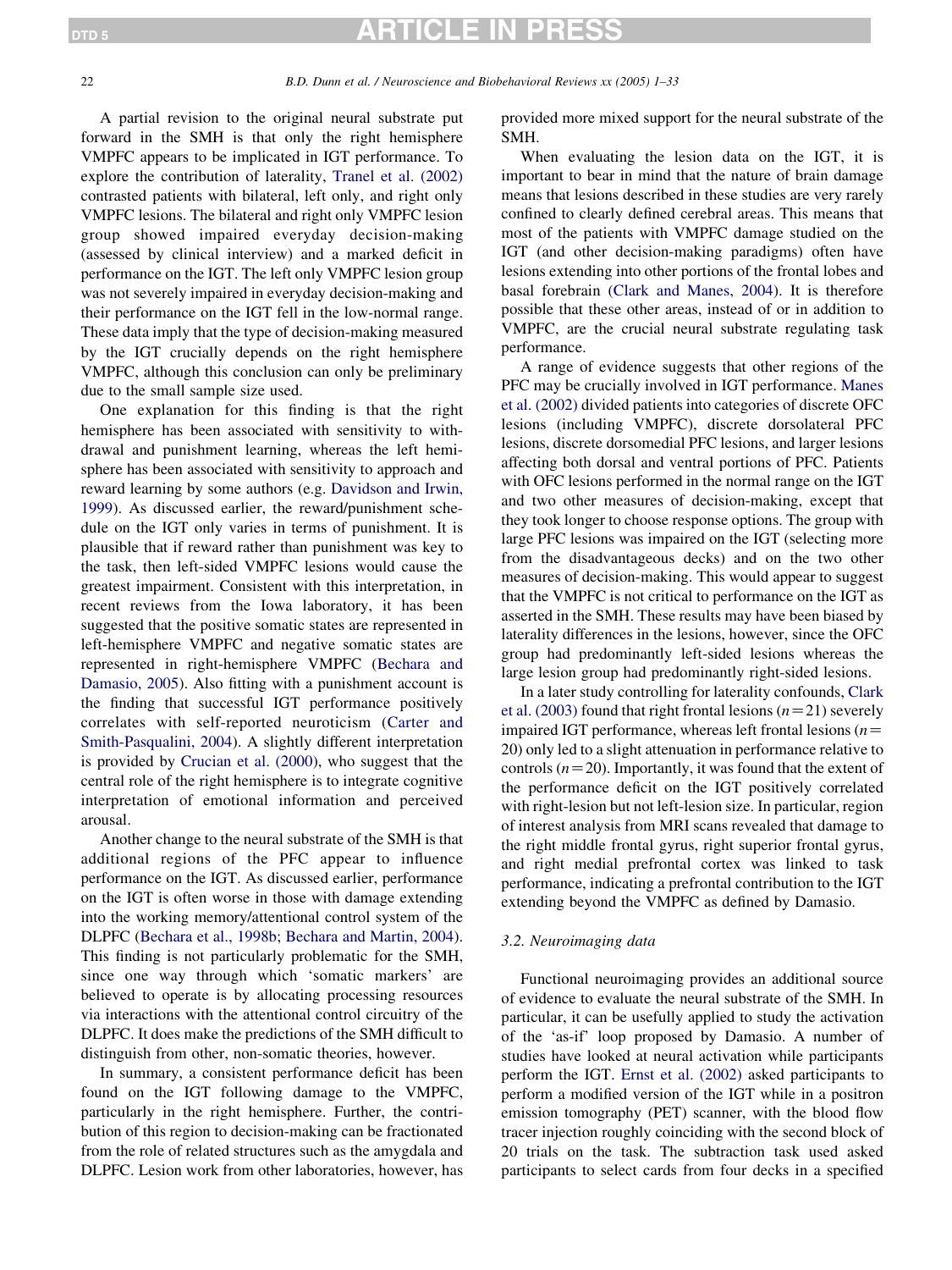A partial revision to the original neural substrate put forward in the SMH is that only the right hemisphere VMPFC appears to be implicated in IGT performance. To explore the contribution of laterality, Tranel et al. (2002) contrasted patients with bilateral, left only, and right only VMPFC lesions. The bilateral and right only VMPFC lesion group showed impaired everyday decision-making (assessed by clinical interview) and a marked deficit in performance on the IGT. The left only VMPFC lesion group was not severely impaired in everyday decision-making and their performance on the IGT fell in the low-normal range. These data imply that the type of decision-making measured by the IGT crucially depends on the right hemisphere VMPFC, although this conclusion can only be preliminary due to the small sample size used.

One explanation for this finding is that the right hemisphere has been associated with sensitivity to withdrawal and punishment learning, whereas the left hemisphere has been associated with sensitivity to approach and reward learning by some authors (e.g. Davidson and Irwin, 1999). As discussed earlier, the reward/punishment schedule on the IGT only varies in terms of punishment. It is plausible that if reward rather than punishment was key to the task, then left-sided VMPFC lesions would cause the greatest impairment. Consistent with this interpretation, in recent reviews from the Iowa laboratory, it has been suggested that the positive somatic states are represented in left-hemisphere VMPFC and negative somatic states are represented in right-hemisphere VMPFC (Bechara and Damasio, 2005). Also fitting with a punishment account is the finding that successful IGT performance positively correlates with self-reported neuroticism (Carter and Smith-Pasqualini, 2004). A slightly different interpretation is provided by Crucian et al. (2000), who suggest that the central role of the right hemisphere is to integrate cognitive interpretation of emotional information and perceived arousal.

Another change to the neural substrate of the SMH is that additional regions of the PFC appear to influence performance on the IGT. As discussed earlier, performance on the IGT is often worse in those with damage extending into the working memory/attentional control system of the DLPFC (Bechara et al., 1998b; Bechara and Martin, 2004). This finding is not particularly problematic for the SMH, since one way through which 'somatic markers' are believed to operate is by allocating processing resources via interactions with the attentional control circuitry of the DLPFC. It does make the predictions of the SMH difficult to distinguish from other, non-somatic theories, however.

In summary, a consistent performance deficit has been found on the IGT following damage to the VMPFC, particularly in the right hemisphere. Further, the contribution of this region to decision-making can be fractionated from the role of related structures such as the amygdala and DLPFC. Lesion work from other laboratories, however, has provided more mixed support for the neural substrate of the SMH.

When evaluating the lesion data on the IGT, it is important to bear in mind that the nature of brain damage means that lesions described in these studies are very rarely confined to clearly defined cerebral areas. This means that most of the patients with VMPFC damage studied on the IGT (and other decision-making paradigms) often have lesions extending into other portions of the frontal lobes and basal forebrain (Clark and Manes, 2004). It is therefore possible that these other areas, instead of or in addition to VMPFC, are the crucial neural substrate regulating task performance.

A range of evidence suggests that other regions of the PFC may be crucially involved in IGT performance. Manes et al. (2002) divided patients into categories of discrete OFC lesions (including VMPFC), discrete dorsolateral PFC lesions, discrete dorsomedial PFC lesions, and larger lesions affecting both dorsal and ventral portions of PFC. Patients with OFC lesions performed in the normal range on the IGT and two other measures of decision-making, except that they took longer to choose response options. The group with large PFC lesions was impaired on the IGT (selecting more from the disadvantageous decks) and on the two other measures of decision-making. This would appear to suggest that the VMPFC is not critical to performance on the IGT as asserted in the SMH. These results may have been biased by laterality differences in the lesions, however, since the OFC group had predominantly left-sided lesions whereas the large lesion group had predominantly right-sided lesions.

In a later study controlling for laterality confounds, Clark et al. (2003) found that right frontal lesions ($n=21$) severely impaired IGT performance, whereas left frontal lesions ($n=20$) only led to a slight attenuation in performance relative to controls ($n=20$). Importantly, it was found that the extent of the performance deficit on the IGT positively correlated with right-lesion but not left-lesion size. In particular, region of interest analysis from MRI scans revealed that damage to the right middle frontal gyrus, right superior frontal gyrus, and right medial prefrontal cortex was linked to task performance, indicating a prefrontal contribution to the IGT extending beyond the VMPFC as defined by Damasio.

### 3.2. Neuroimaging data

Functional neuroimaging provides an additional source of evidence to evaluate the neural substrate of the SMH. In particular, it can be usefully applied to study the activation of the 'as-if' loop proposed by Damasio. A number of studies have looked at neural activation while participants perform the IGT. Ernst et al. (2002) asked participants to perform a modified version of the IGT while in a positron emission tomography (PET) scanner, with the blood flow tracer injection roughly coinciding with the second block of 20 trials on the task. The subtraction task used asked participants to select cards from four decks in a specified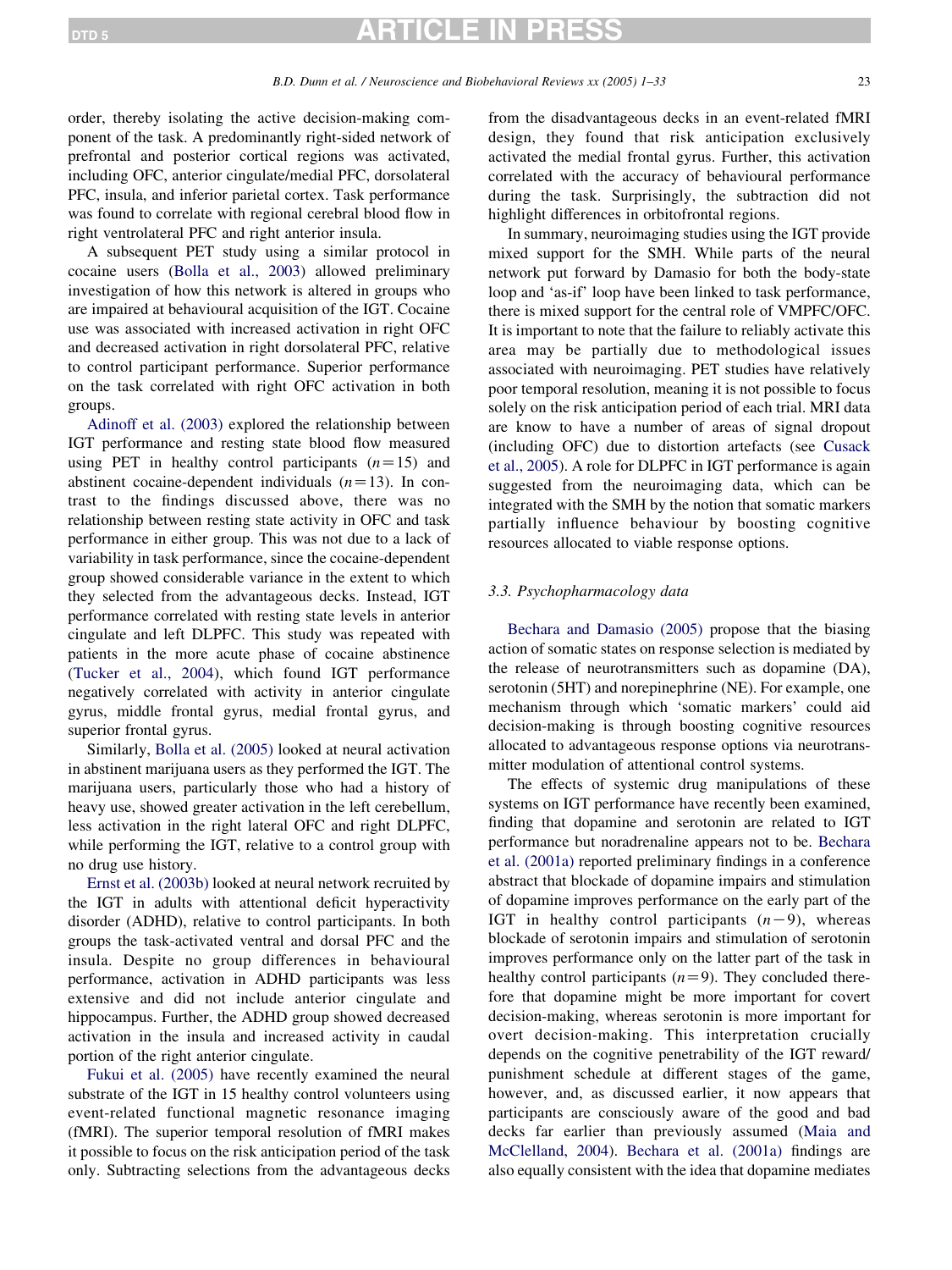order, thereby isolating the active decision-making component of the task. A predominantly right-sided network of prefrontal and posterior cortical regions was activated, including OFC, anterior cingulate/medial PFC, dorsolateral PFC, insula, and inferior parietal cortex. Task performance was found to correlate with regional cerebral blood flow in right ventrolateral PFC and right anterior insula.

A subsequent PET study using a similar protocol in cocaine users (Bolla et al., 2003) allowed preliminary investigation of how this network is altered in groups who are impaired at behavioural acquisition of the IGT. Cocaine use was associated with increased activation in right OFC and decreased activation in right dorsolateral PFC, relative to control participant performance. Superior performance on the task correlated with right OFC activation in both groups.

Adinoff et al. (2003) explored the relationship between IGT performance and resting state blood flow measured using PET in healthy control participants ($n=15$) and abstinent cocaine-dependent individuals ($n=13$). In contrast to the findings discussed above, there was no relationship between resting state activity in OFC and task performance in either group. This was not due to a lack of variability in task performance, since the cocaine-dependent group showed considerable variance in the extent to which they selected from the advantageous decks. Instead, IGT performance correlated with resting state levels in anterior cingulate and left DLPFC. This study was repeated with patients in the more acute phase of cocaine abstinence (Tucker et al., 2004), which found IGT performance negatively correlated with activity in anterior cingulate gyrus, middle frontal gyrus, medial frontal gyrus, and superior frontal gyrus.

Similarly, Bolla et al. (2005) looked at neural activation in abstinent marijuana users as they performed the IGT. The marijuana users, particularly those who had a history of heavy use, showed greater activation in the left cerebellum, less activation in the right lateral OFC and right DLPFC, while performing the IGT, relative to a control group with no drug use history.

Ernst et al. (2003b) looked at neural network recruited by the IGT in adults with attentional deficit hyperactivity disorder (ADHD), relative to control participants. In both groups the task-activated ventral and dorsal PFC and the insula. Despite no group differences in behavioural performance, activation in ADHD participants was less extensive and did not include anterior cingulate and hippocampus. Further, the ADHD group showed decreased activation in the insula and increased activity in caudal portion of the right anterior cingulate.

Fukui et al. (2005) have recently examined the neural substrate of the IGT in 15 healthy control volunteers using event-related functional magnetic resonance imaging (fMRI). The superior temporal resolution of fMRI makes it possible to focus on the risk anticipation period of the task only. Subtracting selections from the advantageous decks from the disadvantageous decks in an event-related fMRI design, they found that risk anticipation exclusively activated the medial frontal gyrus. Further, this activation correlated with the accuracy of behavioural performance during the task. Surprisingly, the subtraction did not highlight differences in orbitofrontal regions.

In summary, neuroimaging studies using the IGT provide mixed support for the SMH. While parts of the neural network put forward by Damasio for both the body-state loop and 'as-if' loop have been linked to task performance, there is mixed support for the central role of VMPFC/OFC. It is important to note that the failure to reliably activate this area may be partially due to methodological issues associated with neuroimaging. PET studies have relatively poor temporal resolution, meaning it is not possible to focus solely on the risk anticipation period of each trial. MRI data are know to have a number of areas of signal dropout (including OFC) due to distortion artefacts (see Cusack et al., 2005). A role for DLPFC in IGT performance is again suggested from the neuroimaging data, which can be integrated with the SMH by the notion that somatic markers partially influence behaviour by boosting cognitive resources allocated to viable response options.

### 3.3. Psychopharmacology data

Bechara and Damasio (2005) propose that the biasing action of somatic states on response selection is mediated by the release of neurotransmitters such as dopamine (DA), serotonin (5HT) and norepinephrine (NE). For example, one mechanism through which 'somatic markers' could aid decision-making is through boosting cognitive resources allocated to advantageous response options via neurotransmitter modulation of attentional control systems.

The effects of systemic drug manipulations of these systems on IGT performance have recently been examined, finding that dopamine and serotonin are related to IGT performance but noradrenaline appears not to be. Bechara et al. (2001a) reported preliminary findings in a conference abstract that blockade of dopamine impairs and stimulation of dopamine improves performance on the early part of the IGT in healthy control participants ($n-9$), whereas blockade of serotonin impairs and stimulation of serotonin improves performance only on the latter part of the task in healthy control participants ($n=9$). They concluded therefore that dopamine might be more important for covert decision-making, whereas serotonin is more important for overt decision-making. This interpretation crucially depends on the cognitive penetrability of the IGT reward/punishment schedule at different stages of the game, however, and, as discussed earlier, it now appears that participants are consciously aware of the good and bad decks far earlier than previously assumed (Maia and McClelland, 2004). Bechara et al. (2001a) findings are also equally consistent with the idea that dopamine mediates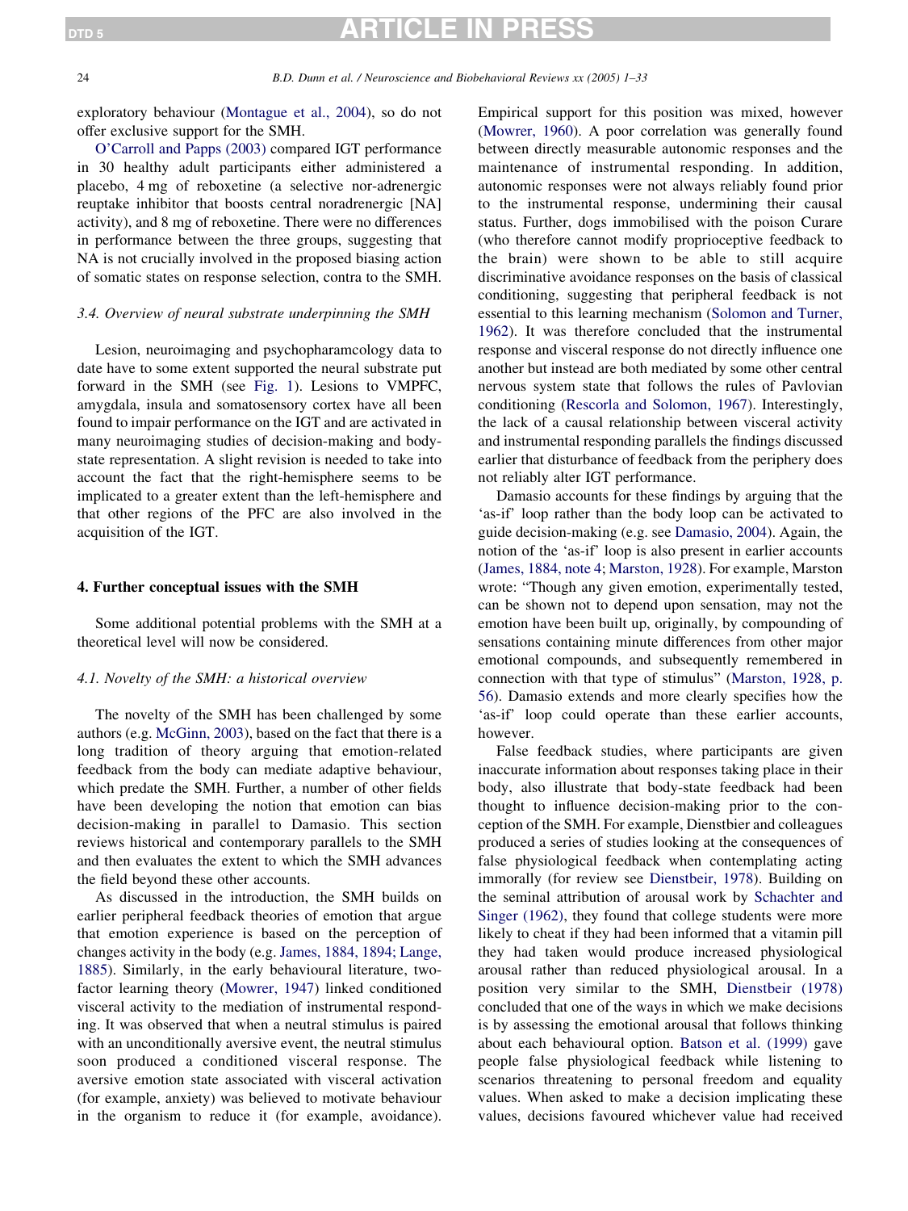exploratory behaviour (Montague et al., 2004), so do not offer exclusive support for the SMH.

O'Carroll and Papps (2003) compared IGT performance in 30 healthy adult participants either administered a placebo, 4 mg of reboxetine (a selective nor-adrenergic reuptake inhibitor that boosts central noradrenergic [NA] activity), and 8 mg of reboxetine. There were no differences in performance between the three groups, suggesting that NA is not crucially involved in the proposed biasing action of somatic states on response selection, contra to the SMH.

### 3.4. Overview of neural substrate underpinning the SMH

Lesion, neuroimaging and psychopharamcology data to date have to some extent supported the neural substrate put forward in the SMH (see Fig. 1). Lesions to VMPFC, amygdala, insula and somatosensory cortex have all been found to impair performance on the IGT and are activated in many neuroimaging studies of decision-making and body-state representation. A slight revision is needed to take into account the fact that the right-hemisphere seems to be implicated to a greater extent than the left-hemisphere and that other regions of the PFC are also involved in the acquisition of the IGT.

## 4. Further conceptual issues with the SMH

Some additional potential problems with the SMH at a theoretical level will now be considered.

### 4.1. Novelty of the SMH: a historical overview

The novelty of the SMH has been challenged by some authors (e.g. McGinn, 2003), based on the fact that there is a long tradition of theory arguing that emotion-related feedback from the body can mediate adaptive behaviour, which predate the SMH. Further, a number of other fields have been developing the notion that emotion can bias decision-making in parallel to Damasio. This section reviews historical and contemporary parallels to the SMH and then evaluates the extent to which the SMH advances the field beyond these other accounts.

As discussed in the introduction, the SMH builds on earlier peripheral feedback theories of emotion that argue that emotion experience is based on the perception of changes activity in the body (e.g. James, 1884, 1894; Lange, 1885). Similarly, in the early behavioural literature, two-factor learning theory (Mowrer, 1947) linked conditioned visceral activity to the mediation of instrumental responding. It was observed that when a neutral stimulus is paired with an unconditionally aversive event, the neutral stimulus soon produced a conditioned visceral response. The aversive emotion state associated with visceral activation (for example, anxiety) was believed to motivate behaviour in the organism to reduce it (for example, avoidance). Empirical support for this position was mixed, however (Mowrer, 1960). A poor correlation was generally found between directly measurable autonomic responses and the maintenance of instrumental responding. In addition, autonomic responses were not always reliably found prior to the instrumental response, undermining their causal status. Further, dogs immobilised with the poison Curare (who therefore cannot modify proprioceptive feedback to the brain) were shown to be able to still acquire discriminative avoidance responses on the basis of classical conditioning, suggesting that peripheral feedback is not essential to this learning mechanism (Solomon and Turner, 1962). It was therefore concluded that the instrumental response and visceral response do not directly influence one another but instead are both mediated by some other central nervous system state that follows the rules of Pavlovian conditioning (Rescorla and Solomon, 1967). Interestingly, the lack of a causal relationship between visceral activity and instrumental responding parallels the findings discussed earlier that disturbance of feedback from the periphery does not reliably alter IGT performance.

Damasio accounts for these findings by arguing that the 'as-if' loop rather than the body loop can be activated to guide decision-making (e.g. see Damasio, 2004). Again, the notion of the 'as-if' loop is also present in earlier accounts (James, 1884, note 4; Marston, 1928). For example, Marston wrote: "Though any given emotion, experimentally tested, can be shown not to depend upon sensation, may not the emotion have been built up, originally, by compounding of sensations containing minute differences from other major emotional compounds, and subsequently remembered in connection with that type of stimulus" (Marston, 1928, p. 56). Damasio extends and more clearly specifies how the 'as-if' loop could operate than these earlier accounts, however.

False feedback studies, where participants are given inaccurate information about responses taking place in their body, also illustrate that body-state feedback had been thought to influence decision-making prior to the conception of the SMH. For example, Dienstbier and colleagues produced a series of studies looking at the consequences of false physiological feedback when contemplating acting immorally (for review see Dienstbeir, 1978). Building on the seminal attribution of arousal work by Schachter and Singer (1962), they found that college students were more likely to cheat if they had been informed that a vitamin pill they had taken would produce increased physiological arousal rather than reduced physiological arousal. In a position very similar to the SMH, Dienstbeir (1978) concluded that one of the ways in which we make decisions is by assessing the emotional arousal that follows thinking about each behavioural option. Batson et al. (1999) gave people false physiological feedback while listening to scenarios threatening to personal freedom and equality values. When asked to make a decision implicating these values, decisions favoured whichever value had received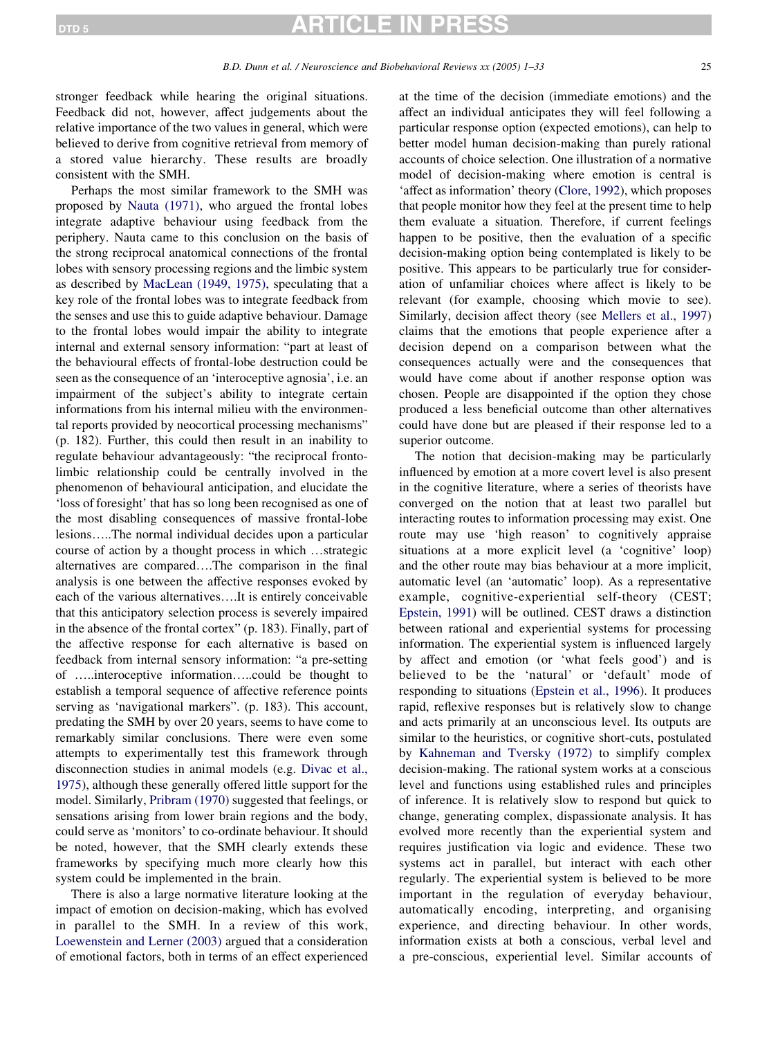stronger feedback while hearing the original situations. Feedback did not, however, affect judgements about the relative importance of the two values in general, which were believed to derive from cognitive retrieval from memory of a stored value hierarchy. These results are broadly consistent with the SMH.

Perhaps the most similar framework to the SMH was proposed by Nauta (1971), who argued the frontal lobes integrate adaptive behaviour using feedback from the periphery. Nauta came to this conclusion on the basis of the strong reciprocal anatomical connections of the frontal lobes with sensory processing regions and the limbic system as described by MacLean (1949, 1975), speculating that a key role of the frontal lobes was to integrate feedback from the senses and use this to guide adaptive behaviour. Damage to the frontal lobes would impair the ability to integrate internal and external sensory information: "part at least of the behavioural effects of frontal-lobe destruction could be seen as the consequence of an 'interoceptive agnosia', i.e. an impairment of the subject's ability to integrate certain informations from his internal milieu with the environmental reports provided by neocortical processing mechanisms" (p. 182). Further, this could then result in an inability to regulate behaviour advantageously: "the reciprocal fronto-limbic relationship could be centrally involved in the phenomenon of behavioural anticipation, and elucidate the 'loss of foresight' that has so long been recognised as one of the most disabling consequences of massive frontal-lobe lesions…..The normal individual decides upon a particular course of action by a thought process in which …strategic alternatives are compared….The comparison in the final analysis is one between the affective responses evoked by each of the various alternatives….It is entirely conceivable that this anticipatory selection process is severely impaired in the absence of the frontal cortex" (p. 183). Finally, part of the affective response for each alternative is based on feedback from internal sensory information: "a pre-setting of …..interoceptive information…..could be thought to establish a temporal sequence of affective reference points serving as 'navigational markers". (p. 183). This account, predating the SMH by over 20 years, seems to have come to remarkably similar conclusions. There were even some attempts to experimentally test this framework through disconnection studies in animal models (e.g. Divac et al., 1975), although these generally offered little support for the model. Similarly, Pribram (1970) suggested that feelings, or sensations arising from lower brain regions and the body, could serve as 'monitors' to co-ordinate behaviour. It should be noted, however, that the SMH clearly extends these frameworks by specifying much more clearly how this system could be implemented in the brain.

There is also a large normative literature looking at the impact of emotion on decision-making, which has evolved in parallel to the SMH. In a review of this work, Loewenstein and Lerner (2003) argued that a consideration of emotional factors, both in terms of an effect experienced at the time of the decision (immediate emotions) and the affect an individual anticipates they will feel following a particular response option (expected emotions), can help to better model human decision-making than purely rational accounts of choice selection. One illustration of a normative model of decision-making where emotion is central is 'affect as information' theory (Clore, 1992), which proposes that people monitor how they feel at the present time to help them evaluate a situation. Therefore, if current feelings happen to be positive, then the evaluation of a specific decision-making option being contemplated is likely to be positive. This appears to be particularly true for consideration of unfamiliar choices where affect is likely to be relevant (for example, choosing which movie to see). Similarly, decision affect theory (see Mellers et al., 1997) claims that the emotions that people experience after a decision depend on a comparison between what the consequences actually were and the consequences that would have come about if another response option was chosen. People are disappointed if the option they chose produced a less beneficial outcome than other alternatives could have done but are pleased if their response led to a superior outcome.

The notion that decision-making may be particularly influenced by emotion at a more covert level is also present in the cognitive literature, where a series of theorists have converged on the notion that at least two parallel but interacting routes to information processing may exist. One route may use 'high reason' to cognitively appraise situations at a more explicit level (a 'cognitive' loop) and the other route may bias behaviour at a more implicit, automatic level (an 'automatic' loop). As a representative example, cognitive-experiential self-theory (CEST; Epstein, 1991) will be outlined. CEST draws a distinction between rational and experiential systems for processing information. The experiential system is influenced largely by affect and emotion (or 'what feels good') and is believed to be the 'natural' or 'default' mode of responding to situations (Epstein et al., 1996). It produces rapid, reflexive responses but is relatively slow to change and acts primarily at an unconscious level. Its outputs are similar to the heuristics, or cognitive short-cuts, postulated by Kahneman and Tversky (1972) to simplify complex decision-making. The rational system works at a conscious level and functions using established rules and principles of inference. It is relatively slow to respond but quick to change, generating complex, dispassionate analysis. It has evolved more recently than the experiential system and requires justification via logic and evidence. These two systems act in parallel, but interact with each other regularly. The experiential system is believed to be more important in the regulation of everyday behaviour, automatically encoding, interpreting, and organising experience, and directing behaviour. In other words, information exists at both a conscious, verbal level and a pre-conscious, experiential level. Similar accounts of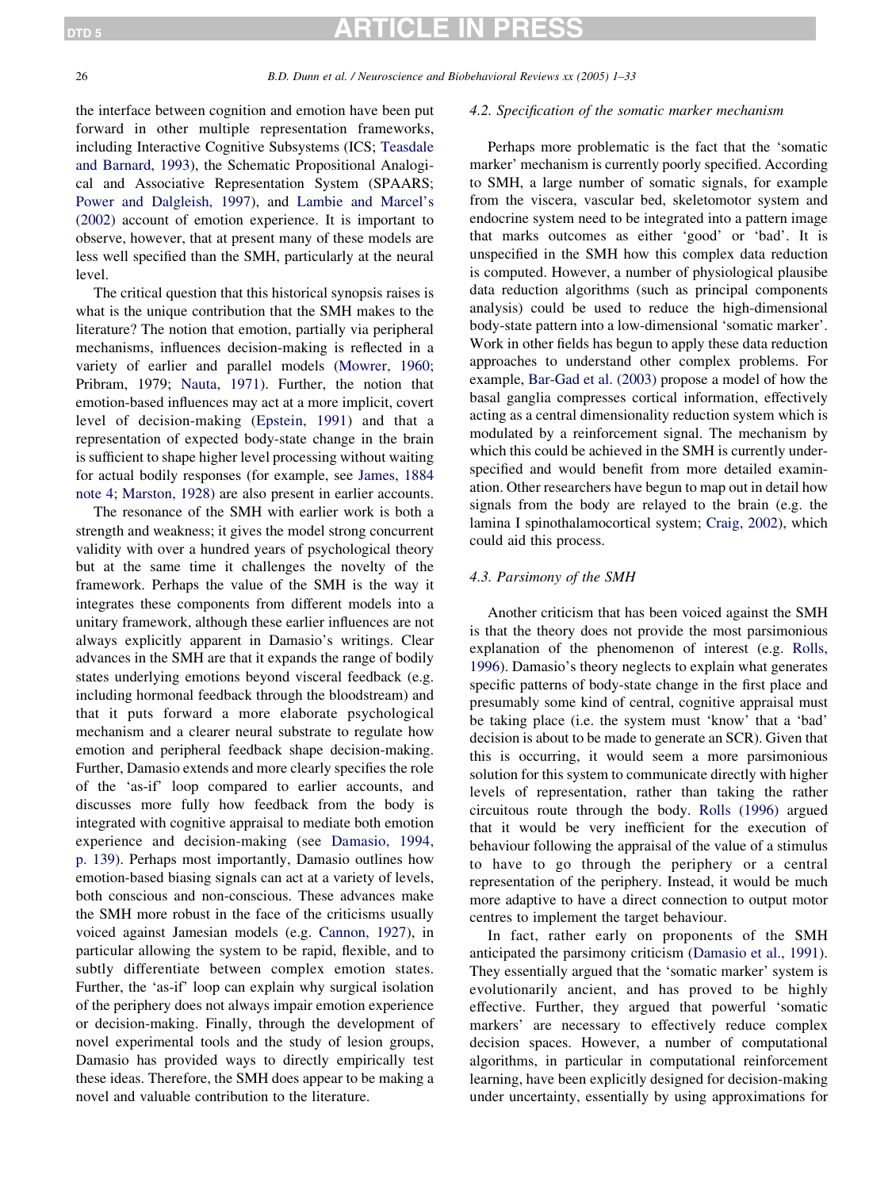the interface between cognition and emotion have been put forward in other multiple representation frameworks, including Interactive Cognitive Subsystems (ICS; Teasdale and Barnard, 1993), the Schematic Propositional Analogical and Associative Representation System (SPAARS; Power and Dalgleish, 1997), and Lambie and Marcel's (2002) account of emotion experience. It is important to observe, however, that at present many of these models are less well specified than the SMH, particularly at the neural level.

The critical question that this historical synopsis raises is what is the unique contribution that the SMH makes to the literature? The notion that emotion, partially via peripheral mechanisms, influences decision-making is reflected in a variety of earlier and parallel models (Mowrer, 1960; Pribram, 1979; Nauta, 1971). Further, the notion that emotion-based influences may act at a more implicit, covert level of decision-making (Epstein, 1991) and that a representation of expected body-state change in the brain is sufficient to shape higher level processing without waiting for actual bodily responses (for example, see James, 1884 note 4; Marston, 1928) are also present in earlier accounts.

The resonance of the SMH with earlier work is both a strength and weakness; it gives the model strong concurrent validity with over a hundred years of psychological theory but at the same time it challenges the novelty of the framework. Perhaps the value of the SMH is the way it integrates these components from different models into a unitary framework, although these earlier influences are not always explicitly apparent in Damasio's writings. Clear advances in the SMH are that it expands the range of bodily states underlying emotions beyond visceral feedback (e.g. including hormonal feedback through the bloodstream) and that it puts forward a more elaborate psychological mechanism and a clearer neural substrate to regulate how emotion and peripheral feedback shape decision-making. Further, Damasio extends and more clearly specifies the role of the 'as-if' loop compared to earlier accounts, and discusses more fully how feedback from the body is integrated with cognitive appraisal to mediate both emotion experience and decision-making (see Damasio, 1994, p. 139). Perhaps most importantly, Damasio outlines how emotion-based biasing signals can act at a variety of levels, both conscious and non-conscious. These advances make the SMH more robust in the face of the criticisms usually voiced against Jamesian models (e.g. Cannon, 1927), in particular allowing the system to be rapid, flexible, and to subtly differentiate between complex emotion states. Further, the 'as-if' loop can explain why surgical isolation of the periphery does not always impair emotion experience or decision-making. Finally, through the development of novel experimental tools and the study of lesion groups, Damasio has provided ways to directly empirically test these ideas. Therefore, the SMH does appear to be making a novel and valuable contribution to the literature.

### 4.2. Specification of the somatic marker mechanism

Perhaps more problematic is the fact that the 'somatic marker' mechanism is currently poorly specified. According to SMH, a large number of somatic signals, for example from the viscera, vascular bed, skeletomotor system and endocrine system need to be integrated into a pattern image that marks outcomes as either 'good' or 'bad'. It is unspecified in the SMH how this complex data reduction is computed. However, a number of physiological plausibe data reduction algorithms (such as principal components analysis) could be used to reduce the high-dimensional body-state pattern into a low-dimensional 'somatic marker'. Work in other fields has begun to apply these data reduction approaches to understand other complex problems. For example, Bar-Gad et al. (2003) propose a model of how the basal ganglia compresses cortical information, effectively acting as a central dimensionality reduction system which is modulated by a reinforcement signal. The mechanism by which this could be achieved in the SMH is currently underspecified and would benefit from more detailed examination. Other researchers have begun to map out in detail how signals from the body are relayed to the brain (e.g. the lamina I spinothalamocortical system; Craig, 2002), which could aid this process.

### 4.3. Parsimony of the SMH

Another criticism that has been voiced against the SMH is that the theory does not provide the most parsimonious explanation of the phenomenon of interest (e.g. Rolls, 1996). Damasio's theory neglects to explain what generates specific patterns of body-state change in the first place and presumably some kind of central, cognitive appraisal must be taking place (i.e. the system must 'know' that a 'bad' decision is about to be made to generate an SCR). Given that this is occurring, it would seem a more parsimonious solution for this system to communicate directly with higher levels of representation, rather than taking the rather circuitous route through the body. Rolls (1996) argued that it would be very inefficient for the execution of behaviour following the appraisal of the value of a stimulus to have to go through the periphery or a central representation of the periphery. Instead, it would be much more adaptive to have a direct connection to output motor centres to implement the target behaviour.

In fact, rather early on proponents of the SMH anticipated the parsimony criticism (Damasio et al., 1991). They essentially argued that the 'somatic marker' system is evolutionarily ancient, and has proved to be highly effective. Further, they argued that powerful 'somatic markers' are necessary to effectively reduce complex decision spaces. However, a number of computational algorithms, in particular in computational reinforcement learning, have been explicitly designed for decision-making under uncertainty, essentially by using approximations for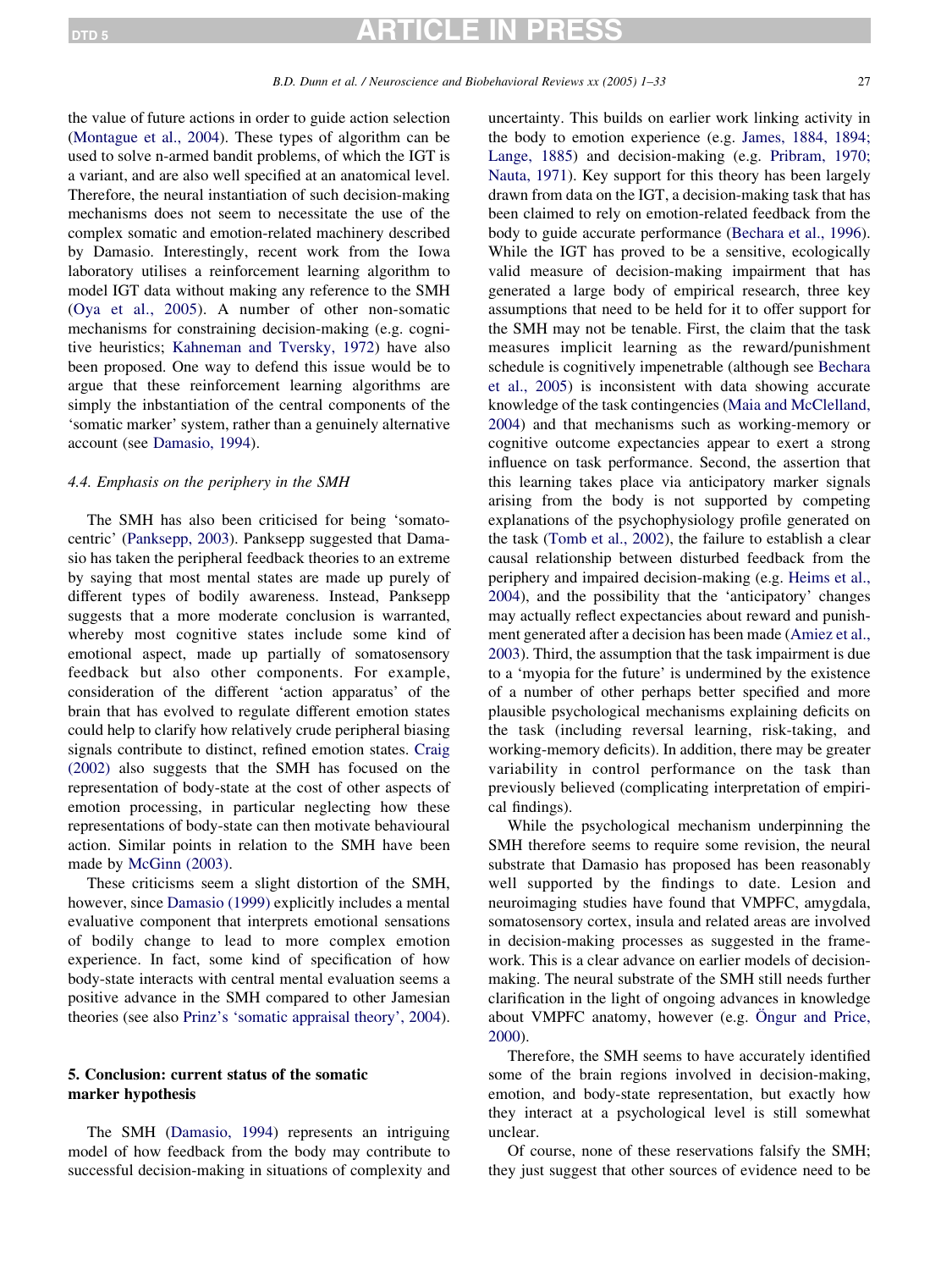the value of future actions in order to guide action selection (Montague et al., 2004). These types of algorithm can be used to solve n-armed bandit problems, of which the IGT is a variant, and are also well specified at an anatomical level. Therefore, the neural instantiation of such decision-making mechanisms does not seem to necessitate the use of the complex somatic and emotion-related machinery described by Damasio. Interestingly, recent work from the Iowa laboratory utilises a reinforcement learning algorithm to model IGT data without making any reference to the SMH (Oya et al., 2005). A number of other non-somatic mechanisms for constraining decision-making (e.g. cognitive heuristics; Kahneman and Tversky, 1972) have also been proposed. One way to defend this issue would be to argue that these reinforcement learning algorithms are simply the inbstantiation of the central components of the 'somatic marker' system, rather than a genuinely alternative account (see Damasio, 1994).

### 4.4. Emphasis on the periphery in the SMH

The SMH has also been criticised for being 'somatocentric' (Panksepp, 2003). Panksepp suggested that Damasio has taken the peripheral feedback theories to an extreme by saying that most mental states are made up purely of different types of bodily awareness. Instead, Panksepp suggests that a more moderate conclusion is warranted, whereby most cognitive states include some kind of emotional aspect, made up partially of somatosensory feedback but also other components. For example, consideration of the different 'action apparatus' of the brain that has evolved to regulate different emotion states could help to clarify how relatively crude peripheral biasing signals contribute to distinct, refined emotion states. Craig (2002) also suggests that the SMH has focused on the representation of body-state at the cost of other aspects of emotion processing, in particular neglecting how these representations of body-state can then motivate behavioural action. Similar points in relation to the SMH have been made by McGinn (2003).

These criticisms seem a slight distortion of the SMH, however, since Damasio (1999) explicitly includes a mental evaluative component that interprets emotional sensations of bodily change to lead to more complex emotion experience. In fact, some kind of specification of how body-state interacts with central mental evaluation seems a positive advance in the SMH compared to other Jamesian theories (see also Prinz's 'somatic appraisal theory', 2004).

## 5. Conclusion: current status of the somatic marker hypothesis

The SMH (Damasio, 1994) represents an intriguing model of how feedback from the body may contribute to successful decision-making in situations of complexity and uncertainty. This builds on earlier work linking activity in the body to emotion experience (e.g. James, 1884, 1894; Lange, 1885) and decision-making (e.g. Pribram, 1970; Nauta, 1971). Key support for this theory has been largely drawn from data on the IGT, a decision-making task that has been claimed to rely on emotion-related feedback from the body to guide accurate performance (Bechara et al., 1996). While the IGT has proved to be a sensitive, ecologically valid measure of decision-making impairment that has generated a large body of empirical research, three key assumptions that need to be held for it to offer support for the SMH may not be tenable. First, the claim that the task measures implicit learning as the reward/punishment schedule is cognitively impenetrable (although see Bechara et al., 2005) is inconsistent with data showing accurate knowledge of the task contingencies (Maia and McClelland, 2004) and that mechanisms such as working-memory or cognitive outcome expectancies appear to exert a strong influence on task performance. Second, the assertion that this learning takes place via anticipatory marker signals arising from the body is not supported by competing explanations of the psychophysiology profile generated on the task (Tomb et al., 2002), the failure to establish a clear causal relationship between disturbed feedback from the periphery and impaired decision-making (e.g. Heims et al., 2004), and the possibility that the 'anticipatory' changes may actually reflect expectancies about reward and punishment generated after a decision has been made (Amiez et al., 2003). Third, the assumption that the task impairment is due to a 'myopia for the future' is undermined by the existence of a number of other perhaps better specified and more plausible psychological mechanisms explaining deficits on the task (including reversal learning, risk-taking, and working-memory deficits). In addition, there may be greater variability in control performance on the task than previously believed (complicating interpretation of empirical findings).

While the psychological mechanism underpinning the SMH therefore seems to require some revision, the neural substrate that Damasio has proposed has been reasonably well supported by the findings to date. Lesion and neuroimaging studies have found that VMPFC, amygdala, somatosensory cortex, insula and related areas are involved in decision-making processes as suggested in the framework. This is a clear advance on earlier models of decision-making. The neural substrate of the SMH still needs further clarification in the light of ongoing advances in knowledge about VMPFC anatomy, however (e.g. Öngur and Price, 2000).

Therefore, the SMH seems to have accurately identified some of the brain regions involved in decision-making, emotion, and body-state representation, but exactly how they interact at a psychological level is still somewhat unclear.

Of course, none of these reservations falsify the SMH; they just suggest that other sources of evidence need to be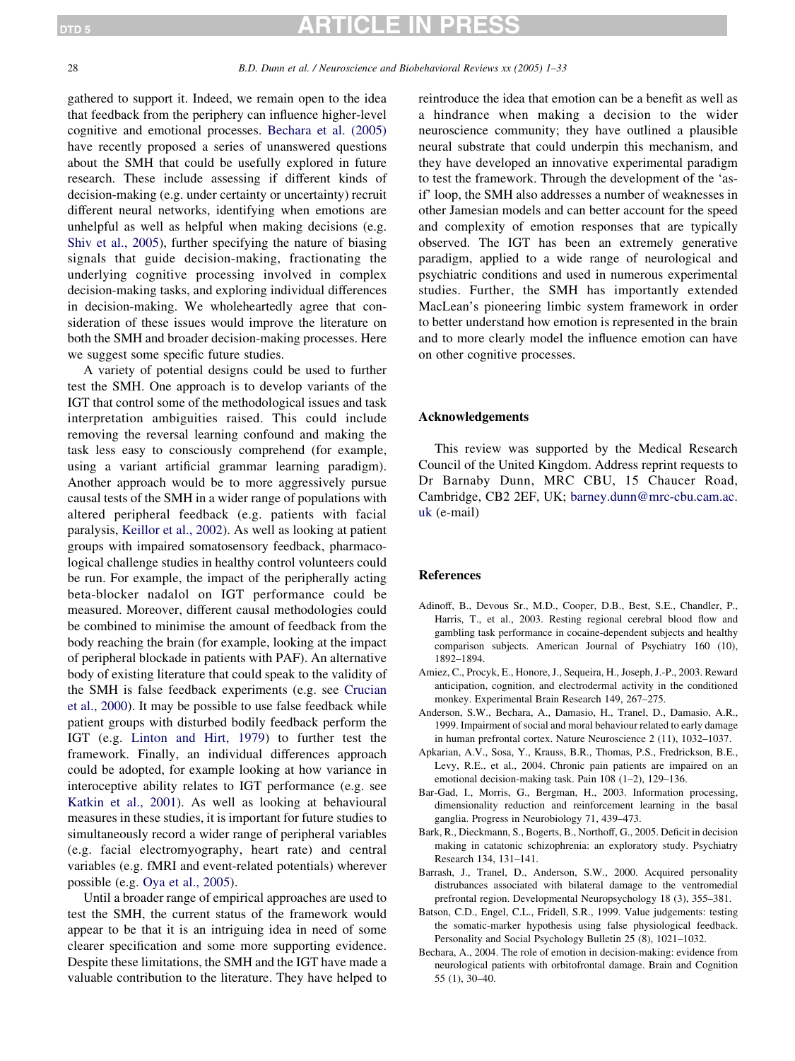gathered to support it. Indeed, we remain open to the idea that feedback from the periphery can influence higher-level cognitive and emotional processes. Bechara et al. (2005) have recently proposed a series of unanswered questions about the SMH that could be usefully explored in future research. These include assessing if different kinds of decision-making (e.g. under certainty or uncertainty) recruit different neural networks, identifying when emotions are unhelpful as well as helpful when making decisions (e.g. Shiv et al., 2005), further specifying the nature of biasing signals that guide decision-making, fractionating the underlying cognitive processing involved in complex decision-making tasks, and exploring individual differences in decision-making. We wholeheartedly agree that consideration of these issues would improve the literature on both the SMH and broader decision-making processes. Here we suggest some specific future studies.

A variety of potential designs could be used to further test the SMH. One approach is to develop variants of the IGT that control some of the methodological issues and task interpretation ambiguities raised. This could include removing the reversal learning confound and making the task less easy to consciously comprehend (for example, using a variant artificial grammar learning paradigm). Another approach would be to more aggressively pursue causal tests of the SMH in a wider range of populations with altered peripheral feedback (e.g. patients with facial paralysis, Keillor et al., 2002). As well as looking at patient groups with impaired somatosensory feedback, pharmacological challenge studies in healthy control volunteers could be run. For example, the impact of the peripherally acting beta-blocker nadalol on IGT performance could be measured. Moreover, different causal methodologies could be combined to minimise the amount of feedback from the body reaching the brain (for example, looking at the impact of peripheral blockade in patients with PAF). An alternative body of existing literature that could speak to the validity of the SMH is false feedback experiments (e.g. see Crucian et al., 2000). It may be possible to use false feedback while patient groups with disturbed bodily feedback perform the IGT (e.g. Linton and Hirt, 1979) to further test the framework. Finally, an individual differences approach could be adopted, for example looking at how variance in interoceptive ability relates to IGT performance (e.g. see Katkin et al., 2001). As well as looking at behavioural measures in these studies, it is important for future studies to simultaneously record a wider range of peripheral variables (e.g. facial electromyography, heart rate) and central variables (e.g. fMRI and event-related potentials) wherever possible (e.g. Oya et al., 2005).

Until a broader range of empirical approaches are used to test the SMH, the current status of the framework would appear to be that it is an intriguing idea in need of some clearer specification and some more supporting evidence. Despite these limitations, the SMH and the IGT have made a valuable contribution to the literature. They have helped to reintroduce the idea that emotion can be a benefit as well as a hindrance when making a decision to the wider neuroscience community; they have outlined a plausible neural substrate that could underpin this mechanism, and they have developed an innovative experimental paradigm to test the framework. Through the development of the 'as-if' loop, the SMH also addresses a number of weaknesses in other Jamesian models and can better account for the speed and complexity of emotion responses that are typically observed. The IGT has been an extremely generative paradigm, applied to a wide range of neurological and psychiatric conditions and used in numerous experimental studies. Further, the SMH has importantly extended MacLean's pioneering limbic system framework in order to better understand how emotion is represented in the brain and to more clearly model the influence emotion can have on other cognitive processes.

## Acknowledgements

This review was supported by the Medical Research Council of the United Kingdom. Address reprint requests to Dr Barnaby Dunn, MRC CBU, 15 Chaucer Road, Cambridge, CB2 2EF, UK; barney.dunn@mrc-cbu.cam.ac.uk (e-mail)

## References

Adinoff, B., Devous Sr., M.D., Cooper, D.B., Best, S.E., Chandler, P., Harris, T., et al., 2003. Resting regional cerebral blood flow and gambling task performance in cocaine-dependent subjects and healthy comparison subjects. American Journal of Psychiatry 160 (10), 1892–1894.

Amiez, C., Procyk, E., Honore, J., Sequeira, H., Joseph, J.-P., 2003. Reward anticipation, cognition, and electrodermal activity in the conditioned monkey. Experimental Brain Research 149, 267–275.

Anderson, S.W., Bechara, A., Damasio, H., Tranel, D., Damasio, A.R., 1999. Impairment of social and moral behaviour related to early damage in human prefrontal cortex. Nature Neuroscience 2 (11), 1032–1037.

Apkarian, A.V., Sosa, Y., Krauss, B.R., Thomas, P.S., Fredrickson, B.E., Levy, R.E., et al., 2004. Chronic pain patients are impaired on an emotional decision-making task. Pain 108 (1–2), 129–136.

Bar-Gad, I., Morris, G., Bergman, H., 2003. Information processing, dimensionality reduction and reinforcement learning in the basal ganglia. Progress in Neurobiology 71, 439–473.

Bark, R., Dieckmann, S., Bogerts, B., Northoff, G., 2005. Deficit in decision making in catatonic schizophrenia: an exploratory study. Psychiatry Research 134, 131–141.

Barrash, J., Tranel, D., Anderson, S.W., 2000. Acquired personality distrubances associated with bilateral damage to the ventromedial prefrontal region. Developmental Neuropsychology 18 (3), 355–381.

Batson, C.D., Engel, C.L., Fridell, S.R., 1999. Value judgements: testing the somatic-marker hypothesis using false physiological feedback. Personality and Social Psychology Bulletin 25 (8), 1021–1032.

Bechara, A., 2004. The role of emotion in decision-making: evidence from neurological patients with orbitofrontal damage. Brain and Cognition 55 (1), 30–40.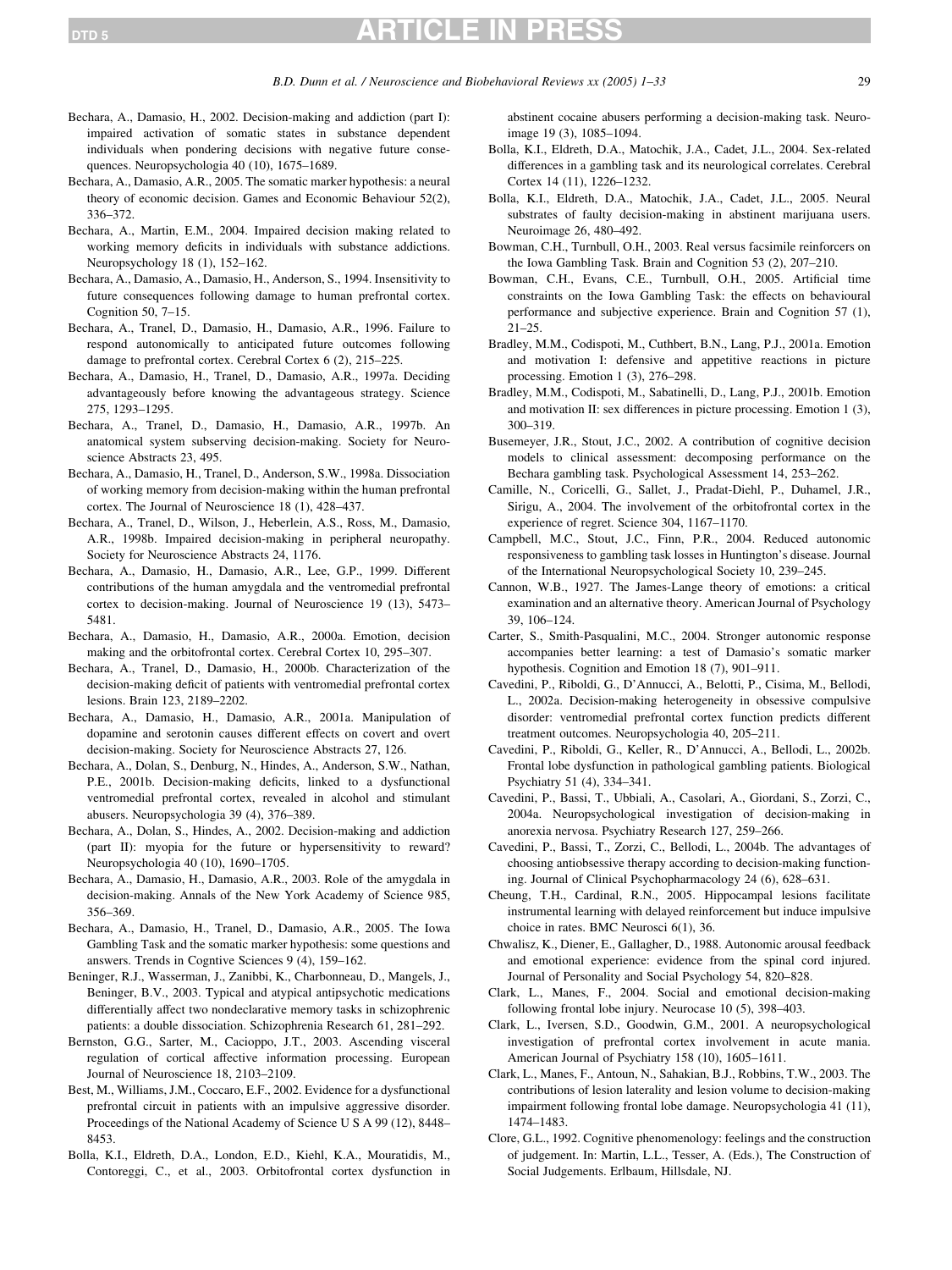Bechara, A., Damasio, H., 2002. Decision-making and addiction (part I): impaired activation of somatic states in substance dependent individuals when pondering decisions with negative future consequences. Neuropsychologia 40 (10), 1675–1689.

Bechara, A., Damasio, A.R., 2005. The somatic marker hypothesis: a neural theory of economic decision. Games and Economic Behaviour 52(2), 336–372.

Bechara, A., Martin, E.M., 2004. Impaired decision making related to working memory deficits in individuals with substance addictions. Neuropsychology 18 (1), 152–162.

Bechara, A., Damasio, A., Damasio, H., Anderson, S., 1994. Insensitivity to future consequences following damage to human prefrontal cortex. Cognition 50, 7–15.

Bechara, A., Tranel, D., Damasio, H., Damasio, A.R., 1996. Failure to respond autonomically to anticipated future outcomes following damage to prefrontal cortex. Cerebral Cortex 6 (2), 215–225.

Bechara, A., Damasio, H., Tranel, D., Damasio, A.R., 1997a. Deciding advantageously before knowing the advantageous strategy. Science 275, 1293–1295.

Bechara, A., Tranel, D., Damasio, H., Damasio, A.R., 1997b. An anatomical system subserving decision-making. Society for Neuroscience Abstracts 23, 495.

Bechara, A., Damasio, H., Tranel, D., Anderson, S.W., 1998a. Dissociation of working memory from decision-making within the human prefrontal cortex. The Journal of Neuroscience 18 (1), 428–437.

Bechara, A., Tranel, D., Wilson, J., Heberlein, A.S., Ross, M., Damasio, A.R., 1998b. Impaired decision-making in peripheral neuropathy. Society for Neuroscience Abstracts 24, 1176.

Bechara, A., Damasio, H., Damasio, A.R., Lee, G.P., 1999. Different contributions of the human amygdala and the ventromedial prefrontal cortex to decision-making. Journal of Neuroscience 19 (13), 5473–5481.

Bechara, A., Damasio, H., Damasio, A.R., 2000a. Emotion, decision making and the orbitofrontal cortex. Cerebral Cortex 10, 295–307.

Bechara, A., Tranel, D., Damasio, H., 2000b. Characterization of the decision-making deficit of patients with ventromedial prefrontal cortex lesions. Brain 123, 2189–2202.

Bechara, A., Damasio, H., Damasio, A.R., 2001a. Manipulation of dopamine and serotonin causes different effects on covert and overt decision-making. Society for Neuroscience Abstracts 27, 126.

Bechara, A., Dolan, S., Denburg, N., Hindes, A., Anderson, S.W., Nathan, P.E., 2001b. Decision-making deficits, linked to a dysfunctional ventromedial prefrontal cortex, revealed in alcohol and stimulant abusers. Neuropsychologia 39 (4), 376–389.

Bechara, A., Dolan, S., Hindes, A., 2002. Decision-making and addiction (part II): myopia for the future or hypersensitivity to reward? Neuropsychologia 40 (10), 1690–1705.

Bechara, A., Damasio, H., Damasio, A.R., 2003. Role of the amygdala in decision-making. Annals of the New York Academy of Science 985, 356–369.

Bechara, A., Damasio, H., Tranel, D., Damasio, A.R., 2005. The Iowa Gambling Task and the somatic marker hypothesis: some questions and answers. Trends in Cogntive Sciences 9 (4), 159–162.

Beninger, R.J., Wasserman, J., Zanibbi, K., Charbonneau, D., Mangels, J., Beninger, B.V., 2003. Typical and atypical antipsychotic medications differentially affect two nondeclarative memory tasks in schizophrenic patients: a double dissociation. Schizophrenia Research 61, 281–292.

Bernston, G.G., Sarter, M., Cacioppo, J.T., 2003. Ascending visceral regulation of cortical affective information processing. European Journal of Neuroscience 18, 2103–2109.

Best, M., Williams, J.M., Coccaro, E.F., 2002. Evidence for a dysfunctional prefrontal circuit in patients with an impulsive aggressive disorder. Proceedings of the National Academy of Science U S A 99 (12), 8448–8453.

Bolla, K.I., Eldreth, D.A., London, E.D., Kiehl, K.A., Mouratidis, M., Contoreggi, C., et al., 2003. Orbitofrontal cortex dysfunction in abstinent cocaine abusers performing a decision-making task. Neuroimage 19 (3), 1085–1094.

Bolla, K.I., Eldreth, D.A., Matochik, J.A., Cadet, J.L., 2004. Sex-related differences in a gambling task and its neurological correlates. Cerebral Cortex 14 (11), 1226–1232.

Bolla, K.I., Eldreth, D.A., Matochik, J.A., Cadet, J.L., 2005. Neural substrates of faulty decision-making in abstinent marijuana users. Neuroimage 26, 480–492.

Bowman, C.H., Turnbull, O.H., 2003. Real versus facsimile reinforcers on the Iowa Gambling Task. Brain and Cognition 53 (2), 207–210.

Bowman, C.H., Evans, C.E., Turnbull, O.H., 2005. Artificial time constraints on the Iowa Gambling Task: the effects on behavioural performance and subjective experience. Brain and Cognition 57 (1), 21–25.

Bradley, M.M., Codispoti, M., Cuthbert, B.N., Lang, P.J., 2001a. Emotion and motivation I: defensive and appetitive reactions in picture processing. Emotion 1 (3), 276–298.

Bradley, M.M., Codispoti, M., Sabatinelli, D., Lang, P.J., 2001b. Emotion and motivation II: sex differences in picture processing. Emotion 1 (3), 300–319.

Busemeyer, J.R., Stout, J.C., 2002. A contribution of cognitive decision models to clinical assessment: decomposing performance on the Bechara gambling task. Psychological Assessment 14, 253–262.

Camille, N., Coricelli, G., Sallet, J., Pradat-Diehl, P., Duhamel, J.R., Sirigu, A., 2004. The involvement of the orbitofrontal cortex in the experience of regret. Science 304, 1167–1170.

Campbell, M.C., Stout, J.C., Finn, P.R., 2004. Reduced autonomic responsiveness to gambling task losses in Huntington's disease. Journal of the International Neuropsychological Society 10, 239–245.

Cannon, W.B., 1927. The James-Lange theory of emotions: a critical examination and an alternative theory. American Journal of Psychology 39, 106–124.

Carter, S., Smith-Pasqualini, M.C., 2004. Stronger autonomic response accompanies better learning: a test of Damasio's somatic marker hypothesis. Cognition and Emotion 18 (7), 901–911.

Cavedini, P., Riboldi, G., D'Annucci, A., Belotti, P., Cisima, M., Bellodi, L., 2002a. Decision-making heterogeneity in obsessive compulsive disorder: ventromedial prefrontal cortex function predicts different treatment outcomes. Neuropsychologia 40, 205–211.

Cavedini, P., Riboldi, G., Keller, R., D'Annucci, A., Bellodi, L., 2002b. Frontal lobe dysfunction in pathological gambling patients. Biological Psychiatry 51 (4), 334–341.

Cavedini, P., Bassi, T., Ubbiali, A., Casolari, A., Giordani, S., Zorzi, C., 2004a. Neuropsychological investigation of decision-making in anorexia nervosa. Psychiatry Research 127, 259–266.

Cavedini, P., Bassi, T., Zorzi, C., Bellodi, L., 2004b. The advantages of choosing antiobsessive therapy according to decision-making functioning. Journal of Clinical Psychopharmacology 24 (6), 628–631.

Cheung, T.H., Cardinal, R.N., 2005. Hippocampal lesions facilitate instrumental learning with delayed reinforcement but induce impulsive choice in rates. BMC Neurosci 6(1), 36.

Chwalisz, K., Diener, E., Gallagher, D., 1988. Autonomic arousal feedback and emotional experience: evidence from the spinal cord injured. Journal of Personality and Social Psychology 54, 820–828.

Clark, L., Manes, F., 2004. Social and emotional decision-making following frontal lobe injury. Neurocase 10 (5), 398–403.

Clark, L., Iversen, S.D., Goodwin, G.M., 2001. A neuropsychological investigation of prefrontal cortex involvement in acute mania. American Journal of Psychiatry 158 (10), 1605–1611.

Clark, L., Manes, F., Antoun, N., Sahakian, B.J., Robbins, T.W., 2003. The contributions of lesion laterality and lesion volume to decision-making impairment following frontal lobe damage. Neuropsychologia 41 (11), 1474–1483.

Clore, G.L., 1992. Cognitive phenomenology: feelings and the construction of judgement. In: Martin, L.L., Tesser, A. (Eds.), The Construction of Social Judgements. Erlbaum, Hillsdale, NJ.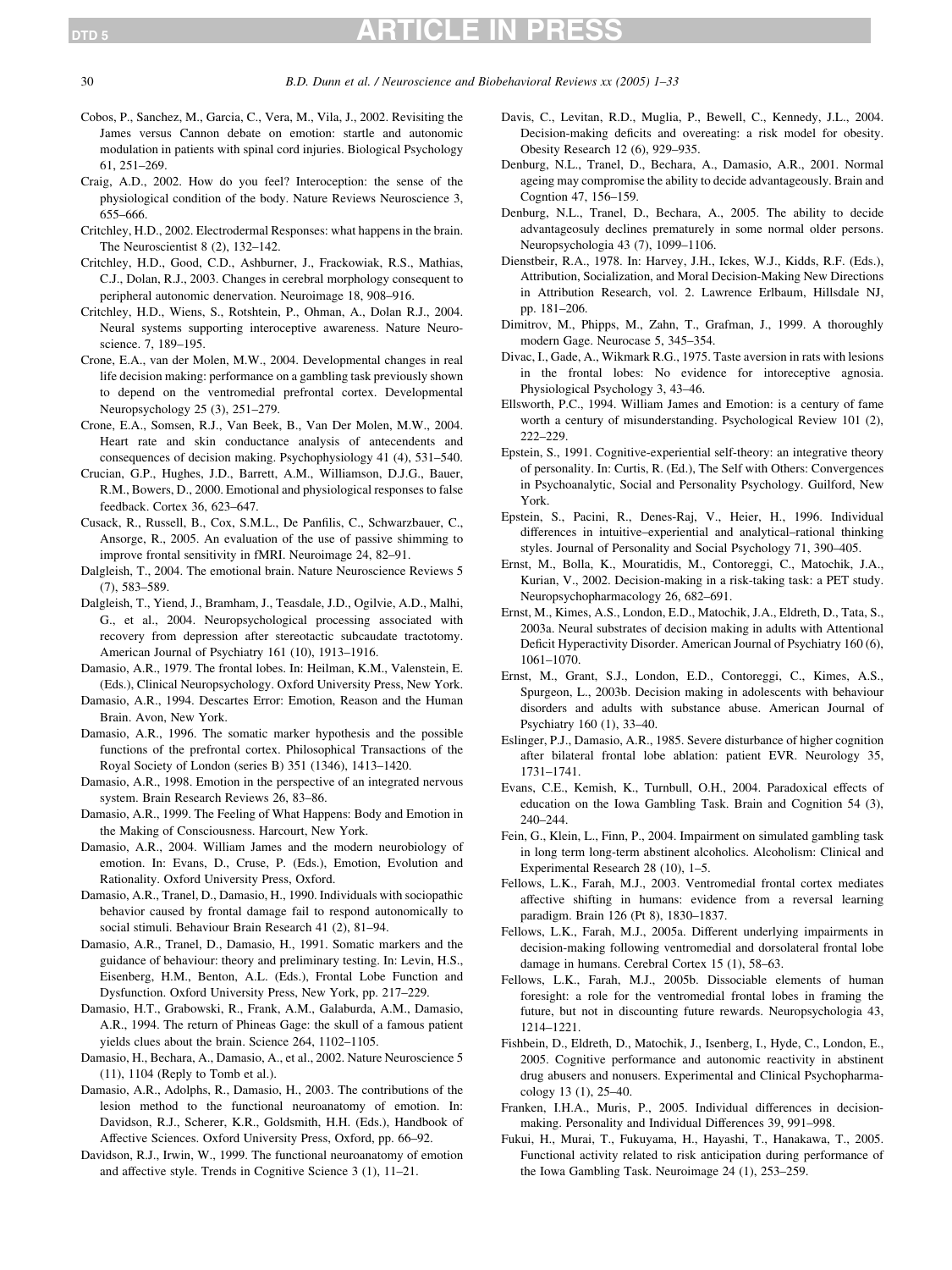Cobos, P., Sanchez, M., Garcia, C., Vera, M., Vila, J., 2002. Revisiting the James versus Cannon debate on emotion: startle and autonomic modulation in patients with spinal cord injuries. Biological Psychology 61, 251–269.

Craig, A.D., 2002. How do you feel? Interoception: the sense of the physiological condition of the body. Nature Reviews Neuroscience 3, 655–666.

Critchley, H.D., 2002. Electrodermal Responses: what happens in the brain. The Neuroscientist 8 (2), 132–142.

Critchley, H.D., Good, C.D., Ashburner, J., Frackowiak, R.S., Mathias, C.J., Dolan, R.J., 2003. Changes in cerebral morphology consequent to peripheral autonomic denervation. Neuroimage 18, 908–916.

Critchley, H.D., Wiens, S., Rotshtein, P., Ohman, A., Dolan R.J., 2004. Neural systems supporting interoceptive awareness. Nature Neuroscience. 7, 189–195.

Crone, E.A., van der Molen, M.W., 2004. Developmental changes in real life decision making: performance on a gambling task previously shown to depend on the ventromedial prefrontal cortex. Developmental Neuropsychology 25 (3), 251–279.

Crone, E.A., Somsen, R.J., Van Beek, B., Van Der Molen, M.W., 2004. Heart rate and skin conductance analysis of antecendents and consequences of decision making. Psychophysiology 41 (4), 531–540.

Crucian, G.P., Hughes, J.D., Barrett, A.M., Williamson, D.J.G., Bauer, R.M., Bowers, D., 2000. Emotional and physiological responses to false feedback. Cortex 36, 623–647.

Cusack, R., Russell, B., Cox, S.M.L., De Panfilis, C., Schwarzbauer, C., Ansorge, R., 2005. An evaluation of the use of passive shimming to improve frontal sensitivity in fMRI. Neuroimage 24, 82–91.

Dalgleish, T., 2004. The emotional brain. Nature Neuroscience Reviews 5 (7), 583–589.

Dalgleish, T., Yiend, J., Bramham, J., Teasdale, J.D., Ogilvie, A.D., Malhi, G., et al., 2004. Neuropsychological processing associated with recovery from depression after stereotactic subcaudate tractotomy. American Journal of Psychiatry 161 (10), 1913–1916.

Damasio, A.R., 1979. The frontal lobes. In: Heilman, K.M., Valenstein, E. (Eds.), Clinical Neuropsychology. Oxford University Press, New York.

Damasio, A.R., 1994. Descartes Error: Emotion, Reason and the Human Brain. Avon, New York.

Damasio, A.R., 1996. The somatic marker hypothesis and the possible functions of the prefrontal cortex. Philosophical Transactions of the Royal Society of London (series B) 351 (1346), 1413–1420.

Damasio, A.R., 1998. Emotion in the perspective of an integrated nervous system. Brain Research Reviews 26, 83–86.

Damasio, A.R., 1999. The Feeling of What Happens: Body and Emotion in the Making of Consciousness. Harcourt, New York.

Damasio, A.R., 2004. William James and the modern neurobiology of emotion. In: Evans, D., Cruse, P. (Eds.), Emotion, Evolution and Rationality. Oxford University Press, Oxford.

Damasio, A.R., Tranel, D., Damasio, H., 1990. Individuals with sociopathic behavior caused by frontal damage fail to respond autonomically to social stimuli. Behaviour Brain Research 41 (2), 81–94.

Damasio, A.R., Tranel, D., Damasio, H., 1991. Somatic markers and the guidance of behaviour: theory and preliminary testing. In: Levin, H.S., Eisenberg, H.M., Benton, A.L. (Eds.), Frontal Lobe Function and Dysfunction. Oxford University Press, New York, pp. 217–229.

Damasio, H.T., Grabowski, R., Frank, A.M., Galaburda, A.M., Damasio, A.R., 1994. The return of Phineas Gage: the skull of a famous patient yields clues about the brain. Science 264, 1102–1105.

Damasio, H., Bechara, A., Damasio, A., et al., 2002. Nature Neuroscience 5 (11), 1104 (Reply to Tomb et al.).

Damasio, A.R., Adolphs, R., Damasio, H., 2003. The contributions of the lesion method to the functional neuroanatomy of emotion. In: Davidson, R.J., Scherer, K.R., Goldsmith, H.H. (Eds.), Handbook of Affective Sciences. Oxford University Press, Oxford, pp. 66–92.

Davidson, R.J., Irwin, W., 1999. The functional neuroanatomy of emotion and affective style. Trends in Cognitive Science 3 (1), 11–21.

Davis, C., Levitan, R.D., Muglia, P., Bewell, C., Kennedy, J.L., 2004. Decision-making deficits and overeating: a risk model for obesity. Obesity Research 12 (6), 929–935.

Denburg, N.L., Tranel, D., Bechara, A., Damasio, A.R., 2001. Normal ageing may compromise the ability to decide advantageously. Brain and Cogntion 47, 156–159.

Denburg, N.L., Tranel, D., Bechara, A., 2005. The ability to decide advantageosuly declines prematurely in some normal older persons. Neuropsychologia 43 (7), 1099–1106.

Dienstbeir, R.A., 1978. In: Harvey, J.H., Ickes, W.J., Kidds, R.F. (Eds.), Attribution, Socialization, and Moral Decision-Making New Directions in Attribution Research, vol. 2. Lawrence Erlbaum, Hillsdale NJ, pp. 181–206.

Dimitrov, M., Phipps, M., Zahn, T., Grafman, J., 1999. A thoroughly modern Gage. Neurocase 5, 345–354.

Divac, I., Gade, A., Wikmark R.G., 1975. Taste aversion in rats with lesions in the frontal lobes: No evidence for intoreceptive agnosia. Physiological Psychology 3, 43–46.

Ellsworth, P.C., 1994. William James and Emotion: is a century of fame worth a century of misunderstanding. Psychological Review 101 (2), 222–229.

Epstein, S., 1991. Cognitive-experiential self-theory: an integrative theory of personality. In: Curtis, R. (Ed.), The Self with Others: Convergences in Psychoanalytic, Social and Personality Psychology. Guilford, New York.

Epstein, S., Pacini, R., Denes-Raj, V., Heier, H., 1996. Individual differences in intuitive–experiential and analytical–rational thinking styles. Journal of Personality and Social Psychology 71, 390–405.

Ernst, M., Bolla, K., Mouratidis, M., Contoreggi, C., Matochik, J.A., Kurian, V., 2002. Decision-making in a risk-taking task: a PET study. Neuropsychopharmacology 26, 682–691.

Ernst, M., Kimes, A.S., London, E.D., Matochik, J.A., Eldreth, D., Tata, S., 2003a. Neural substrates of decision making in adults with Attentional Deficit Hyperactivity Disorder. American Journal of Psychiatry 160 (6), 1061–1070.

Ernst, M., Grant, S.J., London, E.D., Contoreggi, C., Kimes, A.S., Spurgeon, L., 2003b. Decision making in adolescents with behaviour disorders and adults with substance abuse. American Journal of Psychiatry 160 (1), 33–40.

Eslinger, P.J., Damasio, A.R., 1985. Severe disturbance of higher cognition after bilateral frontal lobe ablation: patient EVR. Neurology 35, 1731–1741.

Evans, C.E., Kemish, K., Turnbull, O.H., 2004. Paradoxical effects of education on the Iowa Gambling Task. Brain and Cognition 54 (3), 240–244.

Fein, G., Klein, L., Finn, P., 2004. Impairment on simulated gambling task in long term long-term abstinent alcoholics. Alcoholism: Clinical and Experimental Research 28 (10), 1–5.

Fellows, L.K., Farah, M.J., 2003. Ventromedial frontal cortex mediates affective shifting in humans: evidence from a reversal learning paradigm. Brain 126 (Pt 8), 1830–1837.

Fellows, L.K., Farah, M.J., 2005a. Different underlying impairments in decision-making following ventromedial and dorsolateral frontal lobe damage in humans. Cerebral Cortex 15 (1), 58–63.

Fellows, L.K., Farah, M.J., 2005b. Dissociable elements of human foresight: a role for the ventromedial frontal lobes in framing the future, but not in discounting future rewards. Neuropsychologia 43, 1214–1221.

Fishbein, D., Eldreth, D., Matochik, J., Isenberg, I., Hyde, C., London, E., 2005. Cognitive performance and autonomic reactivity in abstinent drug abusers and nonusers. Experimental and Clinical Psychopharmacology 13 (1), 25–40.

Franken, I.H.A., Muris, P., 2005. Individual differences in decision-making. Personality and Individual Differences 39, 991–998.

Fukui, H., Murai, T., Fukuyama, H., Hayashi, T., Hanakawa, T., 2005. Functional activity related to risk anticipation during performance of the Iowa Gambling Task. Neuroimage 24 (1), 253–259.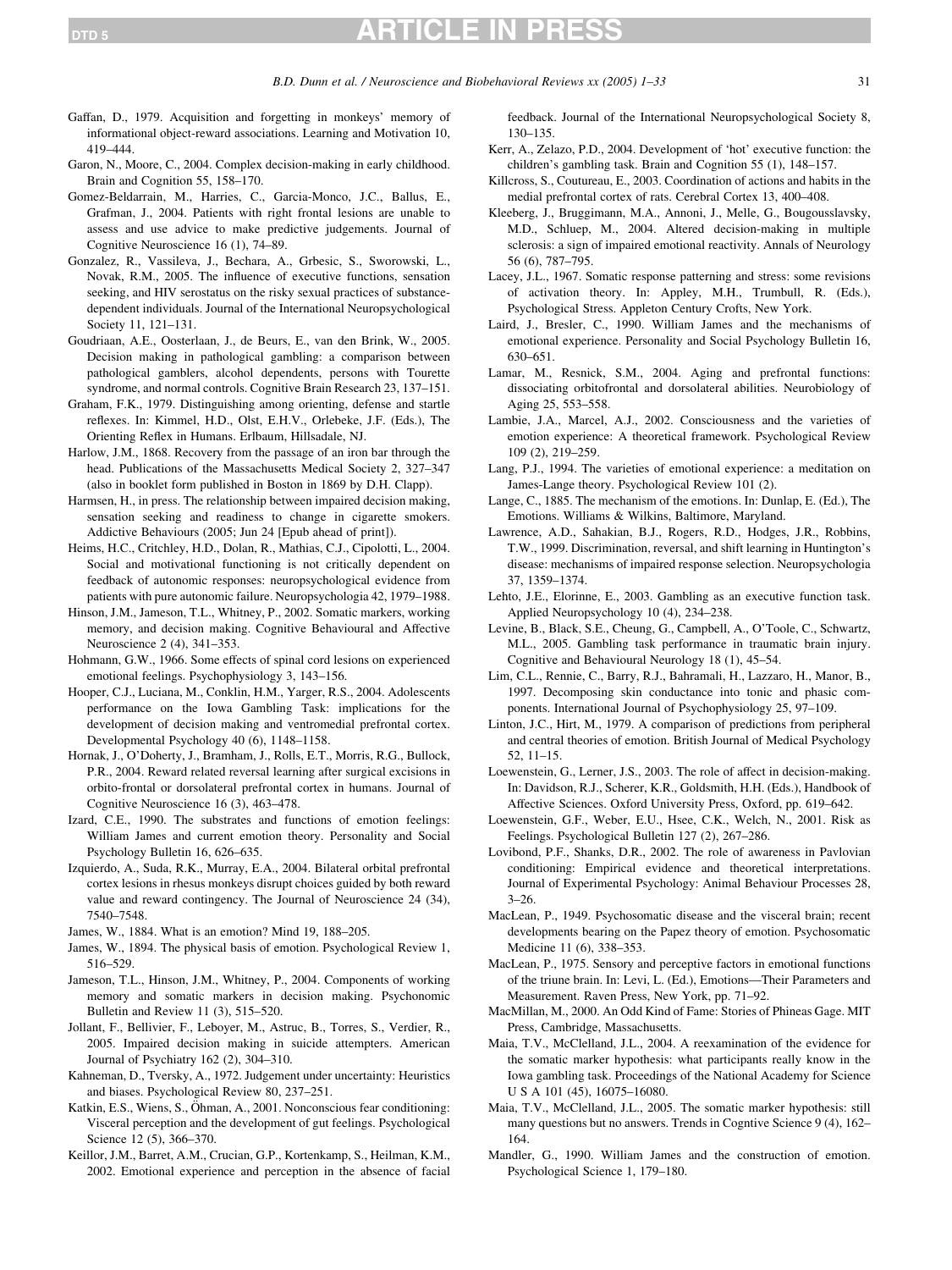Gaffan, D., 1979. Acquisition and forgetting in monkeys' memory of informational object-reward associations. Learning and Motivation 10, 419–444.

Garon, N., Moore, C., 2004. Complex decision-making in early childhood. Brain and Cognition 55, 158–170.

Gomez-Beldarrain, M., Harries, C., Garcia-Monco, J.C., Ballus, E., Grafman, J., 2004. Patients with right frontal lesions are unable to assess and use advice to make predictive judgements. Journal of Cognitive Neuroscience 16 (1), 74–89.

Gonzalez, R., Vassileva, J., Bechara, A., Grbesic, S., Sworowski, L., Novak, R.M., 2005. The influence of executive functions, sensation seeking, and HIV serostatus on the risky sexual practices of substance-dependent individuals. Journal of the International Neuropsychological Society 11, 121–131.

Goudriaan, A.E., Oosterlaan, J., de Beurs, E., van den Brink, W., 2005. Decision making in pathological gambling: a comparison between pathological gamblers, alcohol dependents, persons with Tourette syndrome, and normal controls. Cognitive Brain Research 23, 137–151.

Graham, F.K., 1979. Distinguishing among orienting, defense and startle reflexes. In: Kimmel, H.D., Olst, E.H.V., Orlebeke, J.F. (Eds.), The Orienting Reflex in Humans. Erlbaum, Hillsadale, NJ.

Harlow, J.M., 1868. Recovery from the passage of an iron bar through the head. Publications of the Massachusetts Medical Society 2, 327–347 (also in booklet form published in Boston in 1869 by D.H. Clapp).

Harmsen, H., in press. The relationship between impaired decision making, sensation seeking and readiness to change in cigarette smokers. Addictive Behaviours (2005; Jun 24 [Epub ahead of print]).

Heims, H.C., Critchley, H.D., Dolan, R., Mathias, C.J., Cipolotti, L., 2004. Social and motivational functioning is not critically dependent on feedback of autonomic responses: neuropsychological evidence from patients with pure autonomic failure. Neuropsychologia 42, 1979–1988.

Hinson, J.M., Jameson, T.L., Whitney, P., 2002. Somatic markers, working memory, and decision making. Cognitive Behavioural and Affective Neuroscience 2 (4), 341–353.

Hohmann, G.W., 1966. Some effects of spinal cord lesions on experienced emotional feelings. Psychophysiology 3, 143–156.

Hooper, C.J., Luciana, M., Conklin, H.M., Yarger, R.S., 2004. Adolescents performance on the Iowa Gambling Task: implications for the development of decision making and ventromedial prefrontal cortex. Developmental Psychology 40 (6), 1148–1158.

Hornak, J., O'Doherty, J., Bramham, J., Rolls, E.T., Morris, R.G., Bullock, P.R., 2004. Reward related reversal learning after surgical excisions in orbito-frontal or dorsolateral prefrontal cortex in humans. Journal of Cognitive Neuroscience 16 (3), 463–478.

Izard, C.E., 1990. The substrates and functions of emotion feelings: William James and current emotion theory. Personality and Social Psychology Bulletin 16, 626–635.

Izquierdo, A., Suda, R.K., Murray, E.A., 2004. Bilateral orbital prefrontal cortex lesions in rhesus monkeys disrupt choices guided by both reward value and reward contingency. The Journal of Neuroscience 24 (34), 7540–7548.

James, W., 1884. What is an emotion? Mind 19, 188–205.

James, W., 1894. The physical basis of emotion. Psychological Review 1, 516–529.

Jameson, T.L., Hinson, J.M., Whitney, P., 2004. Components of working memory and somatic markers in decision making. Psychonomic Bulletin and Review 11 (3), 515–520.

Jollant, F., Bellivier, F., Leboyer, M., Astruc, B., Torres, S., Verdier, R., 2005. Impaired decision making in suicide attempters. American Journal of Psychiatry 162 (2), 304–310.

Kahneman, D., Tversky, A., 1972. Judgement under uncertainty: Heuristics and biases. Psychological Review 80, 237–251.

Katkin, E.S., Wiens, S., Öhman, A., 2001. Nonconscious fear conditioning: Visceral perception and the development of gut feelings. Psychological Science 12 (5), 366–370.

Keillor, J.M., Barret, A.M., Crucian, G.P., Kortenkamp, S., Heilman, K.M., 2002. Emotional experience and perception in the absence of facial feedback. Journal of the International Neuropsychological Society 8, 130–135.

Kerr, A., Zelazo, P.D., 2004. Development of 'hot' executive function: the children's gambling task. Brain and Cognition 55 (1), 148–157.

Killcross, S., Coutureau, E., 2003. Coordination of actions and habits in the medial prefrontal cortex of rats. Cerebral Cortex 13, 400–408.

Kleeberg, J., Bruggimann, M.A., Annoni, J., Melle, G., Bougousslavsky, M.D., Schluep, M., 2004. Altered decision-making in multiple sclerosis: a sign of impaired emotional reactivity. Annals of Neurology 56 (6), 787–795.

Lacey, J.L., 1967. Somatic response patterning and stress: some revisions of activation theory. In: Appley, M.H., Trumbull, R. (Eds.), Psychological Stress. Appleton Century Crofts, New York.

Laird, J., Bresler, C., 1990. William James and the mechanisms of emotional experience. Personality and Social Psychology Bulletin 16, 630–651.

Lamar, M., Resnick, S.M., 2004. Aging and prefrontal functions: dissociating orbitofrontal and dorsolateral abilities. Neurobiology of Aging 25, 553–558.

Lambie, J.A., Marcel, A.J., 2002. Consciousness and the varieties of emotion experience: A theoretical framework. Psychological Review 109 (2), 219–259.

Lang, P.J., 1994. The varieties of emotional experience: a meditation on James-Lange theory. Psychological Review 101 (2).

Lange, C., 1885. The mechanism of the emotions. In: Dunlap, E. (Ed.), The Emotions. Williams & Wilkins, Baltimore, Maryland.

Lawrence, A.D., Sahakian, B.J., Rogers, R.D., Hodges, J.R., Robbins, T.W., 1999. Discrimination, reversal, and shift learning in Huntington's disease: mechanisms of impaired response selection. Neuropsychologia 37, 1359–1374.

Lehto, J.E., Elorinne, E., 2003. Gambling as an executive function task. Applied Neuropsychology 10 (4), 234–238.

Levine, B., Black, S.E., Cheung, G., Campbell, A., O'Toole, C., Schwartz, M.L., 2005. Gambling task performance in traumatic brain injury. Cognitive and Behavioural Neurology 18 (1), 45–54.

Lim, C.L., Rennie, C., Barry, R.J., Bahramali, H., Lazzaro, H., Manor, B., 1997. Decomposing skin conductance into tonic and phasic components. International Journal of Psychophysiology 25, 97–109.

Linton, J.C., Hirt, M., 1979. A comparison of predictions from peripheral and central theories of emotion. British Journal of Medical Psychology 52, 11–15.

Loewenstein, G., Lerner, J.S., 2003. The role of affect in decision-making. In: Davidson, R.J., Scherer, K.R., Goldsmith, H.H. (Eds.), Handbook of Affective Sciences. Oxford University Press, Oxford, pp. 619–642.

Loewenstein, G.F., Weber, E.U., Hsee, C.K., Welch, N., 2001. Risk as Feelings. Psychological Bulletin 127 (2), 267–286.

Lovibond, P.F., Shanks, D.R., 2002. The role of awareness in Pavlovian conditioning: Empirical evidence and theoretical interpretations. Journal of Experimental Psychology: Animal Behaviour Processes 28, 3–26.

MacLean, P., 1949. Psychosomatic disease and the visceral brain; recent developments bearing on the Papez theory of emotion. Psychosomatic Medicine 11 (6), 338–353.

MacLean, P., 1975. Sensory and perceptive factors in emotional functions of the triune brain. In: Levi, L. (Ed.), Emotions—Their Parameters and Measurement. Raven Press, New York, pp. 71–92.

MacMillan, M., 2000. An Odd Kind of Fame: Stories of Phineas Gage. MIT Press, Cambridge, Massachusetts.

Maia, T.V., McClelland, J.L., 2004. A reexamination of the evidence for the somatic marker hypothesis: what participants really know in the Iowa gambling task. Proceedings of the National Academy for Science U S A 101 (45), 16075–16080.

Maia, T.V., McClelland, J.L., 2005. The somatic marker hypothesis: still many questions but no answers. Trends in Cogntive Science 9 (4), 162–164.

Mandler, G., 1990. William James and the construction of emotion. Psychological Science 1, 179–180.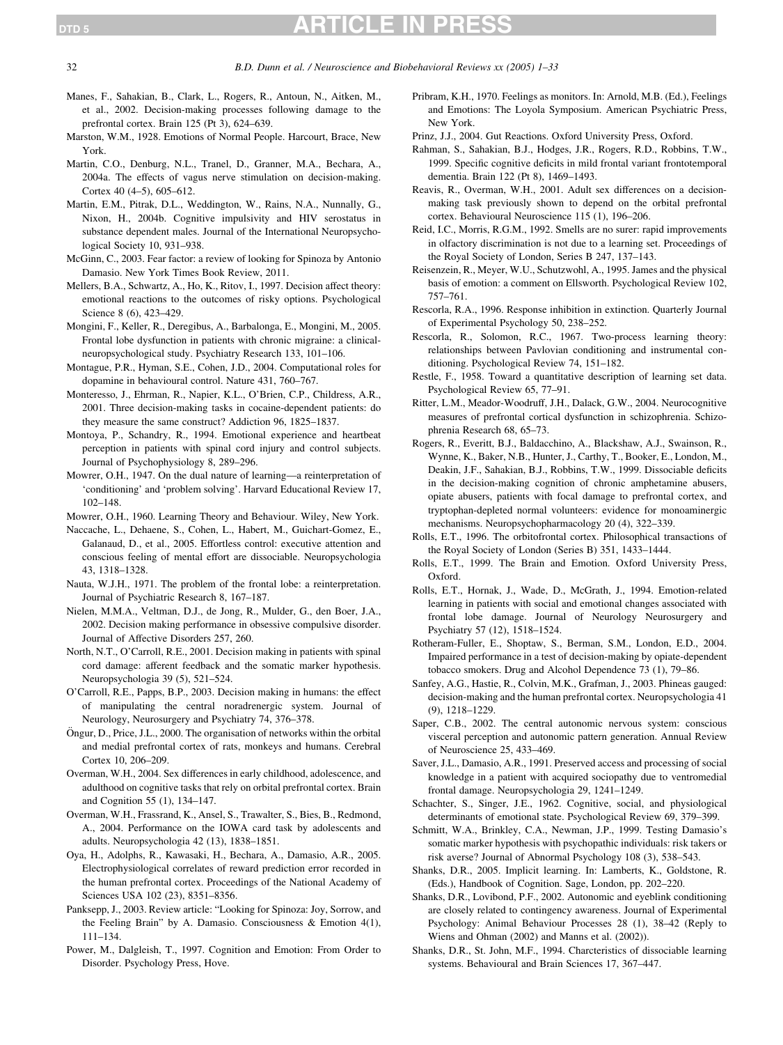Manes, F., Sahakian, B., Clark, L., Rogers, R., Antoun, N., Aitken, M., et al., 2002. Decision-making processes following damage to the prefrontal cortex. Brain 125 (Pt 3), 624–639.

Marston, W.M., 1928. Emotions of Normal People. Harcourt, Brace, New York.

Martin, C.O., Denburg, N.L., Tranel, D., Granner, M.A., Bechara, A., 2004a. The effects of vagus nerve stimulation on decision-making. Cortex 40 (4–5), 605–612.

Martin, E.M., Pitrak, D.L., Weddington, W., Rains, N.A., Nunnally, G., Nixon, H., 2004b. Cognitive impulsivity and HIV serostatus in substance dependent males. Journal of the International Neuropsychological Society 10, 931–938.

McGinn, C., 2003. Fear factor: a review of looking for Spinoza by Antonio Damasio. New York Times Book Review, 2011.

Mellers, B.A., Schwartz, A., Ho, K., Ritov, I., 1997. Decision affect theory: emotional reactions to the outcomes of risky options. Psychological Science 8 (6), 423–429.

Mongini, F., Keller, R., Deregibus, A., Barbalonga, E., Mongini, M., 2005. Frontal lobe dysfunction in patients with chronic migraine: a clinical-neuropsychological study. Psychiatry Research 133, 101–106.

Montague, P.R., Hyman, S.E., Cohen, J.D., 2004. Computational roles for dopamine in behavioural control. Nature 431, 760–767.

Monteresso, J., Ehrman, R., Napier, K.L., O'Brien, C.P., Childress, A.R., 2001. Three decision-making tasks in cocaine-dependent patients: do they measure the same construct? Addiction 96, 1825–1837.

Montoya, P., Schandry, R., 1994. Emotional experience and heartbeat perception in patients with spinal cord injury and control subjects. Journal of Psychophysiology 8, 289–296.

Mowrer, O.H., 1947. On the dual nature of learning—a reinterpretation of 'conditioning' and 'problem solving'. Harvard Educational Review 17, 102–148.

Mowrer, O.H., 1960. Learning Theory and Behaviour. Wiley, New York.

Naccache, L., Dehaene, S., Cohen, L., Habert, M., Guichart-Gomez, E., Galanaud, D., et al., 2005. Effortless control: executive attention and conscious feeling of mental effort are dissociable. Neuropsychologia 43, 1318–1328.

Nauta, W.J.H., 1971. The problem of the frontal lobe: a reinterpretation. Journal of Psychiatric Research 8, 167–187.

Nielen, M.M.A., Veltman, D.J., de Jong, R., Mulder, G., den Boer, J.A., 2002. Decision making performance in obsessive compulsive disorder. Journal of Affective Disorders 257, 260.

North, N.T., O'Carroll, R.E., 2001. Decision making in patients with spinal cord damage: afferent feedback and the somatic marker hypothesis. Neuropsychologia 39 (5), 521–524.

O'Carroll, R.E., Papps, B.P., 2003. Decision making in humans: the effect of manipulating the central noradrenergic system. Journal of Neurology, Neurosurgery and Psychiatry 74, 376–378.

Öngur, D., Price, J.L., 2000. The organisation of networks within the orbital and medial prefrontal cortex of rats, monkeys and humans. Cerebral Cortex 10, 206–209.

Overman, W.H., 2004. Sex differences in early childhood, adolescence, and adulthood on cognitive tasks that rely on orbital prefrontal cortex. Brain and Cognition 55 (1), 134–147.

Overman, W.H., Frassrand, K., Ansel, S., Trawalter, S., Bies, B., Redmond, A., 2004. Performance on the IOWA card task by adolescents and adults. Neuropsychologia 42 (13), 1838–1851.

Oya, H., Adolphs, R., Kawasaki, H., Bechara, A., Damasio, A.R., 2005. Electrophysiological correlates of reward prediction error recorded in the human prefrontal cortex. Proceedings of the National Academy of Sciences USA 102 (23), 8351–8356.

Panksepp, J., 2003. Review article: "Looking for Spinoza: Joy, Sorrow, and the Feeling Brain" by A. Damasio. Consciousness & Emotion 4(1), 111–134.

Power, M., Dalgleish, T., 1997. Cognition and Emotion: From Order to Disorder. Psychology Press, Hove.

Pribram, K.H., 1970. Feelings as monitors. In: Arnold, M.B. (Ed.), Feelings and Emotions: The Loyola Symposium. American Psychiatric Press, New York.

Prinz, J.J., 2004. Gut Reactions. Oxford University Press, Oxford.

Rahman, S., Sahakian, B.J., Hodges, J.R., Rogers, R.D., Robbins, T.W., 1999. Specific cognitive deficits in mild frontal variant frontotemporal dementia. Brain 122 (Pt 8), 1469–1493.

Reavis, R., Overman, W.H., 2001. Adult sex differences on a decision-making task previously shown to depend on the orbital prefrontal cortex. Behavioural Neuroscience 115 (1), 196–206.

Reid, I.C., Morris, R.G.M., 1992. Smells are no surer: rapid improvements in olfactory discrimination is not due to a learning set. Proceedings of the Royal Society of London, Series B 247, 137–143.

Reisenzein, R., Meyer, W.U., Schutzwohl, A., 1995. James and the physical basis of emotion: a comment on Ellsworth. Psychological Review 102, 757–761.

Rescorla, R.A., 1996. Response inhibition in extinction. Quarterly Journal of Experimental Psychology 50, 238–252.

Rescorla, R.A., Solomon, R.C., 1967. Two-process learning theory: relationships between Pavlovian conditioning and instrumental conditioning. Psychological Review 74, 151–182.

Restle, F., 1958. Toward a quantitative description of learning set data. Psychological Review 65, 77–91.

Ritter, L.M., Meador-Woodruff, J.H., Dalack, G.W., 2004. Neurocognitive measures of prefrontal cortical dysfunction in schizophrenia. Schizophrenia Research 68, 65–73.

Rogers, R., Everitt, B.J., Baldacchino, A., Blackshaw, A.J., Swainson, R., Wynne, K., Baker, N.B., Hunter, J., Carthy, T., Booker, E., London, M., Deakin, J.F., Sahakian, B.J., Robbins, T.W., 1999. Dissociable deficits in the decision-making cognition of chronic amphetamine abusers, opiate abusers, patients with focal damage to prefrontal cortex, and tryptophan-depleted normal volunteers: evidence for monoaminergic mechanisms. Neuropsychopharmacology 20 (4), 322–339.

Rolls, E.T., 1996. The orbitofrontal cortex. Philosophical transactions of the Royal Society of London (Series B) 351, 1433–1444.

Rolls, E.T., 1999. The Brain and Emotion. Oxford University Press, Oxford.

Rolls, E.T., Hornak, J., Wade, D., McGrath, J., 1994. Emotion-related learning in patients with social and emotional changes associated with frontal lobe damage. Journal of Neurology Neurosurgery and Psychiatry 57 (12), 1518–1524.

Rotheram-Fuller, E., Shoptaw, S., Berman, S.M., London, E.D., 2004. Impaired performance in a test of decision-making by opiate-dependent tobacco smokers. Drug and Alcohol Dependence 73 (1), 79–86.

Sanfey, A.G., Hastie, R., Colvin, M.K., Grafman, J., 2003. Phineas gauged: decision-making and the human prefrontal cortex. Neuropsychologia 41 (9), 1218–1229.

Saper, C.B., 2002. The central autonomic nervous system: conscious visceral perception and autonomic pattern generation. Annual Review of Neuroscience 25, 433–469.

Saver, J.L., Damasio, A.R., 1991. Preserved access and processing of social knowledge in a patient with acquired sociopathy due to ventromedial frontal damage. Neuropsychologia 29, 1241–1249.

Schachter, S., Singer, J.E., 1962. Cognitive, social, and physiological determinants of emotional state. Psychological Review 69, 379–399.

Schmitt, W.A., Brinkley, C.A., Newman, J.P., 1999. Testing Damasio's somatic marker hypothesis with psychopathic individuals: risk takers or risk averse? Journal of Abnormal Psychology 108 (3), 538–543.

Shanks, D.R., 2005. Implicit learning. In: Lamberts, K., Goldstone, R. (Eds.), Handbook of Cognition. Sage, London, pp. 202–220.

Shanks, D.R., Lovibond, P.F., 2002. Autonomic and eyeblink conditioning are closely related to contingency awareness. Journal of Experimental Psychology: Animal Behaviour Processes 28 (1), 38–42 (Reply to Wiens and Ohman (2002) and Manns et al. (2002)).

Shanks, D.R., St. John, M.F., 1994. Charcteristics of dissociable learning systems. Behavioural and Brain Sciences 17, 367–447.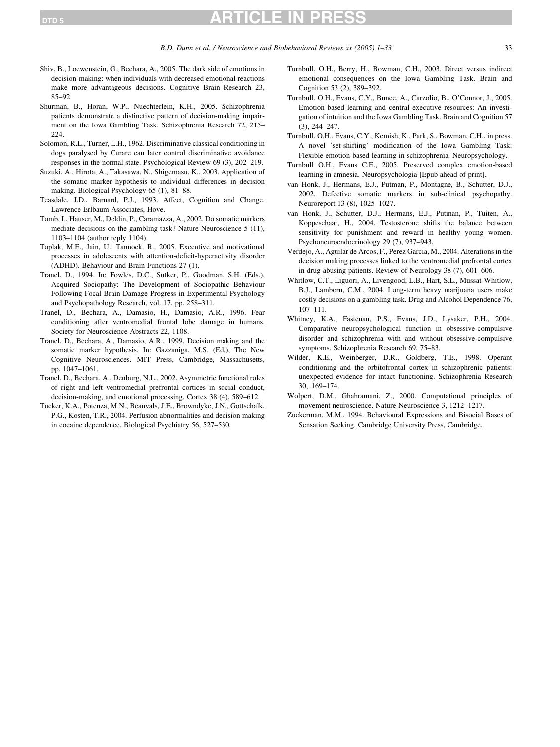Shiv, B., Loewenstein, G., Bechara, A., 2005. The dark side of emotions in decision-making: when individuals with decreased emotional reactions make more advantageous decisions. Cognitive Brain Research 23, 85–92.

Shurman, B., Horan, W.P., Nuechterlein, K.H., 2005. Schizophrenia patients demonstrate a distinctive pattern of decision-making impairment on the Iowa Gambling Task. Schizophrenia Research 72, 215–224.

Solomon, R.L., Turner, L.H., 1962. Discriminative classical conditioning in dogs paralysed by Curare can later control discriminative avoidance responses in the normal state. Psychological Review 69 (3), 202–219.

Suzuki, A., Hirota, A., Takasawa, N., Shigemasu, K., 2003. Application of the somatic marker hypothesis to individual differences in decision making. Biological Psychology 65 (1), 81–88.

Teasdale, J.D., Barnard, P.J., 1993. Affect, Cognition and Change. Lawrence Erlbaum Associates, Hove.

Tomb, I., Hauser, M., Deldin, P., Caramazza, A., 2002. Do somatic markers mediate decisions on the gambling task? Nature Neuroscience 5 (11), 1103–1104 (author reply 1104).

Toplak, M.E., Jain, U., Tannock, R., 2005. Executive and motivational processes in adolescents with attention-deficit-hyperactivity disorder (ADHD). Behaviour and Brain Functions 27 (1).

Tranel, D., 1994. In: Fowles, D.C., Sutker, P., Goodman, S.H. (Eds.), Acquired Sociopathy: The Development of Sociopathic Behaviour Following Focal Brain Damage Progress in Experimental Psychology and Psychopathology Research, vol. 17, pp. 258–311.

Tranel, D., Bechara, A., Damasio, H., Damasio, A.R., 1996. Fear conditioning after ventromedial frontal lobe damage in humans. Society for Neuroscience Abstracts 22, 1108.

Tranel, D., Bechara, A., Damasio, A.R., 1999. Decision making and the somatic marker hypothesis. In: Gazzaniga, M.S. (Ed.), The New Cognitive Neurosciences. MIT Press, Cambridge, Massachusetts, pp. 1047–1061.

Tranel, D., Bechara, A., Denburg, N.L., 2002. Asymmetric functional roles of right and left ventromedial prefrontal cortices in social conduct, decision-making, and emotional processing. Cortex 38 (4), 589–612.

Tucker, K.A., Potenza, M.N., Beauvals, J.E., Browndyke, J.N., Gottschalk, P.G., Kosten, T.R., 2004. Perfusion abnormalities and decision making in cocaine dependence. Biological Psychiatry 56, 527–530.

Turnbull, O.H., Berry, H., Bowman, C.H., 2003. Direct versus indirect emotional consequences on the Iowa Gambling Task. Brain and Cognition 53 (2), 389–392.

Turnbull, O.H., Evans, C.Y., Bunce, A., Carzolio, B., O'Connor, J., 2005. Emotion based learning and central executive resources: An investigation of intuition and the Iowa Gambling Task. Brain and Cognition 57 (3), 244–247.

Turnbull, O.H., Evans, C.Y., Kemish, K., Park, S., Bowman, C.H., in press. A novel 'set-shifting' modification of the Iowa Gambling Task: Flexible emotion-based learning in schizophrenia. Neuropsychology.

Turnbull O.H., Evans C.E., 2005. Preserved complex emotion-based learning in amnesia. Neuropsychologia [Epub ahead of print].

van Honk, J., Hermans, E.J., Putman, P., Montagne, B., Schutter, D.J., 2002. Defective somatic markers in sub-clinical psychopathy. Neuroreport 13 (8), 1025–1027.

van Honk, J., Schutter, D.J., Hermans, E.J., Putman, P., Tuiten, A., Koppeschaar, H., 2004. Testosterone shifts the balance between sensitivity for punishment and reward in healthy young women. Psychoneuroendocrinology 29 (7), 937–943.

Verdejo, A., Aguilar de Arcos, F., Perez Garcia, M., 2004. Alterations in the decision making processes linked to the ventromedial prefrontal cortex in drug-abusing patients. Review of Neurology 38 (7), 601–606.

Whitlow, C.T., Liguori, A., Livengood, L.B., Hart, S.L., Mussat-Whitlow, B.J., Lamborn, C.M., 2004. Long-term heavy marijuana users make costly decisions on a gambling task. Drug and Alcohol Dependence 76, 107–111.

Whitney, K.A., Fastenau, P.S., Evans, J.D., Lysaker, P.H., 2004. Comparative neuropsychological function in obsessive-compulsive disorder and schizophrenia with and without obsessive-compulsive symptoms. Schizophrenia Research 69, 75–83.

Wilder, K.E., Weinberger, D.R., Goldberg, T.E., 1998. Operant conditioning and the orbitofrontal cortex in schizophrenic patients: unexpected evidence for intact functioning. Schizophrenia Research 30, 169–174.

Wolpert, D.M., Ghahramani, Z., 2000. Computational principles of movement neuroscience. Nature Neuroscience 3, 1212–1217.

Zuckerman, M.M., 1994. Behavioural Expressions and Bisocial Bases of Sensation Seeking. Cambridge University Press, Cambridge.